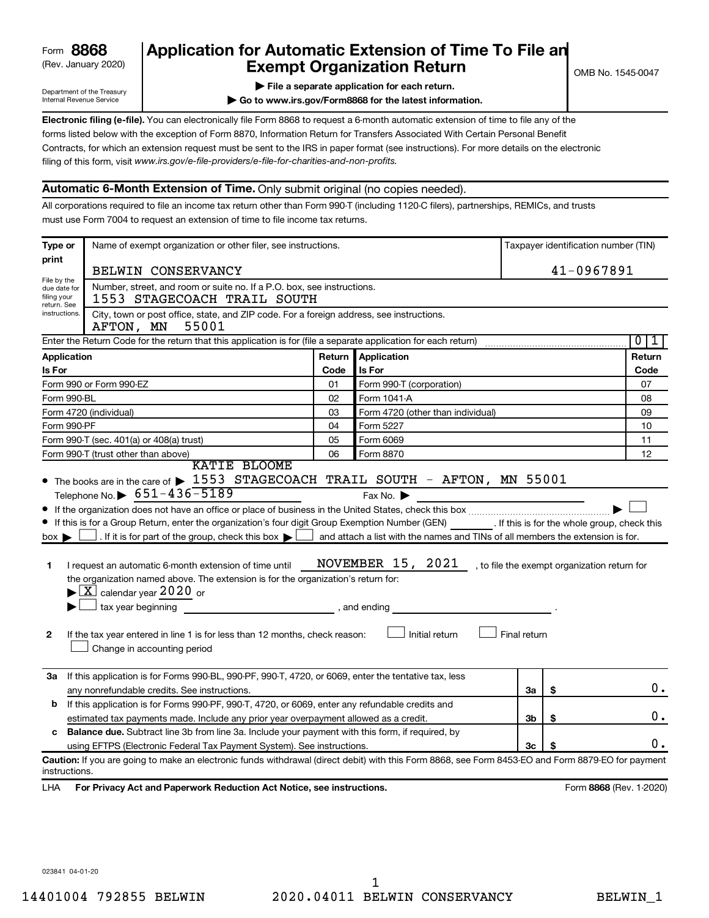Form **8868**
(Rev. January 2020)

Department of the Treasury
Internal Revenue Service

# Application for Automatic Extension of Time To File an Exempt Organization Return

OMB No. 1545-0047

▶ **File a separate application for each return.**

▶ **Go to www.irs.gov/Form8868 for the latest information.**

**Electronic filing (e-file).** You can electronically file Form 8868 to request a 6-month automatic extension of time to file any of the forms listed below with the exception of Form 8870, Information Return for Transfers Associated With Certain Personal Benefit Contracts, for which an extension request must be sent to the IRS in paper format (see instructions). For more details on the electronic filing of this form, visit *www.irs.gov/e-file-providers/e-file-for-charities-and-non-profits.*

## Automatic 6-Month Extension of Time. Only submit original (no copies needed).

All corporations required to file an income tax return other than Form 990-T (including 1120-C filers), partnerships, REMICs, and trusts must use Form 7004 to request an extension of time to file income tax returns.

**Type or print**

File by the due date for filing your return. See instructions.

Name of exempt organization or other filer, see instructions.
BELWIN CONSERVANCY

Taxpayer identification number (TIN)
41-0967891

Number, street, and room or suite no. If a P.O. box, see instructions.
1553 STAGECOACH TRAIL SOUTH

City, town or post office, state, and ZIP code. For a foreign address, see instructions.
AFTON, MN 55001

Enter the Return Code for the return that this application is for (file a separate application for each return) ..... 0 1

| Application Is For | Return Code | Application Is For | Return Code |
|---|---|---|---|
| Form 990 or Form 990-EZ | 01 | Form 990-T (corporation) | 07 |
| Form 990-BL | 02 | Form 1041-A | 08 |
| Form 4720 (individual) | 03 | Form 4720 (other than individual) | 09 |
| Form 990-PF | 04 | Form 5227 | 10 |
| Form 990-T (sec. 401(a) or 408(a) trust) | 05 | Form 6069 | 11 |
| Form 990-T (trust other than above) | 06 | Form 8870 | 12 |

- The books are in the care of ▶ KATIE BLOOME 1553 STAGECOACH TRAIL SOUTH - AFTON, MN 55001
  Telephone No. ▶ 651-436-5189 Fax No. ▶
- If the organization does not have an office or place of business in the United States, check this box ..... ▶ ☐
- If this is for a Group Return, enter the organization's four digit Group Exemption Number (GEN) ______. If this is for the whole group, check this box ▶ ☐. If it is for part of the group, check this box ▶ ☐ and attach a list with the names and TINs of all members the extension is for.

**1** I request an automatic 6-month extension of time until NOVEMBER 15, 2021, to file the exempt organization return for the organization named above. The extension is for the organization's return for:
▶ ☒ calendar year 2020 or
▶ ☐ tax year beginning ______________, and ending ______________.

**2** If the tax year entered in line 1 is for less than 12 months, check reason: ☐ Initial return ☐ Final return
☐ Change in accounting period

| | | | |
|---|---|---|---|
| **3a** | If this application is for Forms 990-BL, 990-PF, 990-T, 4720, or 6069, enter the tentative tax, less any nonrefundable credits. See instructions. | 3a | $ 0. |
| **b** | If this application is for Forms 990-PF, 990-T, 4720, or 6069, enter any refundable credits and estimated tax payments made. Include any prior year overpayment allowed as a credit. | 3b | $ 0. |
| **c** | **Balance due.** Subtract line 3b from line 3a. Include your payment with this form, if required, by using EFTPS (Electronic Federal Tax Payment System). See instructions. | 3c | $ 0. |

**Caution:** If you are going to make an electronic funds withdrawal (direct debit) with this Form 8868, see Form 8453-EO and Form 8879-EO for payment instructions.

LHA **For Privacy Act and Paperwork Reduction Act Notice, see instructions.** Form **8868** (Rev. 1-2020)

023841 04-01-20

14401004 792855 BELWIN 2020.04011 BELWIN CONSERVANCY BELWIN_1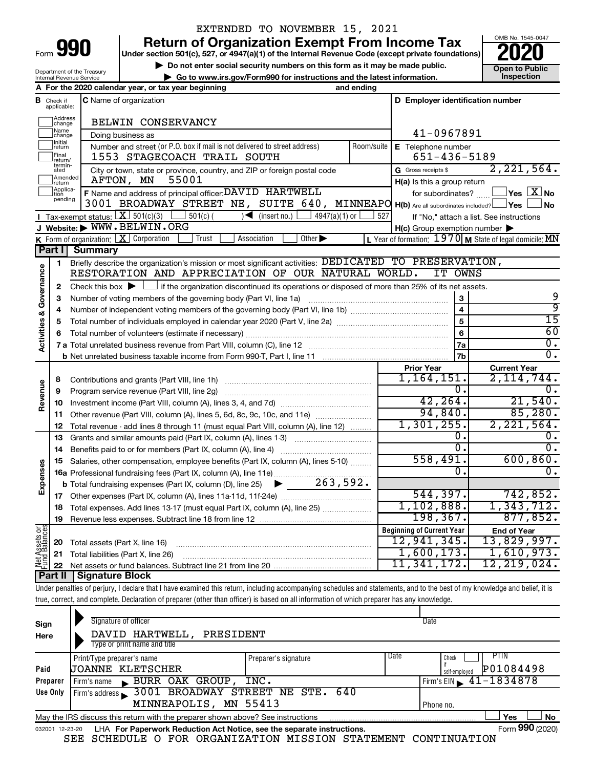EXTENDED TO NOVEMBER 15, 2021

# Form 990 — Return of Organization Exempt From Income Tax — 2020

Under section 501(c), 527, or 4947(a)(1) of the Internal Revenue Code (except private foundations)

▶ Do not enter social security numbers on this form as it may be made public.

▶ Go to www.irs.gov/Form990 for instructions and the latest information.

Department of the Treasury, Internal Revenue Service

OMB No. 1545-0047 — Open to Public Inspection

**A** For the 2020 calendar year, or tax year beginning and ending

**B** Check if applicable: Address change, Name change, Initial return, Final return/terminated, Amended return, Application pending

**C** Name of organization: BELWIN CONSERVANCY

Doing business as

Number and street (or P.O. box if mail is not delivered to street address): 1553 STAGECOACH TRAIL SOUTH — Room/suite

City or town, state or province, country, and ZIP or foreign postal code: AFTON, MN 55001

**D** Employer identification number: 41-0967891

**E** Telephone number: 651-436-5189

**G** Gross receipts $ 2,221,564.

**F** Name and address of principal officer: DAVID HARTWELL, 3001 BROADWAY STREET NE, SUITE 640, MINNEAPO

**H(a)** Is this a group return for subordinates? Yes [ ] No [X]

**H(b)** Are all subordinates included? Yes [ ] No [ ] If "No," attach a list. See instructions

**H(c)** Group exemption number ▶

**I** Tax-exempt status: [X] 501(c)(3) [ ] 501(c) ( ) ◀ (insert no.) [ ] 4947(a)(1) or [ ] 527

**J** Website: ▶ WWW.BELWIN.ORG

**K** Form of organization: [X] Corporation [ ] Trust [ ] Association [ ] Other ▶

**L** Year of formation: 1970 **M** State of legal domicile: MN

## Part I Summary

**Activities & Governance**

1 Briefly describe the organization's mission or most significant activities: DEDICATED TO PRESERVATION, RESTORATION AND APPRECIATION OF OUR NATURAL WORLD. IT OWNS

2 Check this box ▶ [ ] if the organization discontinued its operations or disposed of more than 25% of its net assets.

| | | Line | |
|---|---|---|---|
| 3 | Number of voting members of the governing body (Part VI, line 1a) | 3 | 9 |
| 4 | Number of independent voting members of the governing body (Part VI, line 1b) | 4 | 9 |
| 5 | Total number of individuals employed in calendar year 2020 (Part V, line 2a) | 5 | 15 |
| 6 | Total number of volunteers (estimate if necessary) | 6 | 60 |
| 7a | Total unrelated business revenue from Part VIII, column (C), line 12 | 7a | 0. |
| b | Net unrelated business taxable income from Form 990-T, Part I, line 11 | 7b | 0. |

| | | | Prior Year | Current Year |
|---|---|---|---|---|
| **Revenue** | 8 | Contributions and grants (Part VIII, line 1h) | 1,164,151. | 2,114,744. |
| | 9 | Program service revenue (Part VIII, line 2g) | 0. | 0. |
| | 10 | Investment income (Part VIII, column (A), lines 3, 4, and 7d) | 42,264. | 21,540. |
| | 11 | Other revenue (Part VIII, column (A), lines 5, 6d, 8c, 9c, 10c, and 11e) | 94,840. | 85,280. |
| | 12 | Total revenue - add lines 8 through 11 (must equal Part VIII, column (A), line 12) | 1,301,255. | 2,221,564. |
| **Expenses** | 13 | Grants and similar amounts paid (Part IX, column (A), lines 1-3) | 0. | 0. |
| | 14 | Benefits paid to or for members (Part IX, column (A), line 4) | 0. | 0. |
| | 15 | Salaries, other compensation, employee benefits (Part IX, column (A), lines 5-10) | 558,491. | 600,860. |
| | 16a | Professional fundraising fees (Part IX, column (A), line 11e) | 0. | 0. |
| | b | Total fundraising expenses (Part IX, column (D), line 25) ▶ 263,592. | | |
| | 17 | Other expenses (Part IX, column (A), lines 11a-11d, 11f-24e) | 544,397. | 742,852. |
| | 18 | Total expenses. Add lines 13-17 (must equal Part IX, column (A), line 25) | 1,102,888. | 1,343,712. |
| | 19 | Revenue less expenses. Subtract line 18 from line 12 | 198,367. | 877,852. |
| | | | **Beginning of Current Year** | **End of Year** |
| **Net Assets or Fund Balances** | 20 | Total assets (Part X, line 16) | 12,941,345. | 13,829,997. |
| | 21 | Total liabilities (Part X, line 26) | 1,600,173. | 1,610,973. |
| | 22 | Net assets or fund balances. Subtract line 21 from line 20 | 11,341,172. | 12,219,024. |

## Part II Signature Block

Under penalties of perjury, I declare that I have examined this return, including accompanying schedules and statements, and to the best of my knowledge and belief, it is true, correct, and complete. Declaration of preparer (other than officer) is based on all information of which preparer has any knowledge.

**Sign Here**

Signature of officer — Date

DAVID HARTWELL, PRESIDENT

Type or print name and title

**Paid Preparer Use Only**

| Print/Type preparer's name | Preparer's signature | Date | Check if self-employed | PTIN |
|---|---|---|---|---|
| JOANNE KLETSCHER | | | | P01084498 |

Firm's name ▶ BURR OAK GROUP, INC. — Firm's EIN ▶ 41-1834878

Firm's address ▶ 3001 BROADWAY STREET NE STE. 640, MINNEAPOLIS, MN 55413 — Phone no.

May the IRS discuss this return with the preparer shown above? See instructions — Yes [ ] No [ ]

032001 12-23-20 LHA For Paperwork Reduction Act Notice, see the separate instructions. Form **990** (2020)

SEE SCHEDULE O FOR ORGANIZATION MISSION STATEMENT CONTINUATION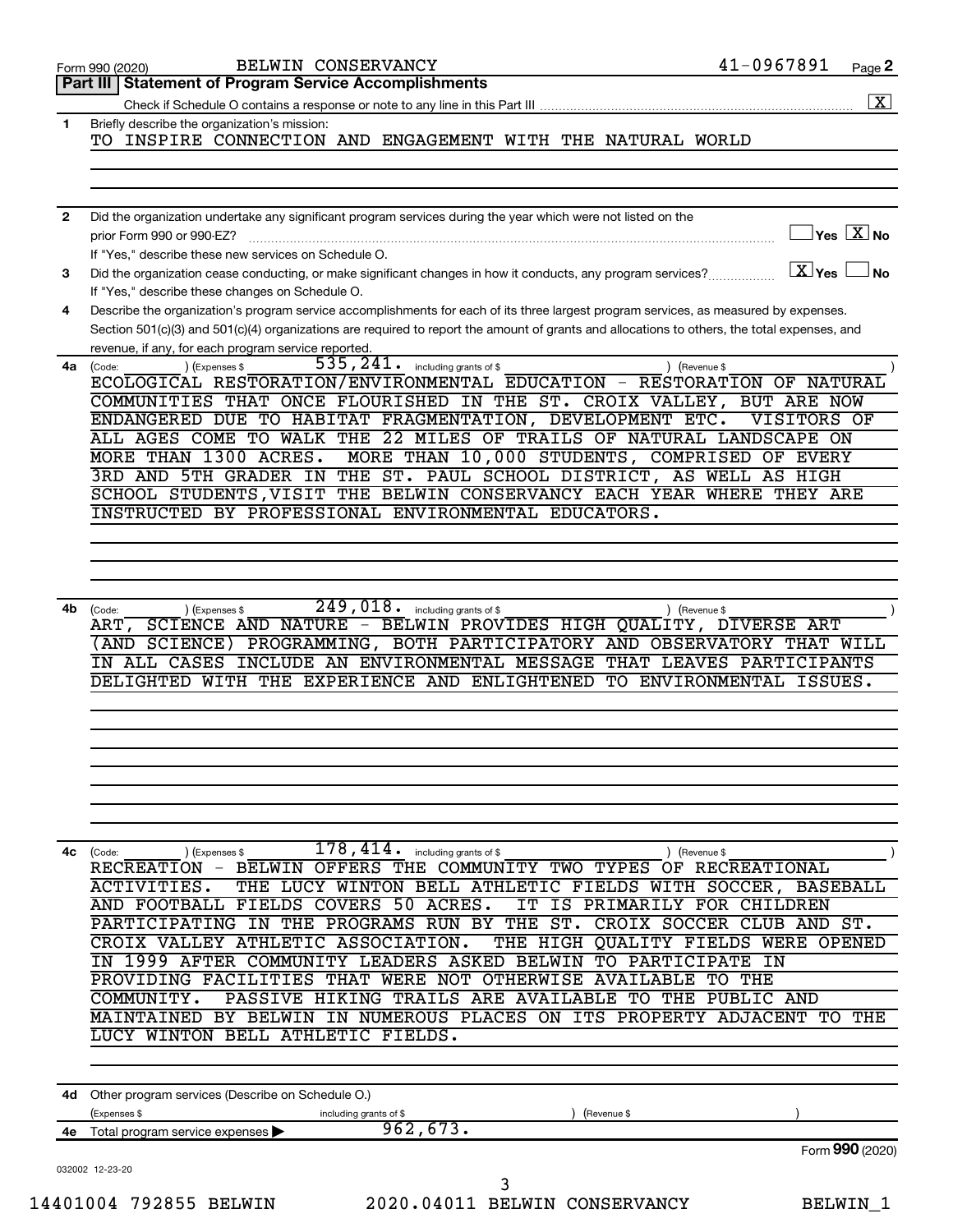Form 990 (2020) BELWIN CONSERVANCY 41-0967891 Page 2

## Part III Statement of Program Service Accomplishments

Check if Schedule O contains a response or note to any line in this Part III .......... [X]

**1** Briefly describe the organization's mission:

TO INSPIRE CONNECTION AND ENGAGEMENT WITH THE NATURAL WORLD

**2** Did the organization undertake any significant program services during the year which were not listed on the prior Form 990 or 990-EZ? .......... [ ] Yes [X] No

If "Yes," describe these new services on Schedule O.

**3** Did the organization cease conducting, or make significant changes in how it conducts, any program services? .......... [X] Yes [ ] No

If "Yes," describe these changes on Schedule O.

**4** Describe the organization's program service accomplishments for each of its three largest program services, as measured by expenses. Section 501(c)(3) and 501(c)(4) organizations are required to report the amount of grants and allocations to others, the total expenses, and revenue, if any, for each program service reported.

**4a** (Code: ) (Expenses $ 535,241. including grants of $ ) (Revenue $ )

ECOLOGICAL RESTORATION/ENVIRONMENTAL EDUCATION - RESTORATION OF NATURAL COMMUNITIES THAT ONCE FLOURISHED IN THE ST. CROIX VALLEY, BUT ARE NOW ENDANGERED DUE TO HABITAT FRAGMENTATION, DEVELOPMENT ETC. VISITORS OF ALL AGES COME TO WALK THE 22 MILES OF TRAILS OF NATURAL LANDSCAPE ON MORE THAN 1300 ACRES. MORE THAN 10,000 STUDENTS, COMPRISED OF EVERY 3RD AND 5TH GRADER IN THE ST. PAUL SCHOOL DISTRICT, AS WELL AS HIGH SCHOOL STUDENTS,VISIT THE BELWIN CONSERVANCY EACH YEAR WHERE THEY ARE INSTRUCTED BY PROFESSIONAL ENVIRONMENTAL EDUCATORS.

**4b** (Code: ) (Expenses $ 249,018. including grants of $ ) (Revenue $ )

ART, SCIENCE AND NATURE - BELWIN PROVIDES HIGH QUALITY, DIVERSE ART (AND SCIENCE) PROGRAMMING, BOTH PARTICIPATORY AND OBSERVATORY THAT WILL IN ALL CASES INCLUDE AN ENVIRONMENTAL MESSAGE THAT LEAVES PARTICIPANTS DELIGHTED WITH THE EXPERIENCE AND ENLIGHTENED TO ENVIRONMENTAL ISSUES.

**4c** (Code: ) (Expenses $ 178,414. including grants of $ ) (Revenue $ )

RECREATION - BELWIN OFFERS THE COMMUNITY TWO TYPES OF RECREATIONAL ACTIVITIES. THE LUCY WINTON BELL ATHLETIC FIELDS WITH SOCCER, BASEBALL AND FOOTBALL FIELDS COVERS 50 ACRES. IT IS PRIMARILY FOR CHILDREN PARTICIPATING IN THE PROGRAMS RUN BY THE ST. CROIX SOCCER CLUB AND ST. CROIX VALLEY ATHLETIC ASSOCIATION. THE HIGH QUALITY FIELDS WERE OPENED IN 1999 AFTER COMMUNITY LEADERS ASKED BELWIN TO PARTICIPATE IN PROVIDING FACILITIES THAT WERE NOT OTHERWISE AVAILABLE TO THE COMMUNITY. PASSIVE HIKING TRAILS ARE AVAILABLE TO THE PUBLIC AND MAINTAINED BY BELWIN IN NUMEROUS PLACES ON ITS PROPERTY ADJACENT TO THE LUCY WINTON BELL ATHLETIC FIELDS.

**4d** Other program services (Describe on Schedule O.)

(Expenses $ including grants of $ ) (Revenue $ )

**4e** Total program service expenses ▶ 962,673.

Form **990** (2020)

032002 12-23-20

14401004 792855 BELWIN 2020.04011 BELWIN CONSERVANCY BELWIN_1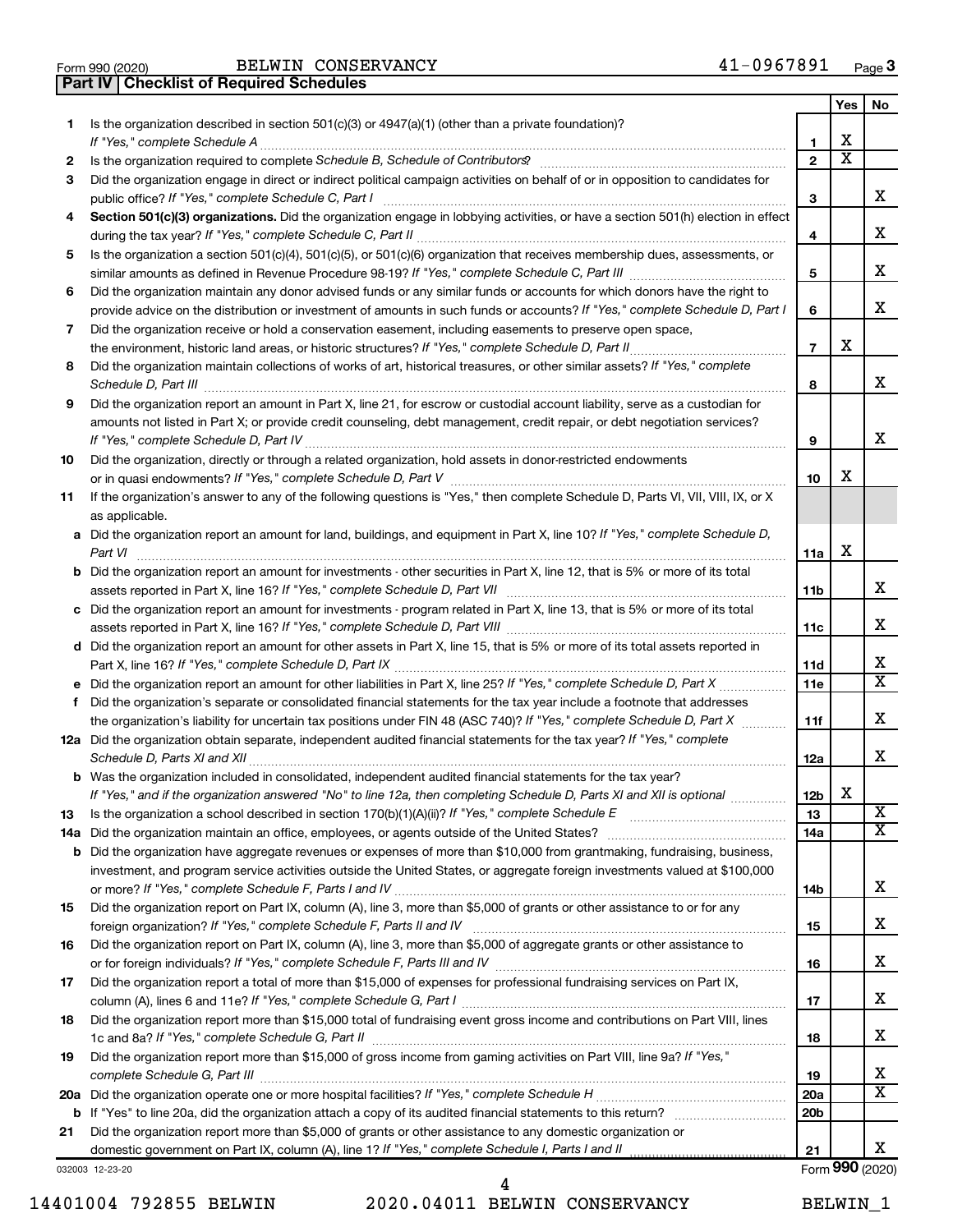Form 990 (2020) BELWIN CONSERVANCY 41-0967891 Page 3

## Part IV Checklist of Required Schedules

| | | | Yes | No |
|---|---|---|---|---|
| 1 | Is the organization described in section 501(c)(3) or 4947(a)(1) (other than a private foundation)? *If "Yes," complete Schedule A* | 1 | X | |
| 2 | Is the organization required to complete *Schedule B, Schedule of Contributors*? | 2 | X | |
| 3 | Did the organization engage in direct or indirect political campaign activities on behalf of or in opposition to candidates for public office? *If "Yes," complete Schedule C, Part I* | 3 | | X |
| 4 | **Section 501(c)(3) organizations.** Did the organization engage in lobbying activities, or have a section 501(h) election in effect during the tax year? *If "Yes," complete Schedule C, Part II* | 4 | | X |
| 5 | Is the organization a section 501(c)(4), 501(c)(5), or 501(c)(6) organization that receives membership dues, assessments, or similar amounts as defined in Revenue Procedure 98-19? *If "Yes," complete Schedule C, Part III* | 5 | | X |
| 6 | Did the organization maintain any donor advised funds or any similar funds or accounts for which donors have the right to provide advice on the distribution or investment of amounts in such funds or accounts? *If "Yes," complete Schedule D, Part I* | 6 | | X |
| 7 | Did the organization receive or hold a conservation easement, including easements to preserve open space, the environment, historic land areas, or historic structures? *If "Yes," complete Schedule D, Part II* | 7 | X | |
| 8 | Did the organization maintain collections of works of art, historical treasures, or other similar assets? *If "Yes," complete Schedule D, Part III* | 8 | | X |
| 9 | Did the organization report an amount in Part X, line 21, for escrow or custodial account liability, serve as a custodian for amounts not listed in Part X; or provide credit counseling, debt management, credit repair, or debt negotiation services? *If "Yes," complete Schedule D, Part IV* | 9 | | X |
| 10 | Did the organization, directly or through a related organization, hold assets in donor-restricted endowments or in quasi endowments? *If "Yes," complete Schedule D, Part V* | 10 | X | |
| 11 | If the organization's answer to any of the following questions is "Yes," then complete Schedule D, Parts VI, VII, VIII, IX, or X as applicable. | | | |
| a | Did the organization report an amount for land, buildings, and equipment in Part X, line 10? *If "Yes," complete Schedule D, Part VI* | 11a | X | |
| b | Did the organization report an amount for investments - other securities in Part X, line 12, that is 5% or more of its total assets reported in Part X, line 16? *If "Yes," complete Schedule D, Part VII* | 11b | | X |
| c | Did the organization report an amount for investments - program related in Part X, line 13, that is 5% or more of its total assets reported in Part X, line 16? *If "Yes," complete Schedule D, Part VIII* | 11c | | X |
| d | Did the organization report an amount for other assets in Part X, line 15, that is 5% or more of its total assets reported in Part X, line 16? *If "Yes," complete Schedule D, Part IX* | 11d | | X |
| e | Did the organization report an amount for other liabilities in Part X, line 25? *If "Yes," complete Schedule D, Part X* | 11e | | X |
| f | Did the organization's separate or consolidated financial statements for the tax year include a footnote that addresses the organization's liability for uncertain tax positions under FIN 48 (ASC 740)? *If "Yes," complete Schedule D, Part X* | 11f | | X |
| 12a | Did the organization obtain separate, independent audited financial statements for the tax year? *If "Yes," complete Schedule D, Parts XI and XII* | 12a | | X |
| b | Was the organization included in consolidated, independent audited financial statements for the tax year? *If "Yes," and if the organization answered "No" to line 12a, then completing Schedule D, Parts XI and XII is optional* | 12b | X | |
| 13 | Is the organization a school described in section 170(b)(1)(A)(ii)? *If "Yes," complete Schedule E* | 13 | | X |
| 14a | Did the organization maintain an office, employees, or agents outside of the United States? | 14a | | X |
| b | Did the organization have aggregate revenues or expenses of more than $10,000 from grantmaking, fundraising, business, investment, and program service activities outside the United States, or aggregate foreign investments valued at $100,000 or more? *If "Yes," complete Schedule F, Parts I and IV* | 14b | | X |
| 15 | Did the organization report on Part IX, column (A), line 3, more than $5,000 of grants or other assistance to or for any foreign organization? *If "Yes," complete Schedule F, Parts II and IV* | 15 | | X |
| 16 | Did the organization report on Part IX, column (A), line 3, more than $5,000 of aggregate grants or other assistance to or for foreign individuals? *If "Yes," complete Schedule F, Parts III and IV* | 16 | | X |
| 17 | Did the organization report a total of more than $15,000 of expenses for professional fundraising services on Part IX, column (A), lines 6 and 11e? *If "Yes," complete Schedule G, Part I* | 17 | | X |
| 18 | Did the organization report more than $15,000 total of fundraising event gross income and contributions on Part VIII, lines 1c and 8a? *If "Yes," complete Schedule G, Part II* | 18 | | X |
| 19 | Did the organization report more than $15,000 of gross income from gaming activities on Part VIII, line 9a? *If "Yes," complete Schedule G, Part III* | 19 | | X |
| 20a | Did the organization operate one or more hospital facilities? *If "Yes," complete Schedule H* | 20a | | X |
| b | If "Yes" to line 20a, did the organization attach a copy of its audited financial statements to this return? | 20b | | |
| 21 | Did the organization report more than $5,000 of grants or other assistance to any domestic organization or domestic government on Part IX, column (A), line 1? *If "Yes," complete Schedule I, Parts I and II* | 21 | | X |

032003 12-23-20 Form **990** (2020)

14401004 792855 BELWIN 2020.04011 BELWIN CONSERVANCY BELWIN_1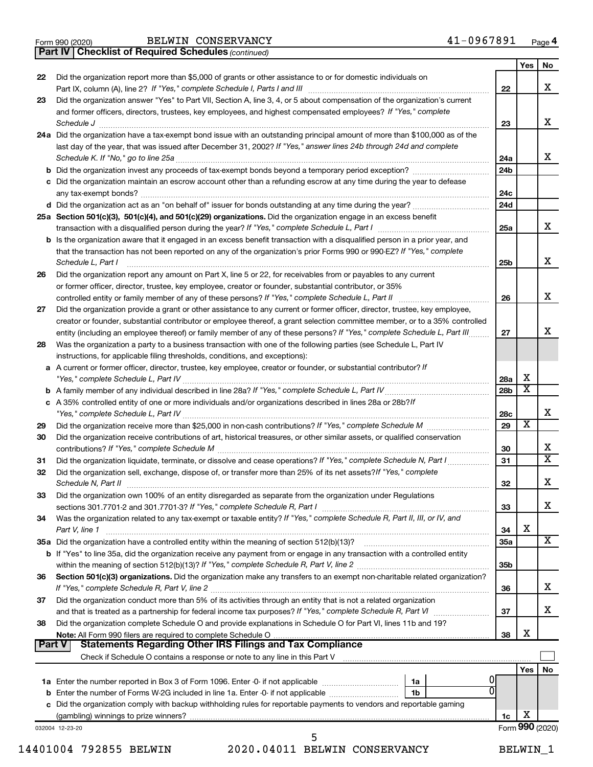Form 990 (2020) BELWIN CONSERVANCY 41-0967891 Page 4

**Part IV | Checklist of Required Schedules** *(continued)*

| | | | Yes | No |
|---|---|---|---|---|
| 22 | Did the organization report more than $5,000 of grants or other assistance to or for domestic individuals on Part IX, column (A), line 2? *If "Yes," complete Schedule I, Parts I and III* | 22 | | X |
| 23 | Did the organization answer "Yes" to Part VII, Section A, line 3, 4, or 5 about compensation of the organization's current and former officers, directors, trustees, key employees, and highest compensated employees? *If "Yes," complete Schedule J* | 23 | | X |
| 24a | Did the organization have a tax-exempt bond issue with an outstanding principal amount of more than $100,000 as of the last day of the year, that was issued after December 31, 2002? *If "Yes," answer lines 24b through 24d and complete Schedule K. If "No," go to line 25a* | 24a | | X |
| b | Did the organization invest any proceeds of tax-exempt bonds beyond a temporary period exception? | 24b | | |
| c | Did the organization maintain an escrow account other than a refunding escrow at any time during the year to defease any tax-exempt bonds? | 24c | | |
| d | Did the organization act as an "on behalf of" issuer for bonds outstanding at any time during the year? | 24d | | |
| 25a | **Section 501(c)(3), 501(c)(4), and 501(c)(29) organizations.** Did the organization engage in an excess benefit transaction with a disqualified person during the year? *If "Yes," complete Schedule L, Part I* | 25a | | X |
| b | Is the organization aware that it engaged in an excess benefit transaction with a disqualified person in a prior year, and that the transaction has not been reported on any of the organization's prior Forms 990 or 990-EZ? *If "Yes," complete Schedule L, Part I* | 25b | | X |
| 26 | Did the organization report any amount on Part X, line 5 or 22, for receivables from or payables to any current or former officer, director, trustee, key employee, creator or founder, substantial contributor, or 35% controlled entity or family member of any of these persons? *If "Yes," complete Schedule L, Part II* | 26 | | X |
| 27 | Did the organization provide a grant or other assistance to any current or former officer, director, trustee, key employee, creator or founder, substantial contributor or employee thereof, a grant selection committee member, or to a 35% controlled entity (including an employee thereof) or family member of any of these persons? *If "Yes," complete Schedule L, Part III* | 27 | | X |
| 28 | Was the organization a party to a business transaction with one of the following parties (see Schedule L, Part IV instructions, for applicable filing thresholds, conditions, and exceptions): | | | |
| a | A current or former officer, director, trustee, key employee, creator or founder, or substantial contributor? *If "Yes," complete Schedule L, Part IV* | 28a | X | |
| b | A family member of any individual described in line 28a? *If "Yes," complete Schedule L, Part IV* | 28b | X | |
| c | A 35% controlled entity of one or more individuals and/or organizations described in lines 28a or 28b? *If "Yes," complete Schedule L, Part IV* | 28c | | X |
| 29 | Did the organization receive more than $25,000 in non-cash contributions? *If "Yes," complete Schedule M* | 29 | X | |
| 30 | Did the organization receive contributions of art, historical treasures, or other similar assets, or qualified conservation contributions? *If "Yes," complete Schedule M* | 30 | | X |
| 31 | Did the organization liquidate, terminate, or dissolve and cease operations? *If "Yes," complete Schedule N, Part I* | 31 | | X |
| 32 | Did the organization sell, exchange, dispose of, or transfer more than 25% of its net assets? *If "Yes," complete Schedule N, Part II* | 32 | | X |
| 33 | Did the organization own 100% of an entity disregarded as separate from the organization under Regulations sections 301.7701-2 and 301.7701-3? *If "Yes," complete Schedule R, Part I* | 33 | | X |
| 34 | Was the organization related to any tax-exempt or taxable entity? *If "Yes," complete Schedule R, Part II, III, or IV, and Part V, line 1* | 34 | X | |
| 35a | Did the organization have a controlled entity within the meaning of section 512(b)(13)? | 35a | | X |
| b | If "Yes" to line 35a, did the organization receive any payment from or engage in any transaction with a controlled entity within the meaning of section 512(b)(13)? *If "Yes," complete Schedule R, Part V, line 2* | 35b | | |
| 36 | **Section 501(c)(3) organizations.** Did the organization make any transfers to an exempt non-charitable related organization? *If "Yes," complete Schedule R, Part V, line 2* | 36 | | X |
| 37 | Did the organization conduct more than 5% of its activities through an entity that is not a related organization and that is treated as a partnership for federal income tax purposes? *If "Yes," complete Schedule R, Part VI* | 37 | | X |
| 38 | Did the organization complete Schedule O and provide explanations in Schedule O for Part VI, lines 11b and 19? **Note:** All Form 990 filers are required to complete Schedule O | 38 | X | |

**Part V | Statements Regarding Other IRS Filings and Tax Compliance**

Check if Schedule O contains a response or note to any line in this Part V ☐

| | | | | | Yes | No |
|---|---|---|---|---|---|---|
| 1a | Enter the number reported in Box 3 of Form 1096. Enter -0- if not applicable | 1a | 0 | | | |
| b | Enter the number of Forms W-2G included in line 1a. Enter -0- if not applicable | 1b | 0 | | | |
| c | Did the organization comply with backup withholding rules for reportable payments to vendors and reportable gaming (gambling) winnings to prize winners? | | | 1c | X | |

032004 12-23-20 Form **990** (2020)

14401004 792855 BELWIN 2020.04011 BELWIN CONSERVANCY BELWIN_1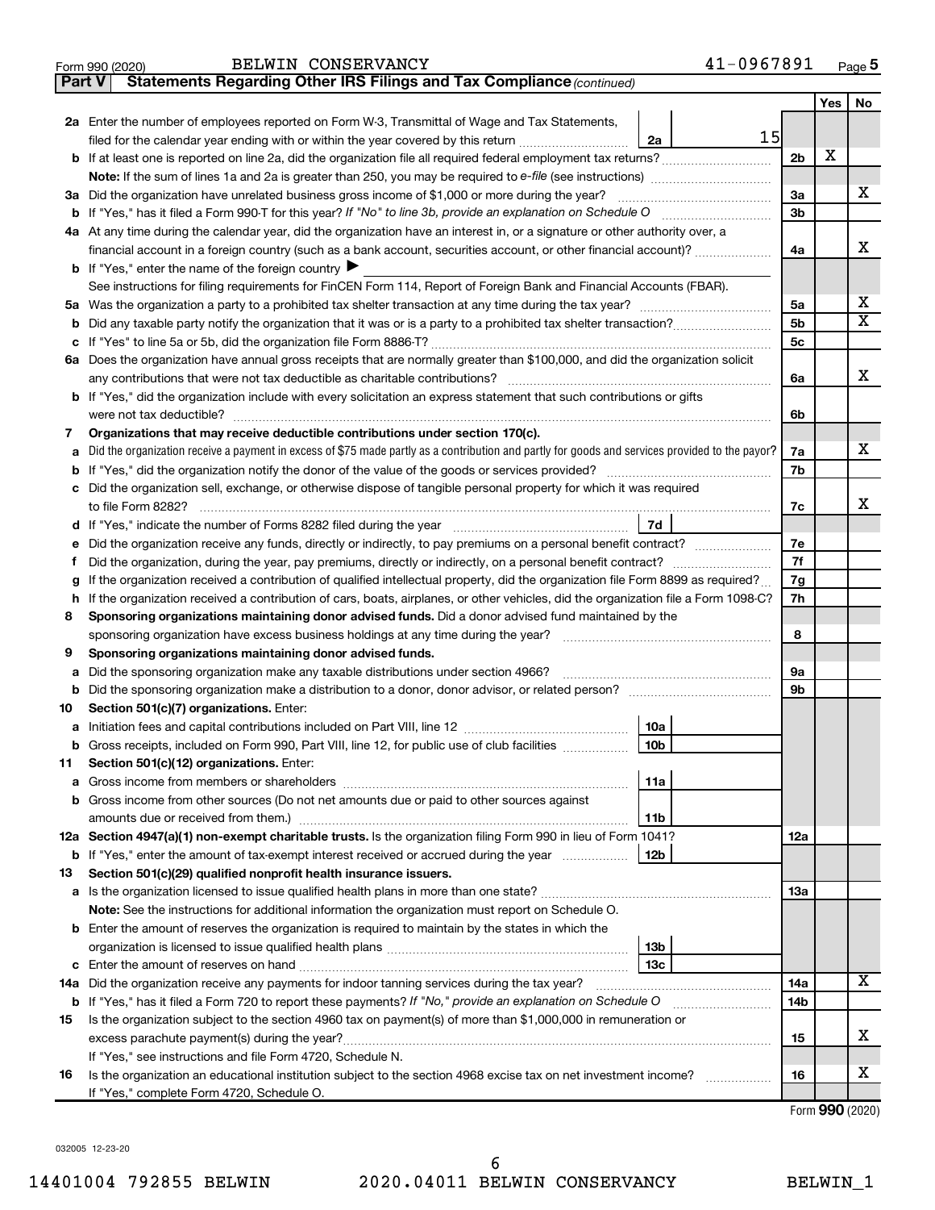Form 990 (2020) BELWIN CONSERVANCY 41-0967891 Page 5

**Part V Statements Regarding Other IRS Filings and Tax Compliance** *(continued)*

| | | | | Yes | No |
|---|---|---|---|---|---|
| **2a** | Enter the number of employees reported on Form W-3, Transmittal of Wage and Tax Statements, filed for the calendar year ending with or within the year covered by this return | 2a 15 | | | |
| **b** | If at least one is reported on line 2a, did the organization file all required federal employment tax returns? | | 2b | X | |
| | **Note:** If the sum of lines 1a and 2a is greater than 250, you may be required to *e-file* (see instructions) | | | | |
| **3a** | Did the organization have unrelated business gross income of $1,000 or more during the year? | | 3a | | X |
| **b** | If "Yes," has it filed a Form 990-T for this year? *If "No" to line 3b, provide an explanation on Schedule O* | | 3b | | |
| **4a** | At any time during the calendar year, did the organization have an interest in, or a signature or other authority over, a financial account in a foreign country (such as a bank account, securities account, or other financial account)? | | 4a | | X |
| **b** | If "Yes," enter the name of the foreign country ▶ | | | | |
| | See instructions for filing requirements for FinCEN Form 114, Report of Foreign Bank and Financial Accounts (FBAR). | | | | |
| **5a** | Was the organization a party to a prohibited tax shelter transaction at any time during the tax year? | | 5a | | X |
| **b** | Did any taxable party notify the organization that it was or is a party to a prohibited tax shelter transaction? | | 5b | | X |
| **c** | If "Yes" to line 5a or 5b, did the organization file Form 8886-T? | | 5c | | |
| **6a** | Does the organization have annual gross receipts that are normally greater than $100,000, and did the organization solicit any contributions that were not tax deductible as charitable contributions? | | 6a | | X |
| **b** | If "Yes," did the organization include with every solicitation an express statement that such contributions or gifts were not tax deductible? | | 6b | | |
| **7** | **Organizations that may receive deductible contributions under section 170(c).** | | | | |
| **a** | Did the organization receive a payment in excess of $75 made partly as a contribution and partly for goods and services provided to the payor? | | 7a | | X |
| **b** | If "Yes," did the organization notify the donor of the value of the goods or services provided? | | 7b | | |
| **c** | Did the organization sell, exchange, or otherwise dispose of tangible personal property for which it was required to file Form 8282? | | 7c | | X |
| **d** | If "Yes," indicate the number of Forms 8282 filed during the year | 7d | | | |
| **e** | Did the organization receive any funds, directly or indirectly, to pay premiums on a personal benefit contract? | | 7e | | |
| **f** | Did the organization, during the year, pay premiums, directly or indirectly, on a personal benefit contract? | | 7f | | |
| **g** | If the organization received a contribution of qualified intellectual property, did the organization file Form 8899 as required? | | 7g | | |
| **h** | If the organization received a contribution of cars, boats, airplanes, or other vehicles, did the organization file a Form 1098-C? | | 7h | | |
| **8** | **Sponsoring organizations maintaining donor advised funds.** Did a donor advised fund maintained by the sponsoring organization have excess business holdings at any time during the year? | | 8 | | |
| **9** | **Sponsoring organizations maintaining donor advised funds.** | | | | |
| **a** | Did the sponsoring organization make any taxable distributions under section 4966? | | 9a | | |
| **b** | Did the sponsoring organization make a distribution to a donor, donor advisor, or related person? | | 9b | | |
| **10** | **Section 501(c)(7) organizations.** Enter: | | | | |
| **a** | Initiation fees and capital contributions included on Part VIII, line 12 | 10a | | | |
| **b** | Gross receipts, included on Form 990, Part VIII, line 12, for public use of club facilities | 10b | | | |
| **11** | **Section 501(c)(12) organizations.** Enter: | | | | |
| **a** | Gross income from members or shareholders | 11a | | | |
| **b** | Gross income from other sources (Do not net amounts due or paid to other sources against amounts due or received from them.) | 11b | | | |
| **12a** | **Section 4947(a)(1) non-exempt charitable trusts.** Is the organization filing Form 990 in lieu of Form 1041? | | 12a | | |
| **b** | If "Yes," enter the amount of tax-exempt interest received or accrued during the year | 12b | | | |
| **13** | **Section 501(c)(29) qualified nonprofit health insurance issuers.** | | | | |
| **a** | Is the organization licensed to issue qualified health plans in more than one state? | | 13a | | |
| | **Note:** See the instructions for additional information the organization must report on Schedule O. | | | | |
| **b** | Enter the amount of reserves the organization is required to maintain by the states in which the organization is licensed to issue qualified health plans | 13b | | | |
| **c** | Enter the amount of reserves on hand | 13c | | | |
| **14a** | Did the organization receive any payments for indoor tanning services during the tax year? | | 14a | | X |
| **b** | If "Yes," has it filed a Form 720 to report these payments? *If "No," provide an explanation on Schedule O* | | 14b | | |
| **15** | Is the organization subject to the section 4960 tax on payment(s) of more than $1,000,000 in remuneration or excess parachute payment(s) during the year? | | 15 | | X |
| | If "Yes," see instructions and file Form 4720, Schedule N. | | | | |
| **16** | Is the organization an educational institution subject to the section 4968 excise tax on net investment income? | | 16 | | X |
| | If "Yes," complete Form 4720, Schedule O. | | | | |

Form **990** (2020)

032005 12-23-20

14401004 792855 BELWIN 2020.04011 BELWIN CONSERVANCY BELWIN_1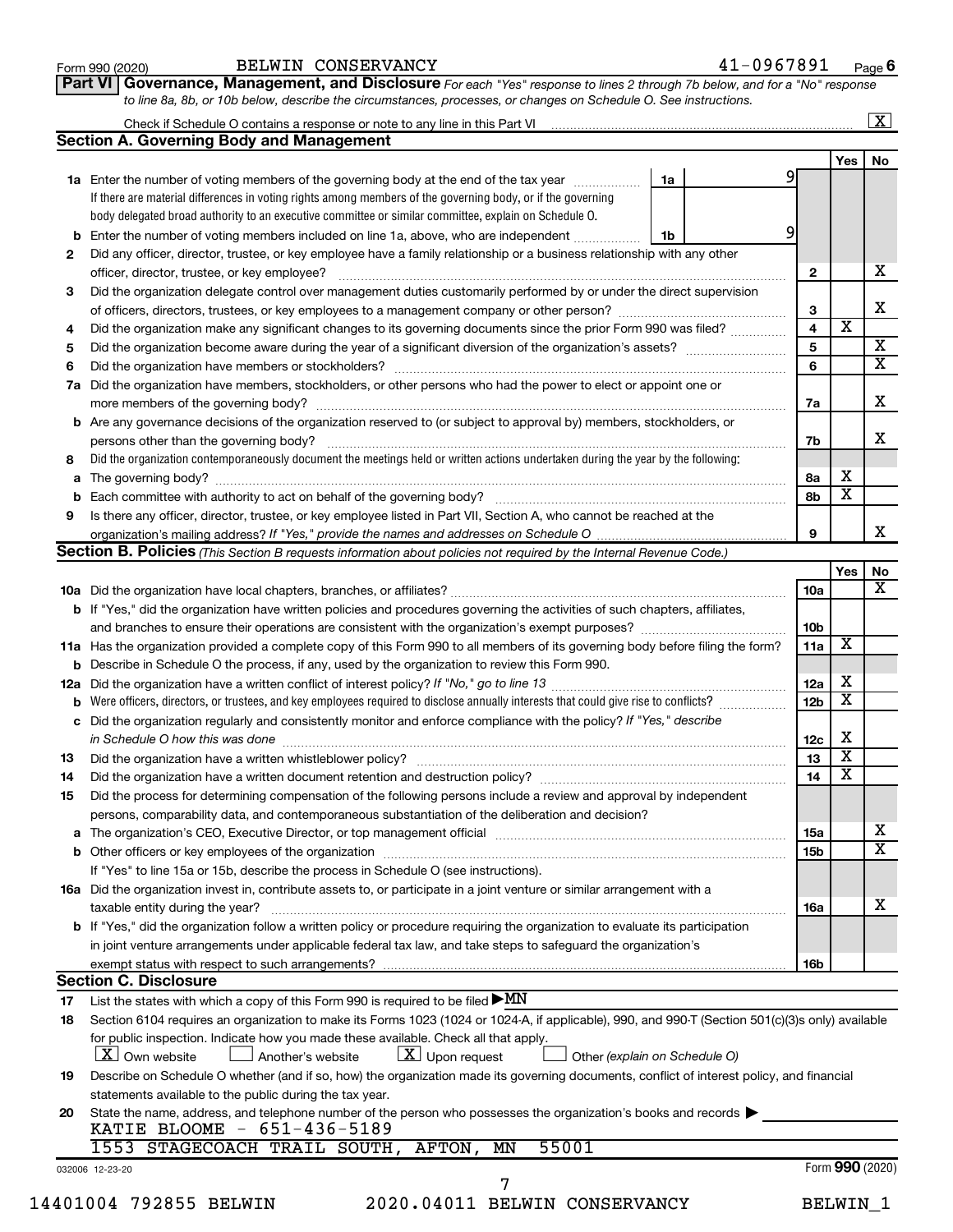Form 990 (2020) BELWIN CONSERVANCY 41-0967891 Page 6

**Part VI Governance, Management, and Disclosure** *For each "Yes" response to lines 2 through 7b below, and for a "No" response to line 8a, 8b, or 10b below, describe the circumstances, processes, or changes on Schedule O. See instructions.*

Check if Schedule O contains a response or note to any line in this Part VI [X]

## Section A. Governing Body and Management

| | | | Yes | No |
|---|---|---|---|---|
| **1a** | Enter the number of voting members of the governing body at the end of the tax year — **1a** 9. If there are material differences in voting rights among members of the governing body, or if the governing body delegated broad authority to an executive committee or similar committee, explain on Schedule O. | | | |
| **b** | Enter the number of voting members included on line 1a, above, who are independent — **1b** 9 | | | |
| **2** | Did any officer, director, trustee, or key employee have a family relationship or a business relationship with any other officer, director, trustee, or key employee? | 2 | | X |
| **3** | Did the organization delegate control over management duties customarily performed by or under the direct supervision of officers, directors, trustees, or key employees to a management company or other person? | 3 | | X |
| **4** | Did the organization make any significant changes to its governing documents since the prior Form 990 was filed? | 4 | X | |
| **5** | Did the organization become aware during the year of a significant diversion of the organization's assets? | 5 | | X |
| **6** | Did the organization have members or stockholders? | 6 | | X |
| **7a** | Did the organization have members, stockholders, or other persons who had the power to elect or appoint one or more members of the governing body? | 7a | | X |
| **b** | Are any governance decisions of the organization reserved to (or subject to approval by) members, stockholders, or persons other than the governing body? | 7b | | X |
| **8** | Did the organization contemporaneously document the meetings held or written actions undertaken during the year by the following: | | | |
| **a** | The governing body? | 8a | X | |
| **b** | Each committee with authority to act on behalf of the governing body? | 8b | X | |
| **9** | Is there any officer, director, trustee, or key employee listed in Part VII, Section A, who cannot be reached at the organization's mailing address? *If "Yes," provide the names and addresses on Schedule O* | 9 | | X |

## Section B. Policies *(This Section B requests information about policies not required by the Internal Revenue Code.)*

| | | | Yes | No |
|---|---|---|---|---|
| **10a** | Did the organization have local chapters, branches, or affiliates? | 10a | | X |
| **b** | If "Yes," did the organization have written policies and procedures governing the activities of such chapters, affiliates, and branches to ensure their operations are consistent with the organization's exempt purposes? | 10b | | |
| **11a** | Has the organization provided a complete copy of this Form 990 to all members of its governing body before filing the form? | 11a | X | |
| **b** | Describe in Schedule O the process, if any, used by the organization to review this Form 990. | | | |
| **12a** | Did the organization have a written conflict of interest policy? *If "No," go to line 13* | 12a | X | |
| **b** | Were officers, directors, or trustees, and key employees required to disclose annually interests that could give rise to conflicts? | 12b | X | |
| **c** | Did the organization regularly and consistently monitor and enforce compliance with the policy? *If "Yes," describe in Schedule O how this was done* | 12c | X | |
| **13** | Did the organization have a written whistleblower policy? | 13 | X | |
| **14** | Did the organization have a written document retention and destruction policy? | 14 | X | |
| **15** | Did the process for determining compensation of the following persons include a review and approval by independent persons, comparability data, and contemporaneous substantiation of the deliberation and decision? | | | |
| **a** | The organization's CEO, Executive Director, or top management official | 15a | | X |
| **b** | Other officers or key employees of the organization | 15b | | X |
| | If "Yes" to line 15a or 15b, describe the process in Schedule O (see instructions). | | | |
| **16a** | Did the organization invest in, contribute assets to, or participate in a joint venture or similar arrangement with a taxable entity during the year? | 16a | | X |
| **b** | If "Yes," did the organization follow a written policy or procedure requiring the organization to evaluate its participation in joint venture arrangements under applicable federal tax law, and take steps to safeguard the organization's exempt status with respect to such arrangements? | 16b | | |

## Section C. Disclosure

**17** List the states with which a copy of this Form 990 is required to be filed ▶ MN

**18** Section 6104 requires an organization to make its Forms 1023 (1024 or 1024-A, if applicable), 990, and 990-T (Section 501(c)(3)s only) available for public inspection. Indicate how you made these available. Check all that apply.

[X] Own website [ ] Another's website [X] Upon request [ ] Other *(explain on Schedule O)*

**19** Describe on Schedule O whether (and if so, how) the organization made its governing documents, conflict of interest policy, and financial statements available to the public during the tax year.

**20** State the name, address, and telephone number of the person who possesses the organization's books and records ▶

KATIE BLOOME - 651-436-5189
1553 STAGECOACH TRAIL SOUTH, AFTON, MN 55001

032006 12-23-20 Form **990** (2020)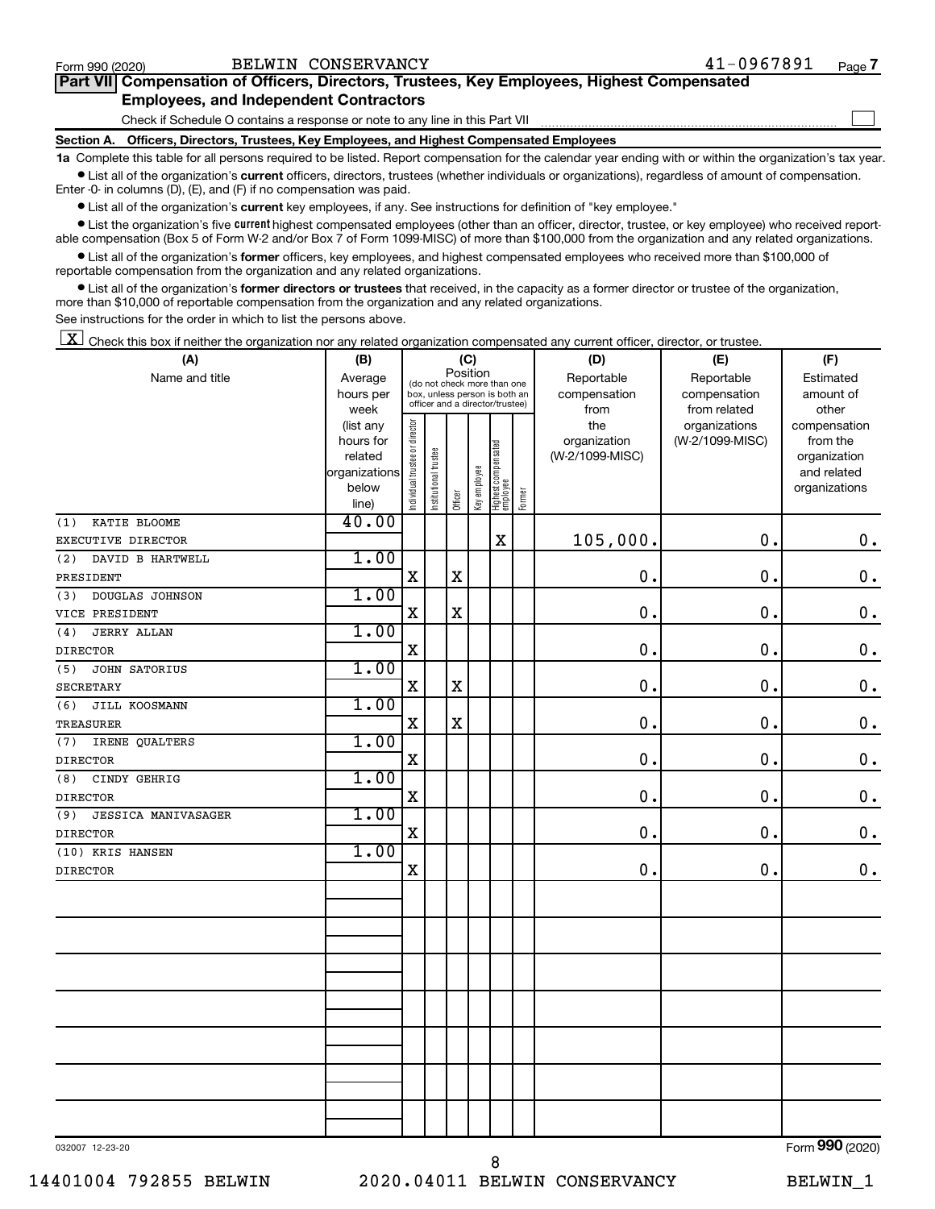Form 990 (2020) BELWIN CONSERVANCY 41-0967891 Page 7

## Part VII Compensation of Officers, Directors, Trustees, Key Employees, Highest Compensated Employees, and Independent Contractors

Check if Schedule O contains a response or note to any line in this Part VII ☐

### Section A. Officers, Directors, Trustees, Key Employees, and Highest Compensated Employees

**1a** Complete this table for all persons required to be listed. Report compensation for the calendar year ending with or within the organization's tax year.

- List all of the organization's **current** officers, directors, trustees (whether individuals or organizations), regardless of amount of compensation. Enter -0- in columns (D), (E), and (F) if no compensation was paid.
- List all of the organization's **current** key employees, if any. See instructions for definition of "key employee."
- List the organization's five **current** highest compensated employees (other than an officer, director, trustee, or key employee) who received reportable compensation (Box 5 of Form W-2 and/or Box 7 of Form 1099-MISC) of more than $100,000 from the organization and any related organizations.
- List all of the organization's **former** officers, key employees, and highest compensated employees who received more than $100,000 of reportable compensation from the organization and any related organizations.
- List all of the organization's **former directors or trustees** that received, in the capacity as a former director or trustee of the organization, more than $10,000 of reportable compensation from the organization and any related organizations.

See instructions for the order in which to list the persons above.

☒ Check this box if neither the organization nor any related organization compensated any current officer, director, or trustee.

| (A) Name and title | (B) Average hours per week (list any hours for related organizations below line) | (C) Position: Individual trustee or director | Institutional trustee | Officer | Key employee | Highest compensated employee | Former | (D) Reportable compensation from the organization (W-2/1099-MISC) | (E) Reportable compensation from related organizations (W-2/1099-MISC) | (F) Estimated amount of other compensation from the organization and related organizations |
|---|---|---|---|---|---|---|---|---|---|---|
| (1) KATIE BLOOME<br>EXECUTIVE DIRECTOR | 40.00 | | | | | X | | 105,000. | 0. | 0. |
| (2) DAVID B HARTWELL<br>PRESIDENT | 1.00 | X | | X | | | | 0. | 0. | 0. |
| (3) DOUGLAS JOHNSON<br>VICE PRESIDENT | 1.00 | X | | X | | | | 0. | 0. | 0. |
| (4) JERRY ALLAN<br>DIRECTOR | 1.00 | X | | | | | | 0. | 0. | 0. |
| (5) JOHN SATORIUS<br>SECRETARY | 1.00 | X | | X | | | | 0. | 0. | 0. |
| (6) JILL KOOSMANN<br>TREASURER | 1.00 | X | | X | | | | 0. | 0. | 0. |
| (7) IRENE QUALTERS<br>DIRECTOR | 1.00 | X | | | | | | 0. | 0. | 0. |
| (8) CINDY GEHRIG<br>DIRECTOR | 1.00 | X | | | | | | 0. | 0. | 0. |
| (9) JESSICA MANIVASAGER<br>DIRECTOR | 1.00 | X | | | | | | 0. | 0. | 0. |
| (10) KRIS HANSEN<br>DIRECTOR | 1.00 | X | | | | | | 0. | 0. | 0. |

032007 12-23-20 Form 990 (2020)

14401004 792855 BELWIN 2020.04011 BELWIN CONSERVANCY BELWIN_1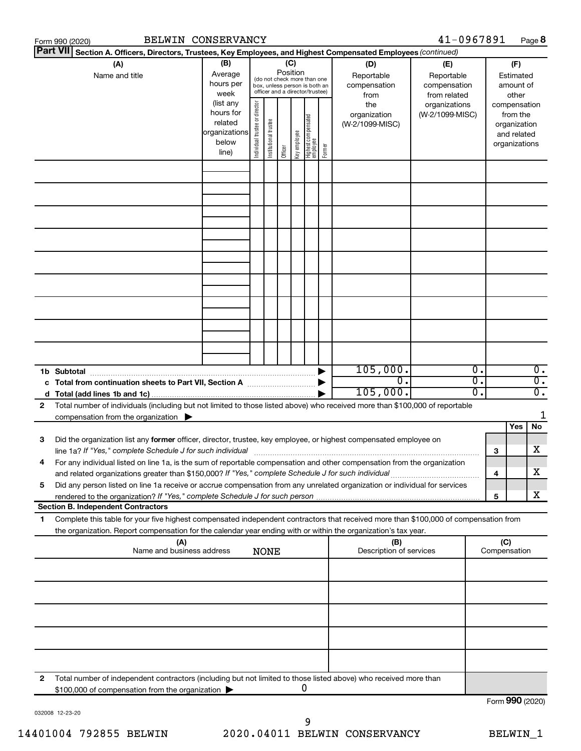Form 990 (2020) BELWIN CONSERVANCY 41-0967891 Page **8**

**Part VII** **Section A. Officers, Directors, Trustees, Key Employees, and Highest Compensated Employees** *(continued)*

| (A) Name and title | (B) Average hours per week (list any hours for related organizations below line) | (C) Position (do not check more than one box, unless person is both an officer and a director/trustee): Individual trustee or director | Institutional trustee | Officer | Key employee | Highest compensated employee | Former | (D) Reportable compensation from the organization (W-2/1099-MISC) | (E) Reportable compensation from related organizations (W-2/1099-MISC) | (F) Estimated amount of other compensation from the organization and related organizations |
|---|---|---|---|---|---|---|---|---|---|---|
| | | | | | | | | | | |
| | | | | | | | | | | |
| | | | | | | | | | | |
| | | | | | | | | | | |
| | | | | | | | | | | |
| | | | | | | | | | | |
| | | | | | | | | | | |
| | | | | | | | | | | |
| | | | | | | | | | | |
| **1b Subtotal** | | | | | | | | 105,000. | 0. | 0. |
| **c Total from continuation sheets to Part VII, Section A** | | | | | | | | 0. | 0. | 0. |
| **d Total (add lines 1b and 1c)** | | | | | | | | 105,000. | 0. | 0. |

**2** Total number of individuals (including but not limited to those listed above) who received more than $100,000 of reportable compensation from the organization ▶ 1

| | | Yes | No |
|---|---|---|---|
| **3** Did the organization list any **former** officer, director, trustee, key employee, or highest compensated employee on line 1a? *If "Yes," complete Schedule J for such individual* | **3** | | X |
| **4** For any individual listed on line 1a, is the sum of reportable compensation and other compensation from the organization and related organizations greater than $150,000? *If "Yes," complete Schedule J for such individual* | **4** | | X |
| **5** Did any person listed on line 1a receive or accrue compensation from any unrelated organization or individual for services rendered to the organization? *If "Yes," complete Schedule J for such person* | **5** | | X |

**Section B. Independent Contractors**

**1** Complete this table for your five highest compensated independent contractors that received more than $100,000 of compensation from the organization. Report compensation for the calendar year ending with or within the organization's tax year.

| (A) Name and business address | (B) Description of services | (C) Compensation |
|---|---|---|
| NONE | | |
| | | |
| | | |
| | | |
| | | |
| | | |

**2** Total number of independent contractors (including but not limited to those listed above) who received more than $100,000 of compensation from the organization ▶ 0

Form **990** (2020)

032008 12-23-20

14401004 792855 BELWIN 2020.04011 BELWIN CONSERVANCY BELWIN_1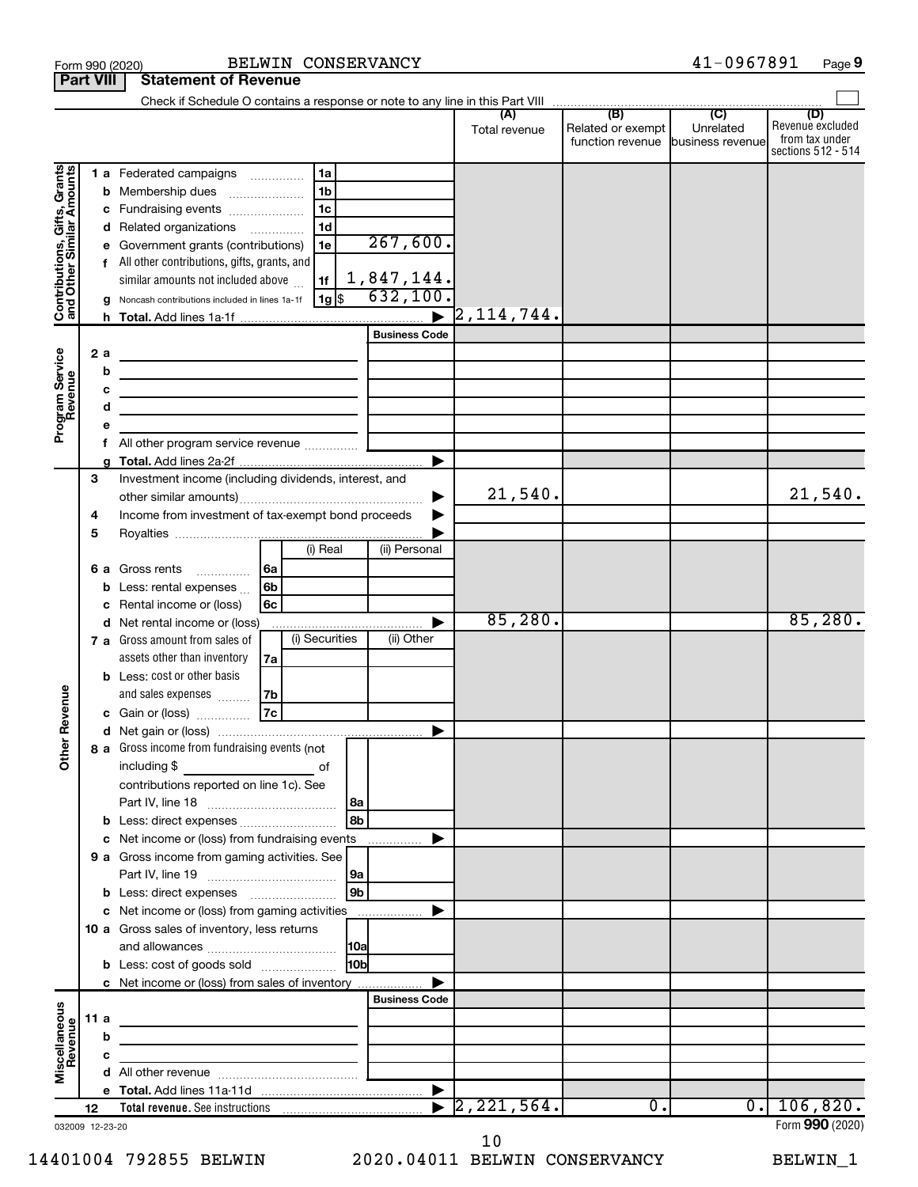Form 990 (2020) BELWIN CONSERVANCY 41-0967891 Page 9

**Part VIII Statement of Revenue**

Check if Schedule O contains a response or note to any line in this Part VIII ☐

| | | | (A) Total revenue | (B) Related or exempt function revenue | (C) Unrelated business revenue | (D) Revenue excluded from tax under sections 512 - 514 |
|---|---|---|---|---|---|---|
| **Contributions, Gifts, Grants and Other Similar Amounts** | 1 a Federated campaigns | 1a | | | | |
| | b Membership dues | 1b | | | | |
| | c Fundraising events | 1c | | | | |
| | d Related organizations | 1d | | | | |
| | e Government grants (contributions) | 1e 267,600. | | | | |
| | f All other contributions, gifts, grants, and similar amounts not included above | 1f 1,847,144. | | | | |
| | g Noncash contributions included in lines 1a-1f | 1g $ 632,100. | | | | |
| | h **Total.** Add lines 1a-1f | ▶ | 2,114,744. | | | |
| **Program Service Revenue** | | Business Code | | | | |
| | 2 a | | | | | |
| | b | | | | | |
| | c | | | | | |
| | d | | | | | |
| | e | | | | | |
| | f All other program service revenue | | | | | |
| | g **Total.** Add lines 2a-2f | ▶ | | | | |
| **Other Revenue** | 3 Investment income (including dividends, interest, and other similar amounts) | ▶ | 21,540. | | | 21,540. |
| | 4 Income from investment of tax-exempt bond proceeds | ▶ | | | | |
| | 5 Royalties | ▶ | | | | |
| | | (i) Real / (ii) Personal | | | | |
| | 6 a Gross rents | 6a | | | | |
| | b Less: rental expenses | 6b | | | | |
| | c Rental income or (loss) | 6c | | | | |
| | d Net rental income or (loss) | ▶ | 85,280. | | | 85,280. |
| | | (i) Securities / (ii) Other | | | | |
| | 7 a Gross amount from sales of assets other than inventory | 7a | | | | |
| | b Less: cost or other basis and sales expenses | 7b | | | | |
| | c Gain or (loss) | 7c | | | | |
| | d Net gain or (loss) | ▶ | | | | |
| | 8 a Gross income from fundraising events (not including $ of contributions reported on line 1c). See Part IV, line 18 | 8a | | | | |
| | b Less: direct expenses | 8b | | | | |
| | c Net income or (loss) from fundraising events | ▶ | | | | |
| | 9 a Gross income from gaming activities. See Part IV, line 19 | 9a | | | | |
| | b Less: direct expenses | 9b | | | | |
| | c Net income or (loss) from gaming activities | ▶ | | | | |
| | 10 a Gross sales of inventory, less returns and allowances | 10a | | | | |
| | b Less: cost of goods sold | 10b | | | | |
| | c Net income or (loss) from sales of inventory | ▶ | | | | |
| **Miscellaneous Revenue** | | Business Code | | | | |
| | 11 a | | | | | |
| | b | | | | | |
| | c | | | | | |
| | d All other revenue | | | | | |
| | e **Total.** Add lines 11a-11d | ▶ | | | | |
| | 12 **Total revenue.** See instructions | ▶ | 2,221,564. | 0. | 0. | 106,820. |

032009 12-23-20

Form **990** (2020)

14401004 792855 BELWIN 2020.04011 BELWIN CONSERVANCY BELWIN_1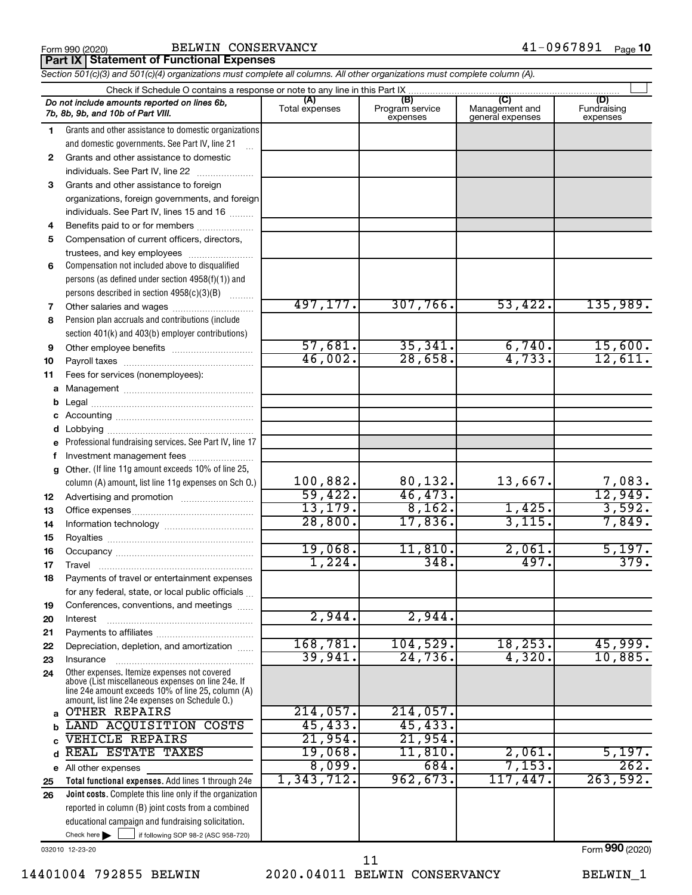Form 990 (2020) BELWIN CONSERVANCY 41-0967891 Page 10

## Part IX Statement of Functional Expenses

*Section 501(c)(3) and 501(c)(4) organizations must complete all columns. All other organizations must complete column (A).*

Check if Schedule O contains a response or note to any line in this Part IX

| | *Do not include amounts reported on lines 6b, 7b, 8b, 9b, and 10b of Part VIII.* | (A) Total expenses | (B) Program service expenses | (C) Management and general expenses | (D) Fundraising expenses |
|---|---|---|---|---|---|
| 1 | Grants and other assistance to domestic organizations and domestic governments. See Part IV, line 21 | | | | |
| 2 | Grants and other assistance to domestic individuals. See Part IV, line 22 | | | | |
| 3 | Grants and other assistance to foreign organizations, foreign governments, and foreign individuals. See Part IV, lines 15 and 16 | | | | |
| 4 | Benefits paid to or for members | | | | |
| 5 | Compensation of current officers, directors, trustees, and key employees | | | | |
| 6 | Compensation not included above to disqualified persons (as defined under section 4958(f)(1)) and persons described in section 4958(c)(3)(B) | | | | |
| 7 | Other salaries and wages | 497,177. | 307,766. | 53,422. | 135,989. |
| 8 | Pension plan accruals and contributions (include section 401(k) and 403(b) employer contributions) | | | | |
| 9 | Other employee benefits | 57,681. | 35,341. | 6,740. | 15,600. |
| 10 | Payroll taxes | 46,002. | 28,658. | 4,733. | 12,611. |
| 11 | Fees for services (nonemployees): | | | | |
| a | Management | | | | |
| b | Legal | | | | |
| c | Accounting | | | | |
| d | Lobbying | | | | |
| e | Professional fundraising services. See Part IV, line 17 | | | | |
| f | Investment management fees | | | | |
| g | Other. (If line 11g amount exceeds 10% of line 25, column (A) amount, list line 11g expenses on Sch O.) | 100,882. | 80,132. | 13,667. | 7,083. |
| 12 | Advertising and promotion | 59,422. | 46,473. | | 12,949. |
| 13 | Office expenses | 13,179. | 8,162. | 1,425. | 3,592. |
| 14 | Information technology | 28,800. | 17,836. | 3,115. | 7,849. |
| 15 | Royalties | | | | |
| 16 | Occupancy | 19,068. | 11,810. | 2,061. | 5,197. |
| 17 | Travel | 1,224. | 348. | 497. | 379. |
| 18 | Payments of travel or entertainment expenses for any federal, state, or local public officials | | | | |
| 19 | Conferences, conventions, and meetings | | | | |
| 20 | Interest | 2,944. | 2,944. | | |
| 21 | Payments to affiliates | | | | |
| 22 | Depreciation, depletion, and amortization | 168,781. | 104,529. | 18,253. | 45,999. |
| 23 | Insurance | 39,941. | 24,736. | 4,320. | 10,885. |
| 24 | Other expenses. Itemize expenses not covered above (List miscellaneous expenses on line 24e. If line 24e amount exceeds 10% of line 25, column (A) amount, list line 24e expenses on Schedule O.) | | | | |
| a | OTHER REPAIRS | 214,057. | 214,057. | | |
| b | LAND ACQUISITION COSTS | 45,433. | 45,433. | | |
| c | VEHICLE REPAIRS | 21,954. | 21,954. | | |
| d | REAL ESTATE TAXES | 19,068. | 11,810. | 2,061. | 5,197. |
| e | All other expenses | 8,099. | 684. | 7,153. | 262. |
| 25 | **Total functional expenses.** Add lines 1 through 24e | 1,343,712. | 962,673. | 117,447. | 263,592. |
| 26 | **Joint costs.** Complete this line only if the organization reported in column (B) joint costs from a combined educational campaign and fundraising solicitation. Check here ☐ if following SOP 98-2 (ASC 958-720) | | | | |

032010 12-23-20

Form **990** (2020)

14401004 792855 BELWIN 2020.04011 BELWIN CONSERVANCY BELWIN_1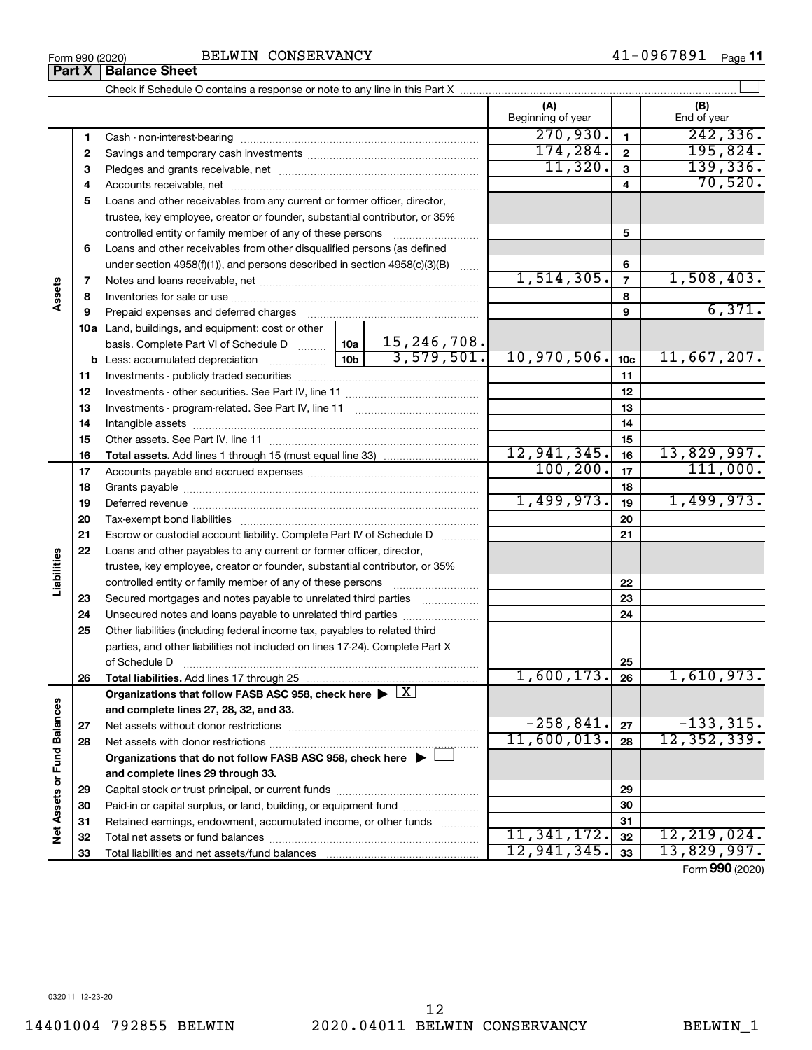Form 990 (2020) BELWIN CONSERVANCY 41-0967891 Page 11

## Part X Balance Sheet

Check if Schedule O contains a response or note to any line in this Part X

| | | | (A) Beginning of year | | (B) End of year |
|---|---|---|---|---|---|
| Assets | 1 | Cash - non-interest-bearing | 270,930. | 1 | 242,336. |
| | 2 | Savings and temporary cash investments | 174,284. | 2 | 195,824. |
| | 3 | Pledges and grants receivable, net | 11,320. | 3 | 139,336. |
| | 4 | Accounts receivable, net | | 4 | 70,520. |
| | 5 | Loans and other receivables from any current or former officer, director, trustee, key employee, creator or founder, substantial contributor, or 35% controlled entity or family member of any of these persons | | 5 | |
| | 6 | Loans and other receivables from other disqualified persons (as defined under section 4958(f)(1)), and persons described in section 4958(c)(3)(B) | | 6 | |
| | 7 | Notes and loans receivable, net | 1,514,305. | 7 | 1,508,403. |
| | 8 | Inventories for sale or use | | 8 | |
| | 9 | Prepaid expenses and deferred charges | | 9 | 6,371. |
| | 10a | Land, buildings, and equipment: cost or other basis. Complete Part VI of Schedule D ... 10a 15,246,708. | | | |
| | b | Less: accumulated depreciation ... 10b 3,579,501. | 10,970,506. | 10c | 11,667,207. |
| | 11 | Investments - publicly traded securities | | 11 | |
| | 12 | Investments - other securities. See Part IV, line 11 | | 12 | |
| | 13 | Investments - program-related. See Part IV, line 11 | | 13 | |
| | 14 | Intangible assets | | 14 | |
| | 15 | Other assets. See Part IV, line 11 | | 15 | |
| | 16 | **Total assets.** Add lines 1 through 15 (must equal line 33) | 12,941,345. | 16 | 13,829,997. |
| Liabilities | 17 | Accounts payable and accrued expenses | 100,200. | 17 | 111,000. |
| | 18 | Grants payable | | 18 | |
| | 19 | Deferred revenue | 1,499,973. | 19 | 1,499,973. |
| | 20 | Tax-exempt bond liabilities | | 20 | |
| | 21 | Escrow or custodial account liability. Complete Part IV of Schedule D | | 21 | |
| | 22 | Loans and other payables to any current or former officer, director, trustee, key employee, creator or founder, substantial contributor, or 35% controlled entity or family member of any of these persons | | 22 | |
| | 23 | Secured mortgages and notes payable to unrelated third parties | | 23 | |
| | 24 | Unsecured notes and loans payable to unrelated third parties | | 24 | |
| | 25 | Other liabilities (including federal income tax, payables to related third parties, and other liabilities not included on lines 17-24). Complete Part X of Schedule D | | 25 | |
| | 26 | **Total liabilities.** Add lines 17 through 25 | 1,600,173. | 26 | 1,610,973. |
| Net Assets or Fund Balances | | **Organizations that follow FASB ASC 958, check here** ▶ [X] **and complete lines 27, 28, 32, and 33.** | | | |
| | 27 | Net assets without donor restrictions | -258,841. | 27 | -133,315. |
| | 28 | Net assets with donor restrictions | 11,600,013. | 28 | 12,352,339. |
| | | **Organizations that do not follow FASB ASC 958, check here** ▶ [ ] **and complete lines 29 through 33.** | | | |
| | 29 | Capital stock or trust principal, or current funds | | 29 | |
| | 30 | Paid-in or capital surplus, or land, building, or equipment fund | | 30 | |
| | 31 | Retained earnings, endowment, accumulated income, or other funds | | 31 | |
| | 32 | Total net assets or fund balances | 11,341,172. | 32 | 12,219,024. |
| | 33 | Total liabilities and net assets/fund balances | 12,941,345. | 33 | 13,829,997. |

Form **990** (2020)

032011 12-23-20

14401004 792855 BELWIN 2020.04011 BELWIN CONSERVANCY BELWIN_1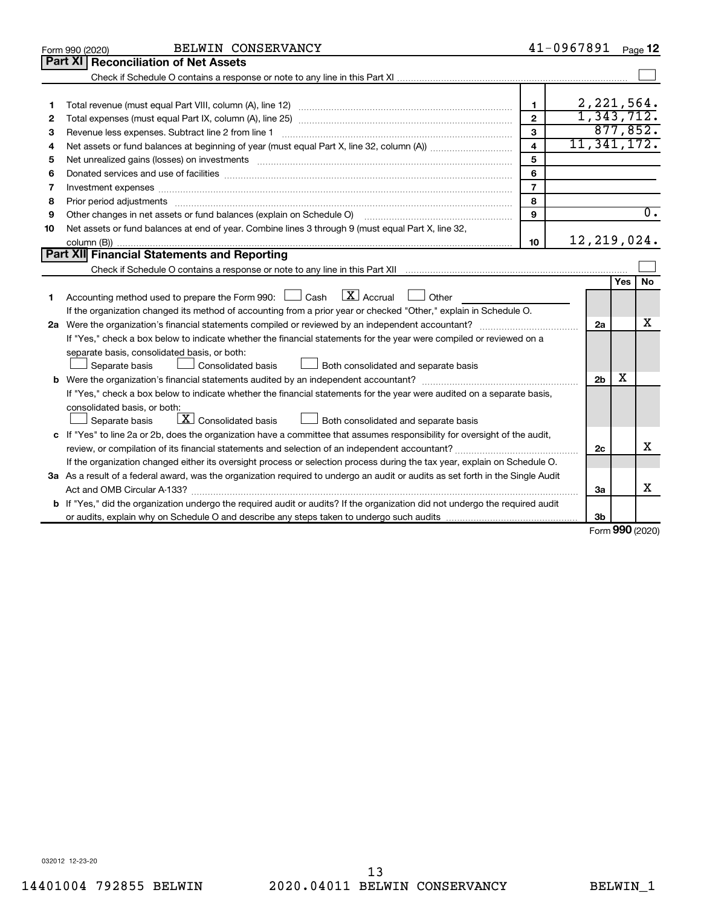Form 990 (2020) BELWIN CONSERVANCY 41-0967891 Page **12**

## Part XI Reconciliation of Net Assets

Check if Schedule O contains a response or note to any line in this Part XI ☐

| | | | |
|---|---|---|---|
| 1 | Total revenue (must equal Part VIII, column (A), line 12) | 1 | 2,221,564. |
| 2 | Total expenses (must equal Part IX, column (A), line 25) | 2 | 1,343,712. |
| 3 | Revenue less expenses. Subtract line 2 from line 1 | 3 | 877,852. |
| 4 | Net assets or fund balances at beginning of year (must equal Part X, line 32, column (A)) | 4 | 11,341,172. |
| 5 | Net unrealized gains (losses) on investments | 5 | |
| 6 | Donated services and use of facilities | 6 | |
| 7 | Investment expenses | 7 | |
| 8 | Prior period adjustments | 8 | |
| 9 | Other changes in net assets or fund balances (explain on Schedule O) | 9 | 0. |
| 10 | Net assets or fund balances at end of year. Combine lines 3 through 9 (must equal Part X, line 32, column (B)) | 10 | 12,219,024. |

## Part XII Financial Statements and Reporting

Check if Schedule O contains a response or note to any line in this Part XII ☐

| | | | Yes | No |
|---|---|---|---|---|
| 1 | Accounting method used to prepare the Form 990: ☐ Cash ☒ Accrual ☐ Other<br>If the organization changed its method of accounting from a prior year or checked "Other," explain in Schedule O. | | | |
| 2a | Were the organization's financial statements compiled or reviewed by an independent accountant?<br>If "Yes," check a box below to indicate whether the financial statements for the year were compiled or reviewed on a separate basis, consolidated basis, or both:<br>☐ Separate basis ☐ Consolidated basis ☐ Both consolidated and separate basis | 2a | | X |
| b | Were the organization's financial statements audited by an independent accountant?<br>If "Yes," check a box below to indicate whether the financial statements for the year were audited on a separate basis, consolidated basis, or both:<br>☐ Separate basis ☒ Consolidated basis ☐ Both consolidated and separate basis | 2b | X | |
| c | If "Yes" to line 2a or 2b, does the organization have a committee that assumes responsibility for oversight of the audit, review, or compilation of its financial statements and selection of an independent accountant?<br>If the organization changed either its oversight process or selection process during the tax year, explain on Schedule O. | 2c | | X |
| 3a | As a result of a federal award, was the organization required to undergo an audit or audits as set forth in the Single Audit Act and OMB Circular A-133? | 3a | | X |
| b | If "Yes," did the organization undergo the required audit or audits? If the organization did not undergo the required audit or audits, explain why on Schedule O and describe any steps taken to undergo such audits | 3b | | |

Form **990** (2020)

032012 12-23-20

14401004 792855 BELWIN 2020.04011 BELWIN CONSERVANCY BELWIN_1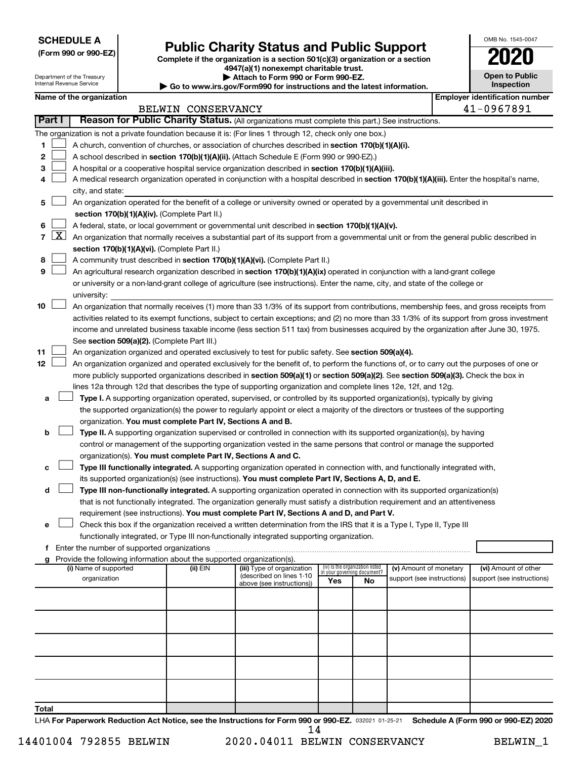**SCHEDULE A**
**(Form 990 or 990-EZ)**

Department of the Treasury
Internal Revenue Service

# Public Charity Status and Public Support

**Complete if the organization is a section 501(c)(3) organization or a section 4947(a)(1) nonexempt charitable trust.**
**▶ Attach to Form 990 or Form 990-EZ.**
**▶ Go to www.irs.gov/Form990 for instructions and the latest information.**

OMB No. 1545-0047

**2020**

**Open to Public Inspection**

**Name of the organization**
BELWIN CONSERVANCY

**Employer identification number**
41-0967891

**Part I** **Reason for Public Charity Status.** (All organizations must complete this part.) See instructions.

The organization is not a private foundation because it is: (For lines 1 through 12, check only one box.)

1 ☐ A church, convention of churches, or association of churches described in **section 170(b)(1)(A)(i).**

2 ☐ A school described in **section 170(b)(1)(A)(ii).** (Attach Schedule E (Form 990 or 990-EZ).)

3 ☐ A hospital or a cooperative hospital service organization described in **section 170(b)(1)(A)(iii).**

4 ☐ A medical research organization operated in conjunction with a hospital described in **section 170(b)(1)(A)(iii).** Enter the hospital's name, city, and state:

5 ☐ An organization operated for the benefit of a college or university owned or operated by a governmental unit described in **section 170(b)(1)(A)(iv).** (Complete Part II.)

6 ☐ A federal, state, or local government or governmental unit described in **section 170(b)(1)(A)(v).**

7 ☒ An organization that normally receives a substantial part of its support from a governmental unit or from the general public described in **section 170(b)(1)(A)(vi).** (Complete Part II.)

8 ☐ A community trust described in **section 170(b)(1)(A)(vi).** (Complete Part II.)

9 ☐ An agricultural research organization described in **section 170(b)(1)(A)(ix)** operated in conjunction with a land-grant college or university or a non-land-grant college of agriculture (see instructions). Enter the name, city, and state of the college or university:

10 ☐ An organization that normally receives (1) more than 33 1/3% of its support from contributions, membership fees, and gross receipts from activities related to its exempt functions, subject to certain exceptions; and (2) no more than 33 1/3% of its support from gross investment income and unrelated business taxable income (less section 511 tax) from businesses acquired by the organization after June 30, 1975. See **section 509(a)(2).** (Complete Part III.)

11 ☐ An organization organized and operated exclusively to test for public safety. See **section 509(a)(4).**

12 ☐ An organization organized and operated exclusively for the benefit of, to perform the functions of, or to carry out the purposes of one or more publicly supported organizations described in **section 509(a)(1)** or **section 509(a)(2)**. See **section 509(a)(3).** Check the box in lines 12a through 12d that describes the type of supporting organization and complete lines 12e, 12f, and 12g.

a ☐ **Type I.** A supporting organization operated, supervised, or controlled by its supported organization(s), typically by giving the supported organization(s) the power to regularly appoint or elect a majority of the directors or trustees of the supporting organization. **You must complete Part IV, Sections A and B.**

b ☐ **Type II.** A supporting organization supervised or controlled in connection with its supported organization(s), by having control or management of the supporting organization vested in the same persons that control or manage the supported organization(s). **You must complete Part IV, Sections A and C.**

c ☐ **Type III functionally integrated.** A supporting organization operated in connection with, and functionally integrated with, its supported organization(s) (see instructions). **You must complete Part IV, Sections A, D, and E.**

d ☐ **Type III non-functionally integrated.** A supporting organization operated in connection with its supported organization(s) that is not functionally integrated. The organization generally must satisfy a distribution requirement and an attentiveness requirement (see instructions). **You must complete Part IV, Sections A and D, and Part V.**

e ☐ Check this box if the organization received a written determination from the IRS that it is a Type I, Type II, Type III functionally integrated, or Type III non-functionally integrated supporting organization.

f Enter the number of supported organizations

g Provide the following information about the supported organization(s).

| (i) Name of supported organization | (ii) EIN | (iii) Type of organization (described on lines 1-10 above (see instructions)) | (iv) Is the organization listed in your governing document? Yes | No | (v) Amount of monetary support (see instructions) | (vi) Amount of other support (see instructions) |
|---|---|---|---|---|---|---|
| | | | | | | |
| | | | | | | |
| | | | | | | |
| | | | | | | |
| | | | | | | |
| **Total** | | | | | | |

LHA **For Paperwork Reduction Act Notice, see the Instructions for Form 990 or 990-EZ.** 032021 01-25-21 **Schedule A (Form 990 or 990-EZ) 2020**

14401004 792855 BELWIN 2020.04011 BELWIN CONSERVANCY BELWIN_1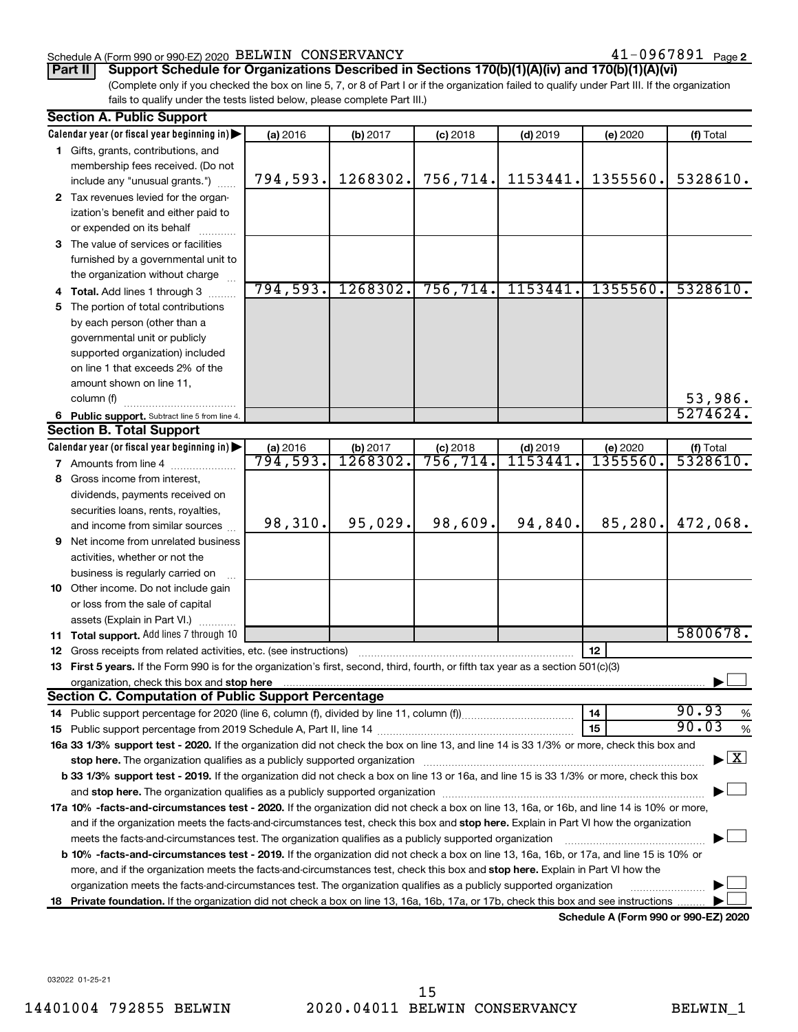Schedule A (Form 990 or 990-EZ) 2020 BELWIN CONSERVANCY 41-0967891 Page 2

**Part II** **Support Schedule for Organizations Described in Sections 170(b)(1)(A)(iv) and 170(b)(1)(A)(vi)**

(Complete only if you checked the box on line 5, 7, or 8 of Part I or if the organization failed to qualify under Part III. If the organization fails to qualify under the tests listed below, please complete Part III.)

### Section A. Public Support

| Calendar year (or fiscal year beginning in) ▶ | (a) 2016 | (b) 2017 | (c) 2018 | (d) 2019 | (e) 2020 | (f) Total |
|---|---|---|---|---|---|---|
| **1** Gifts, grants, contributions, and membership fees received. (Do not include any "unusual grants.") | 794,593. | 1268302. | 756,714. | 1153441. | 1355560. | 5328610. |
| **2** Tax revenues levied for the organization's benefit and either paid to or expended on its behalf | | | | | | |
| **3** The value of services or facilities furnished by a governmental unit to the organization without charge | | | | | | |
| **4 Total.** Add lines 1 through 3 | 794,593. | 1268302. | 756,714. | 1153441. | 1355560. | 5328610. |
| **5** The portion of total contributions by each person (other than a governmental unit or publicly supported organization) included on line 1 that exceeds 2% of the amount shown on line 11, column (f) | | | | | | 53,986. |
| **6 Public support.** Subtract line 5 from line 4. | | | | | | 5274624. |

### Section B. Total Support

| Calendar year (or fiscal year beginning in) ▶ | (a) 2016 | (b) 2017 | (c) 2018 | (d) 2019 | (e) 2020 | (f) Total |
|---|---|---|---|---|---|---|
| **7** Amounts from line 4 | 794,593. | 1268302. | 756,714. | 1153441. | 1355560. | 5328610. |
| **8** Gross income from interest, dividends, payments received on securities loans, rents, royalties, and income from similar sources | 98,310. | 95,029. | 98,609. | 94,840. | 85,280. | 472,068. |
| **9** Net income from unrelated business activities, whether or not the business is regularly carried on | | | | | | |
| **10** Other income. Do not include gain or loss from the sale of capital assets (Explain in Part VI.) | | | | | | |
| **11 Total support.** Add lines 7 through 10 | | | | | | 5800678. |

**12** Gross receipts from related activities, etc. (see instructions) | **12** |

**13 First 5 years.** If the Form 990 is for the organization's first, second, third, fourth, or fifth tax year as a section 501(c)(3) organization, check this box and **stop here** ▶ ☐

### Section C. Computation of Public Support Percentage

**14** Public support percentage for 2020 (line 6, column (f), divided by line 11, column (f)) | **14** | 90.93 %

**15** Public support percentage from 2019 Schedule A, Part II, line 14 | **15** | 90.03 %

**16a 33 1/3% support test - 2020.** If the organization did not check the box on line 13, and line 14 is 33 1/3% or more, check this box and **stop here.** The organization qualifies as a publicly supported organization ▶ ☒

**b 33 1/3% support test - 2019.** If the organization did not check a box on line 13 or 16a, and line 15 is 33 1/3% or more, check this box and **stop here.** The organization qualifies as a publicly supported organization ▶ ☐

**17a 10% -facts-and-circumstances test - 2020.** If the organization did not check a box on line 13, 16a, or 16b, and line 14 is 10% or more, and if the organization meets the facts-and-circumstances test, check this box and **stop here.** Explain in Part VI how the organization meets the facts-and-circumstances test. The organization qualifies as a publicly supported organization ▶ ☐

**b 10% -facts-and-circumstances test - 2019.** If the organization did not check a box on line 13, 16a, 16b, or 17a, and line 15 is 10% or more, and if the organization meets the facts-and-circumstances test, check this box and **stop here.** Explain in Part VI how the organization meets the facts-and-circumstances test. The organization qualifies as a publicly supported organization ▶ ☐

**18 Private foundation.** If the organization did not check a box on line 13, 16a, 16b, 17a, or 17b, check this box and see instructions ▶ ☐

**Schedule A (Form 990 or 990-EZ) 2020**

032022 01-25-21

14401004 792855 BELWIN 2020.04011 BELWIN CONSERVANCY BELWIN_1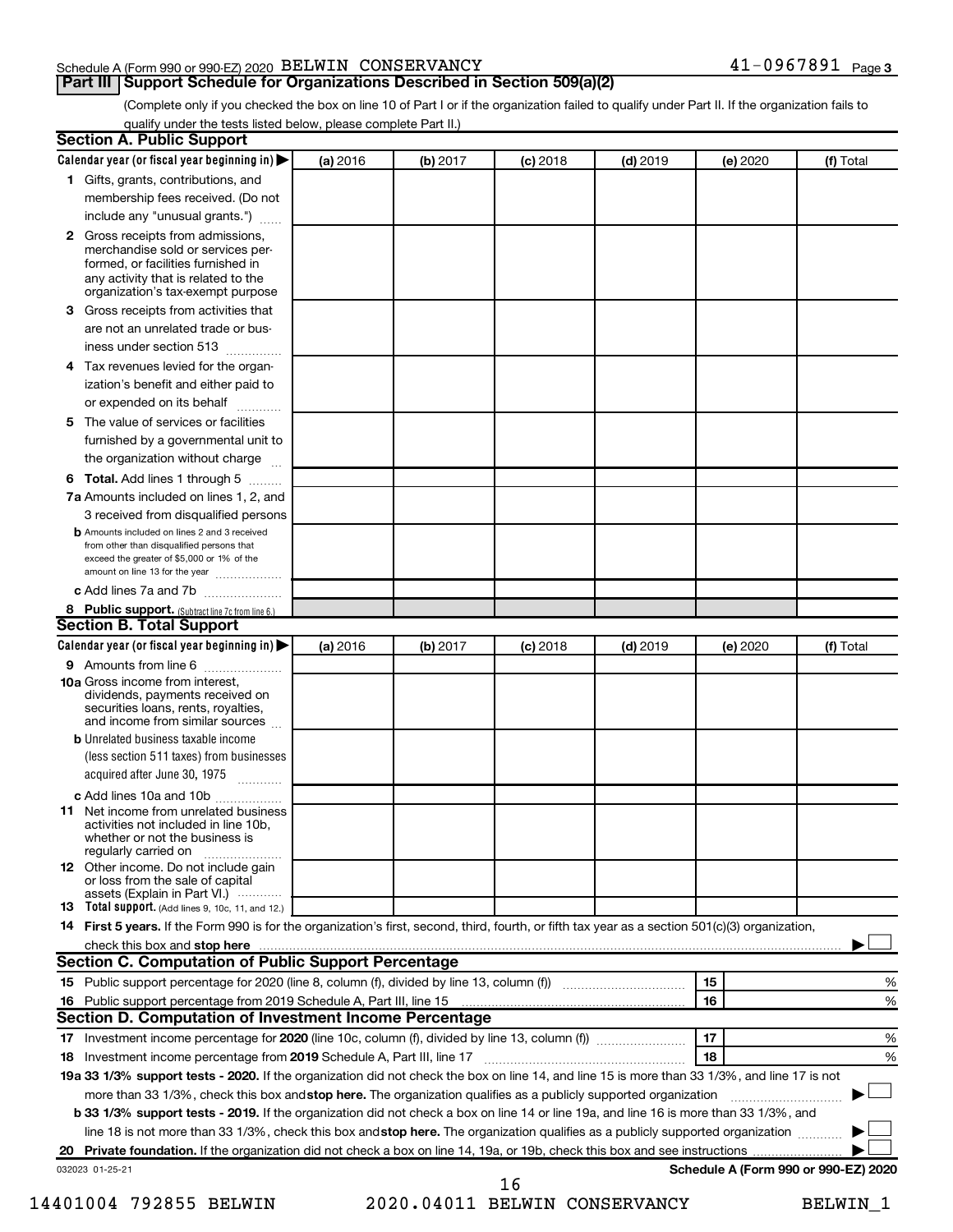Schedule A (Form 990 or 990-EZ) 2020 BELWIN CONSERVANCY 41-0967891 Page 3

**Part III | Support Schedule for Organizations Described in Section 509(a)(2)**

(Complete only if you checked the box on line 10 of Part I or if the organization failed to qualify under Part II. If the organization fails to qualify under the tests listed below, please complete Part II.)

### Section A. Public Support

| Calendar year (or fiscal year beginning in) ▶ | (a) 2016 | (b) 2017 | (c) 2018 | (d) 2019 | (e) 2020 | (f) Total |
|---|---|---|---|---|---|---|
| **1** Gifts, grants, contributions, and membership fees received. (Do not include any "unusual grants.") | | | | | | |
| **2** Gross receipts from admissions, merchandise sold or services performed, or facilities furnished in any activity that is related to the organization's tax-exempt purpose | | | | | | |
| **3** Gross receipts from activities that are not an unrelated trade or business under section 513 | | | | | | |
| **4** Tax revenues levied for the organization's benefit and either paid to or expended on its behalf | | | | | | |
| **5** The value of services or facilities furnished by a governmental unit to the organization without charge | | | | | | |
| **6 Total.** Add lines 1 through 5 | | | | | | |
| **7a** Amounts included on lines 1, 2, and 3 received from disqualified persons | | | | | | |
| **b** Amounts included on lines 2 and 3 received from other than disqualified persons that exceed the greater of $5,000 or 1% of the amount on line 13 for the year | | | | | | |
| **c** Add lines 7a and 7b | | | | | | |
| **8 Public support.** (Subtract line 7c from line 6.) | | | | | | |

### Section B. Total Support

| Calendar year (or fiscal year beginning in) ▶ | (a) 2016 | (b) 2017 | (c) 2018 | (d) 2019 | (e) 2020 | (f) Total |
|---|---|---|---|---|---|---|
| **9** Amounts from line 6 | | | | | | |
| **10a** Gross income from interest, dividends, payments received on securities loans, rents, royalties, and income from similar sources | | | | | | |
| **b** Unrelated business taxable income (less section 511 taxes) from businesses acquired after June 30, 1975 | | | | | | |
| **c** Add lines 10a and 10b | | | | | | |
| **11** Net income from unrelated business activities not included in line 10b, whether or not the business is regularly carried on | | | | | | |
| **12** Other income. Do not include gain or loss from the sale of capital assets (Explain in Part VI.) | | | | | | |
| **13 Total support.** (Add lines 9, 10c, 11, and 12.) | | | | | | |

**14 First 5 years.** If the Form 990 is for the organization's first, second, third, fourth, or fifth tax year as a section 501(c)(3) organization, check this box and **stop here** ▶ ☐

### Section C. Computation of Public Support Percentage

| | | |
|---|---|---|
| **15** Public support percentage for 2020 (line 8, column (f), divided by line 13, column (f)) | 15 | % |
| **16** Public support percentage from 2019 Schedule A, Part III, line 15 | 16 | % |

### Section D. Computation of Investment Income Percentage

| | | |
|---|---|---|
| **17** Investment income percentage for **2020** (line 10c, column (f), divided by line 13, column (f)) | 17 | % |
| **18** Investment income percentage from **2019** Schedule A, Part III, line 17 | 18 | % |

**19a 33 1/3% support tests - 2020.** If the organization did not check the box on line 14, and line 15 is more than 33 1/3%, and line 17 is not more than 33 1/3%, check this box and **stop here.** The organization qualifies as a publicly supported organization ▶ ☐

**b 33 1/3% support tests - 2019.** If the organization did not check a box on line 14 or line 19a, and line 16 is more than 33 1/3%, and line 18 is not more than 33 1/3%, check this box and **stop here.** The organization qualifies as a publicly supported organization ▶ ☐

**20 Private foundation.** If the organization did not check a box on line 14, 19a, or 19b, check this box and see instructions ▶ ☐

032023 01-25-21 **Schedule A (Form 990 or 990-EZ) 2020**

14401004 792855 BELWIN 2020.04011 BELWIN CONSERVANCY BELWIN_1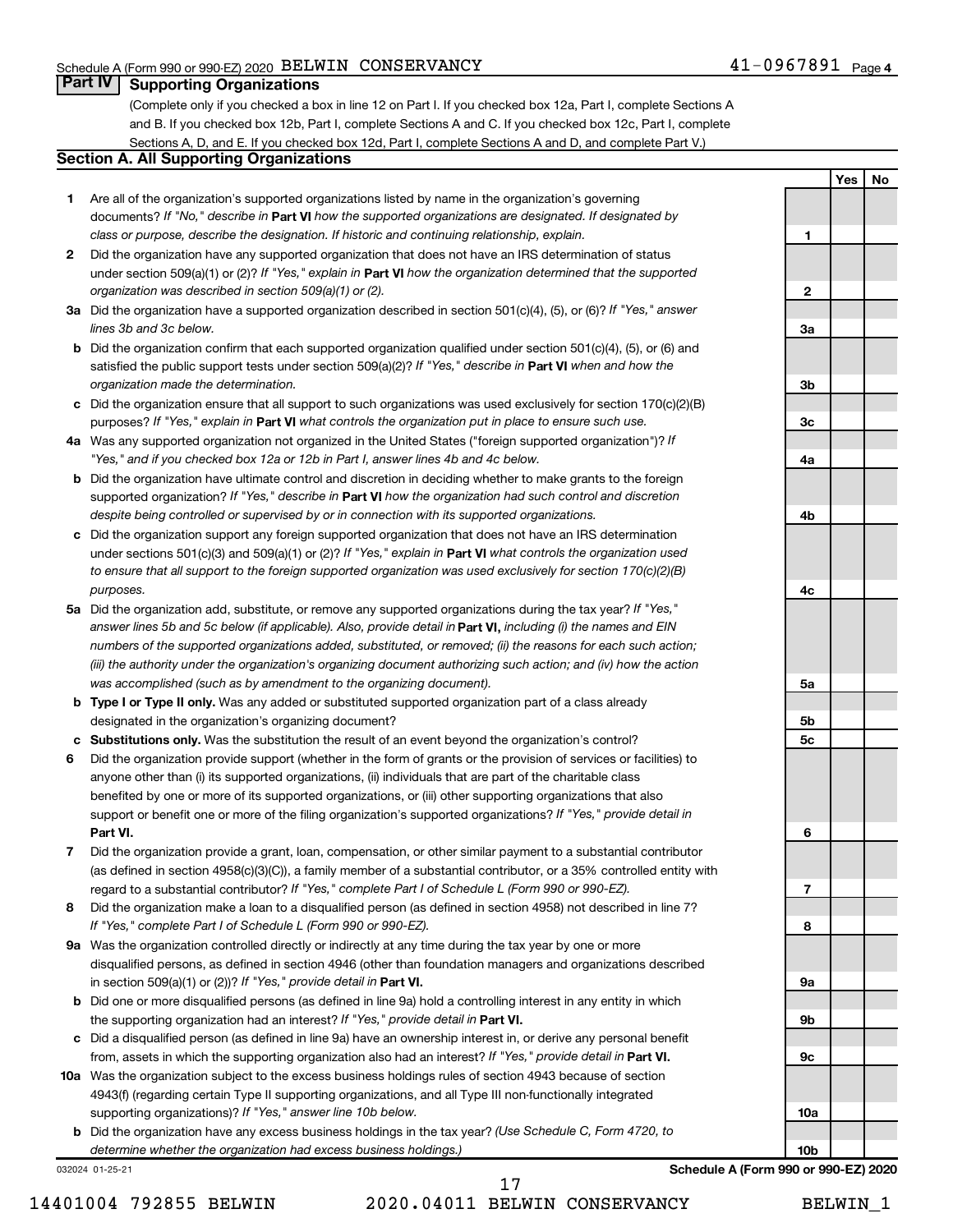Schedule A (Form 990 or 990-EZ) 2020 BELWIN CONSERVANCY 41-0967891 Page 4

## Part IV Supporting Organizations

(Complete only if you checked a box in line 12 on Part I. If you checked box 12a, Part I, complete Sections A and B. If you checked box 12b, Part I, complete Sections A and C. If you checked box 12c, Part I, complete Sections A, D, and E. If you checked box 12d, Part I, complete Sections A and D, and complete Part V.)

### Section A. All Supporting Organizations

| | | Line | Yes | No |
|---|---|---|---|---|
| **1** | Are all of the organization's supported organizations listed by name in the organization's governing documents? *If "No," describe in* **Part VI** *how the supported organizations are designated. If designated by class or purpose, describe the designation. If historic and continuing relationship, explain.* | **1** | | |
| **2** | Did the organization have any supported organization that does not have an IRS determination of status under section 509(a)(1) or (2)? *If "Yes," explain in* **Part VI** *how the organization determined that the supported organization was described in section 509(a)(1) or (2).* | **2** | | |
| **3a** | Did the organization have a supported organization described in section 501(c)(4), (5), or (6)? *If "Yes," answer lines 3b and 3c below.* | **3a** | | |
| **b** | Did the organization confirm that each supported organization qualified under section 501(c)(4), (5), or (6) and satisfied the public support tests under section 509(a)(2)? *If "Yes," describe in* **Part VI** *when and how the organization made the determination.* | **3b** | | |
| **c** | Did the organization ensure that all support to such organizations was used exclusively for section 170(c)(2)(B) purposes? *If "Yes," explain in* **Part VI** *what controls the organization put in place to ensure such use.* | **3c** | | |
| **4a** | Was any supported organization not organized in the United States ("foreign supported organization")? *If "Yes," and if you checked box 12a or 12b in Part I, answer lines 4b and 4c below.* | **4a** | | |
| **b** | Did the organization have ultimate control and discretion in deciding whether to make grants to the foreign supported organization? *If "Yes," describe in* **Part VI** *how the organization had such control and discretion despite being controlled or supervised by or in connection with its supported organizations.* | **4b** | | |
| **c** | Did the organization support any foreign supported organization that does not have an IRS determination under sections 501(c)(3) and 509(a)(1) or (2)? *If "Yes," explain in* **Part VI** *what controls the organization used to ensure that all support to the foreign supported organization was used exclusively for section 170(c)(2)(B) purposes.* | **4c** | | |
| **5a** | Did the organization add, substitute, or remove any supported organizations during the tax year? *If "Yes," answer lines 5b and 5c below (if applicable). Also, provide detail in* **Part VI,** *including (i) the names and EIN numbers of the supported organizations added, substituted, or removed; (ii) the reasons for each such action; (iii) the authority under the organization's organizing document authorizing such action; and (iv) how the action was accomplished (such as by amendment to the organizing document).* | **5a** | | |
| **b** | **Type I or Type II only.** Was any added or substituted supported organization part of a class already designated in the organization's organizing document? | **5b** | | |
| **c** | **Substitutions only.** Was the substitution the result of an event beyond the organization's control? | **5c** | | |
| **6** | Did the organization provide support (whether in the form of grants or the provision of services or facilities) to anyone other than (i) its supported organizations, (ii) individuals that are part of the charitable class benefited by one or more of its supported organizations, or (iii) other supporting organizations that also support or benefit one or more of the filing organization's supported organizations? *If "Yes," provide detail in* **Part VI.** | **6** | | |
| **7** | Did the organization provide a grant, loan, compensation, or other similar payment to a substantial contributor (as defined in section 4958(c)(3)(C)), a family member of a substantial contributor, or a 35% controlled entity with regard to a substantial contributor? *If "Yes," complete Part I of Schedule L (Form 990 or 990-EZ).* | **7** | | |
| **8** | Did the organization make a loan to a disqualified person (as defined in section 4958) not described in line 7? *If "Yes," complete Part I of Schedule L (Form 990 or 990-EZ).* | **8** | | |
| **9a** | Was the organization controlled directly or indirectly at any time during the tax year by one or more disqualified persons, as defined in section 4946 (other than foundation managers and organizations described in section 509(a)(1) or (2))? *If "Yes," provide detail in* **Part VI.** | **9a** | | |
| **b** | Did one or more disqualified persons (as defined in line 9a) hold a controlling interest in any entity in which the supporting organization had an interest? *If "Yes," provide detail in* **Part VI.** | **9b** | | |
| **c** | Did a disqualified person (as defined in line 9a) have an ownership interest in, or derive any personal benefit from, assets in which the supporting organization also had an interest? *If "Yes," provide detail in* **Part VI.** | **9c** | | |
| **10a** | Was the organization subject to the excess business holdings rules of section 4943 because of section 4943(f) (regarding certain Type II supporting organizations, and all Type III non-functionally integrated supporting organizations)? *If "Yes," answer line 10b below.* | **10a** | | |
| **b** | Did the organization have any excess business holdings in the tax year? *(Use Schedule C, Form 4720, to determine whether the organization had excess business holdings.)* | **10b** | | |

032024 01-25-21

**Schedule A (Form 990 or 990-EZ) 2020**

14401004 792855 BELWIN 2020.04011 BELWIN CONSERVANCY BELWIN_1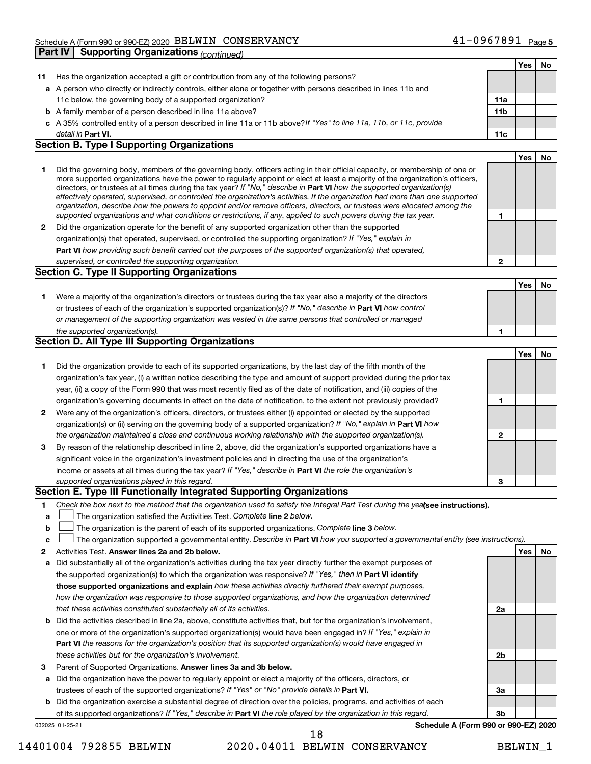Schedule A (Form 990 or 990-EZ) 2020 BELWIN CONSERVANCY 41-0967891 Page 5

**Part IV | Supporting Organizations** *(continued)*

| | | | Yes | No |
|---|---|---|---|---|
| **11** | Has the organization accepted a gift or contribution from any of the following persons? | | | |
| **a** | A person who directly or indirectly controls, either alone or together with persons described in lines 11b and 11c below, the governing body of a supported organization? | **11a** | | |
| **b** | A family member of a person described in line 11a above? | **11b** | | |
| **c** | A 35% controlled entity of a person described in line 11a or 11b above? *If "Yes" to line 11a, 11b, or 11c, provide detail in* **Part VI.** | **11c** | | |

### Section B. Type I Supporting Organizations

| | | | Yes | No |
|---|---|---|---|---|
| **1** | Did the governing body, members of the governing body, officers acting in their official capacity, or membership of one or more supported organizations have the power to regularly appoint or elect at least a majority of the organization's officers, directors, or trustees at all times during the tax year? *If "No," describe in* **Part VI** *how the supported organization(s) effectively operated, supervised, or controlled the organization's activities. If the organization had more than one supported organization, describe how the powers to appoint and/or remove officers, directors, or trustees were allocated among the supported organizations and what conditions or restrictions, if any, applied to such powers during the tax year.* | **1** | | |
| **2** | Did the organization operate for the benefit of any supported organization other than the supported organization(s) that operated, supervised, or controlled the supporting organization? *If "Yes," explain in* **Part VI** *how providing such benefit carried out the purposes of the supported organization(s) that operated, supervised, or controlled the supporting organization.* | **2** | | |

### Section C. Type II Supporting Organizations

| | | | Yes | No |
|---|---|---|---|---|
| **1** | Were a majority of the organization's directors or trustees during the tax year also a majority of the directors or trustees of each of the organization's supported organization(s)? *If "No," describe in* **Part VI** *how control or management of the supporting organization was vested in the same persons that controlled or managed the supported organization(s).* | **1** | | |

### Section D. All Type III Supporting Organizations

| | | | Yes | No |
|---|---|---|---|---|
| **1** | Did the organization provide to each of its supported organizations, by the last day of the fifth month of the organization's tax year, (i) a written notice describing the type and amount of support provided during the prior tax year, (ii) a copy of the Form 990 that was most recently filed as of the date of notification, and (iii) copies of the organization's governing documents in effect on the date of notification, to the extent not previously provided? | **1** | | |
| **2** | Were any of the organization's officers, directors, or trustees either (i) appointed or elected by the supported organization(s) or (ii) serving on the governing body of a supported organization? *If "No," explain in* **Part VI** *how the organization maintained a close and continuous working relationship with the supported organization(s).* | **2** | | |
| **3** | By reason of the relationship described in line 2, above, did the organization's supported organizations have a significant voice in the organization's investment policies and in directing the use of the organization's income or assets at all times during the tax year? *If "Yes," describe in* **Part VI** *the role the organization's supported organizations played in this regard.* | **3** | | |

### Section E. Type III Functionally Integrated Supporting Organizations

**1** *Check the box next to the method that the organization used to satisfy the Integral Part Test during the year* **(see instructions).**

- **a** ☐ The organization satisfied the Activities Test. *Complete* **line 2** *below.*
- **b** ☐ The organization is the parent of each of its supported organizations. *Complete* **line 3** *below.*
- **c** ☐ The organization supported a governmental entity. *Describe in* **Part VI** *how you supported a governmental entity (see instructions).*

| | | | Yes | No |
|---|---|---|---|---|
| **2** | Activities Test. **Answer lines 2a and 2b below.** | | | |
| **a** | Did substantially all of the organization's activities during the tax year directly further the exempt purposes of the supported organization(s) to which the organization was responsive? *If "Yes," then in* **Part VI identify those supported organizations and explain** *how these activities directly furthered their exempt purposes, how the organization was responsive to those supported organizations, and how the organization determined that these activities constituted substantially all of its activities.* | **2a** | | |
| **b** | Did the activities described in line 2a, above, constitute activities that, but for the organization's involvement, one or more of the organization's supported organization(s) would have been engaged in? *If "Yes," explain in* **Part VI** *the reasons for the organization's position that its supported organization(s) would have engaged in these activities but for the organization's involvement.* | **2b** | | |
| **3** | Parent of Supported Organizations. **Answer lines 3a and 3b below.** | | | |
| **a** | Did the organization have the power to regularly appoint or elect a majority of the officers, directors, or trustees of each of the supported organizations? *If "Yes" or "No" provide details in* **Part VI.** | **3a** | | |
| **b** | Did the organization exercise a substantial degree of direction over the policies, programs, and activities of each of its supported organizations? *If "Yes," describe in* **Part VI** *the role played by the organization in this regard.* | **3b** | | |

032025 01-25-21 **Schedule A (Form 990 or 990-EZ) 2020**

14401004 792855 BELWIN 2020.04011 BELWIN CONSERVANCY BELWIN_1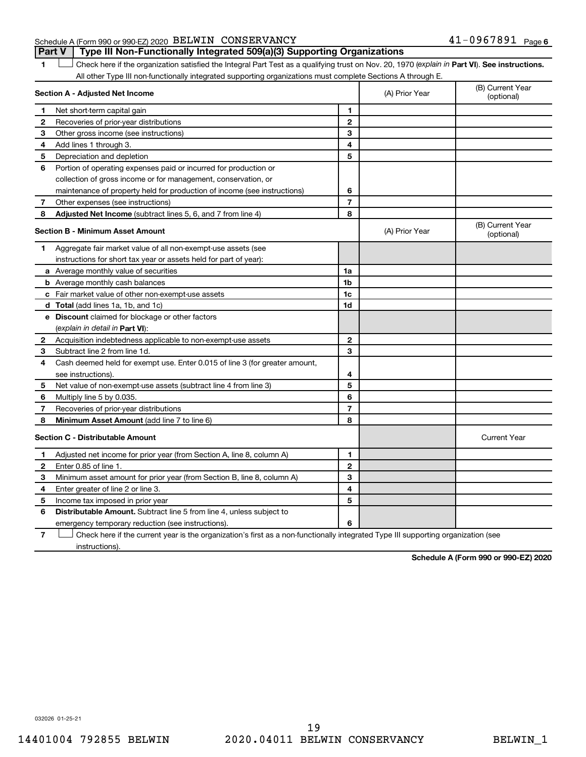Schedule A (Form 990 or 990-EZ) 2020 BELWIN CONSERVANCY 41-0967891 Page 6

**Part V | Type III Non-Functionally Integrated 509(a)(3) Supporting Organizations**

1 ☐ Check here if the organization satisfied the Integral Part Test as a qualifying trust on Nov. 20, 1970 (*explain in* **Part VI**). **See instructions.** All other Type III non-functionally integrated supporting organizations must complete Sections A through E.

| **Section A - Adjusted Net Income** | | (A) Prior Year | (B) Current Year (optional) |
|---|---|---|---|
| **1** Net short-term capital gain | **1** | | |
| **2** Recoveries of prior-year distributions | **2** | | |
| **3** Other gross income (see instructions) | **3** | | |
| **4** Add lines 1 through 3. | **4** | | |
| **5** Depreciation and depletion | **5** | | |
| **6** Portion of operating expenses paid or incurred for production or collection of gross income or for management, conservation, or maintenance of property held for production of income (see instructions) | **6** | | |
| **7** Other expenses (see instructions) | **7** | | |
| **8** **Adjusted Net Income** (subtract lines 5, 6, and 7 from line 4) | **8** | | |

| **Section B - Minimum Asset Amount** | | (A) Prior Year | (B) Current Year (optional) |
|---|---|---|---|
| **1** Aggregate fair market value of all non-exempt-use assets (see instructions for short tax year or assets held for part of year): | | | |
| **a** Average monthly value of securities | **1a** | | |
| **b** Average monthly cash balances | **1b** | | |
| **c** Fair market value of other non-exempt-use assets | **1c** | | |
| **d** **Total** (add lines 1a, 1b, and 1c) | **1d** | | |
| **e** **Discount** claimed for blockage or other factors (*explain in detail in* **Part VI**): | | | |
| **2** Acquisition indebtedness applicable to non-exempt-use assets | **2** | | |
| **3** Subtract line 2 from line 1d. | **3** | | |
| **4** Cash deemed held for exempt use. Enter 0.015 of line 3 (for greater amount, see instructions). | **4** | | |
| **5** Net value of non-exempt-use assets (subtract line 4 from line 3) | **5** | | |
| **6** Multiply line 5 by 0.035. | **6** | | |
| **7** Recoveries of prior-year distributions | **7** | | |
| **8** **Minimum Asset Amount** (add line 7 to line 6) | **8** | | |

| **Section C - Distributable Amount** | | | Current Year |
|---|---|---|---|
| **1** Adjusted net income for prior year (from Section A, line 8, column A) | **1** | | |
| **2** Enter 0.85 of line 1. | **2** | | |
| **3** Minimum asset amount for prior year (from Section B, line 8, column A) | **3** | | |
| **4** Enter greater of line 2 or line 3. | **4** | | |
| **5** Income tax imposed in prior year | **5** | | |
| **6** **Distributable Amount.** Subtract line 5 from line 4, unless subject to emergency temporary reduction (see instructions). | **6** | | |

7 ☐ Check here if the current year is the organization's first as a non-functionally integrated Type III supporting organization (see instructions).

**Schedule A (Form 990 or 990-EZ) 2020**

032026 01-25-21

14401004 792855 BELWIN 2020.04011 BELWIN CONSERVANCY BELWIN_1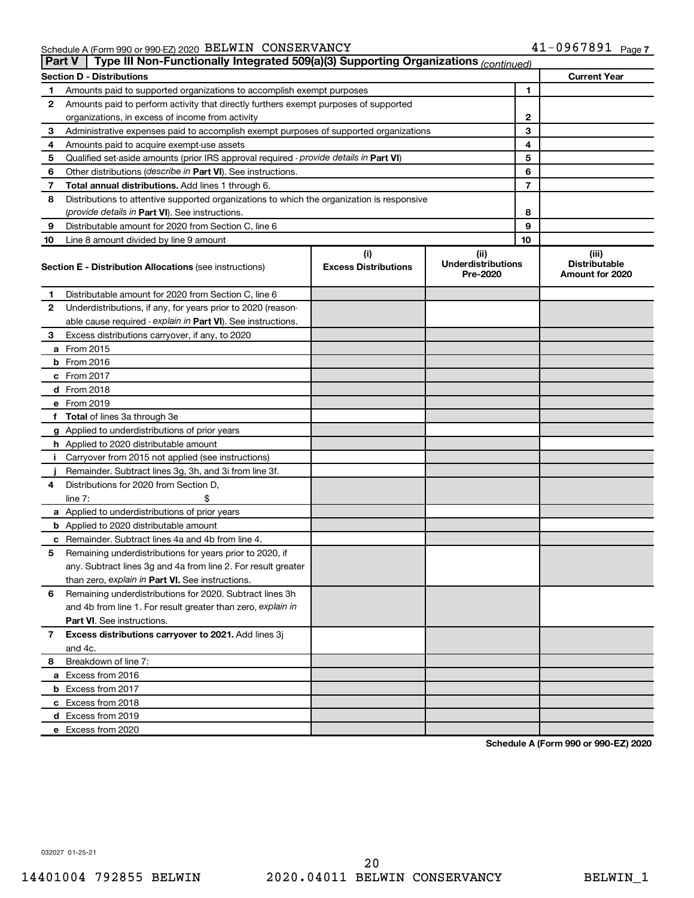Schedule A (Form 990 or 990-EZ) 2020 BELWIN CONSERVANCY 41-0967891 Page 7

**Part V | Type III Non-Functionally Integrated 509(a)(3) Supporting Organizations** *(continued)*

| Section D - Distributions | | | Current Year |
|---|---|---|---|
| 1 | Amounts paid to supported organizations to accomplish exempt purposes | 1 | |
| 2 | Amounts paid to perform activity that directly furthers exempt purposes of supported organizations, in excess of income from activity | 2 | |
| 3 | Administrative expenses paid to accomplish exempt purposes of supported organizations | 3 | |
| 4 | Amounts paid to acquire exempt-use assets | 4 | |
| 5 | Qualified set-aside amounts (prior IRS approval required - *provide details in* **Part VI**) | 5 | |
| 6 | Other distributions (*describe in* **Part VI**). See instructions. | 6 | |
| 7 | **Total annual distributions.** Add lines 1 through 6. | 7 | |
| 8 | Distributions to attentive supported organizations to which the organization is responsive (*provide details in* **Part VI**). See instructions. | 8 | |
| 9 | Distributable amount for 2020 from Section C, line 6 | 9 | |
| 10 | Line 8 amount divided by line 9 amount | 10 | |

| | **Section E - Distribution Allocations** (see instructions) | (i) Excess Distributions | (ii) Underdistributions Pre-2020 | (iii) Distributable Amount for 2020 |
|---|---|---|---|---|
| 1 | Distributable amount for 2020 from Section C, line 6 | | | |
| 2 | Underdistributions, if any, for years prior to 2020 (reasonable cause required - *explain in* **Part VI**). See instructions. | | | |
| 3 | Excess distributions carryover, if any, to 2020 | | | |
| a | From 2015 | | | |
| b | From 2016 | | | |
| c | From 2017 | | | |
| d | From 2018 | | | |
| e | From 2019 | | | |
| f | **Total** of lines 3a through 3e | | | |
| g | Applied to underdistributions of prior years | | | |
| h | Applied to 2020 distributable amount | | | |
| i | Carryover from 2015 not applied (see instructions) | | | |
| j | Remainder. Subtract lines 3g, 3h, and 3i from line 3f. | | | |
| 4 | Distributions for 2020 from Section D, line 7: $ | | | |
| a | Applied to underdistributions of prior years | | | |
| b | Applied to 2020 distributable amount | | | |
| c | Remainder. Subtract lines 4a and 4b from line 4. | | | |
| 5 | Remaining underdistributions for years prior to 2020, if any. Subtract lines 3g and 4a from line 2. For result greater than zero, *explain in* **Part VI.** See instructions. | | | |
| 6 | Remaining underdistributions for 2020. Subtract lines 3h and 4b from line 1. For result greater than zero, *explain in* **Part VI**. See instructions. | | | |
| 7 | **Excess distributions carryover to 2021.** Add lines 3j and 4c. | | | |
| 8 | Breakdown of line 7: | | | |
| a | Excess from 2016 | | | |
| b | Excess from 2017 | | | |
| c | Excess from 2018 | | | |
| d | Excess from 2019 | | | |
| e | Excess from 2020 | | | |

**Schedule A (Form 990 or 990-EZ) 2020**

032027 01-25-21

14401004 792855 BELWIN 2020.04011 BELWIN CONSERVANCY BELWIN_1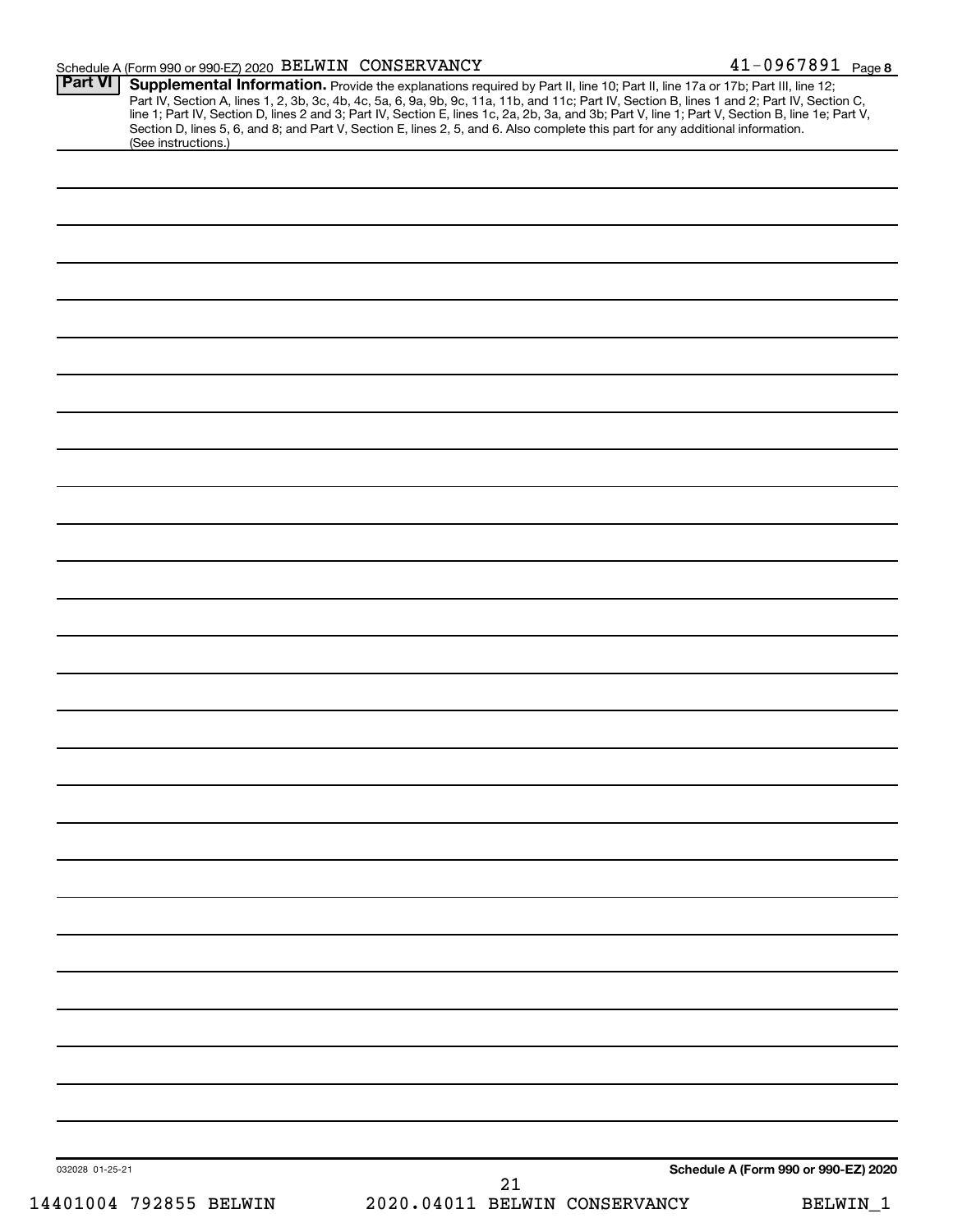Schedule A (Form 990 or 990-EZ) 2020 BELWIN CONSERVANCY 41-0967891 Page 8

**Part VI** **Supplemental Information.** Provide the explanations required by Part II, line 10; Part II, line 17a or 17b; Part III, line 12; Part IV, Section A, lines 1, 2, 3b, 3c, 4b, 4c, 5a, 6, 9a, 9b, 9c, 11a, 11b, and 11c; Part IV, Section B, lines 1 and 2; Part IV, Section C, line 1; Part IV, Section D, lines 2 and 3; Part IV, Section E, lines 1c, 2a, 2b, 3a, and 3b; Part V, line 1; Part V, Section B, line 1e; Part V, Section D, lines 5, 6, and 8; and Part V, Section E, lines 2, 5, and 6. Also complete this part for any additional information. (See instructions.)

032028 01-25-21

**Schedule A (Form 990 or 990-EZ) 2020**

14401004 792855 BELWIN 2020.04011 BELWIN CONSERVANCY BELWIN_1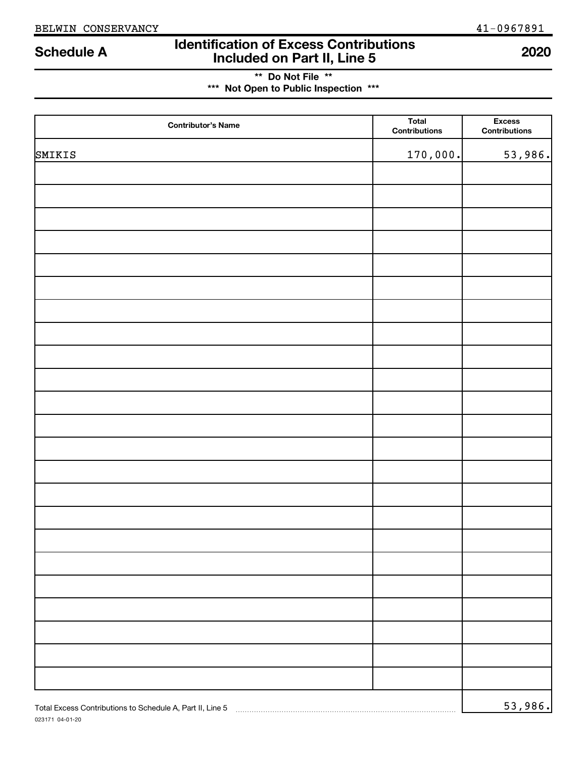BELWIN CONSERVANCY 41-0967891

# Schedule A — Identification of Excess Contributions Included on Part II, Line 5 — 2020

**\*\* Do Not File \*\***

**\*\*\* Not Open to Public Inspection \*\*\***

| Contributor's Name | Total Contributions | Excess Contributions |
|---|---|---|
| SMIKIS | 170,000. | 53,986. |

Total Excess Contributions to Schedule A, Part II, Line 5 ........ 53,986.

023171 04-01-20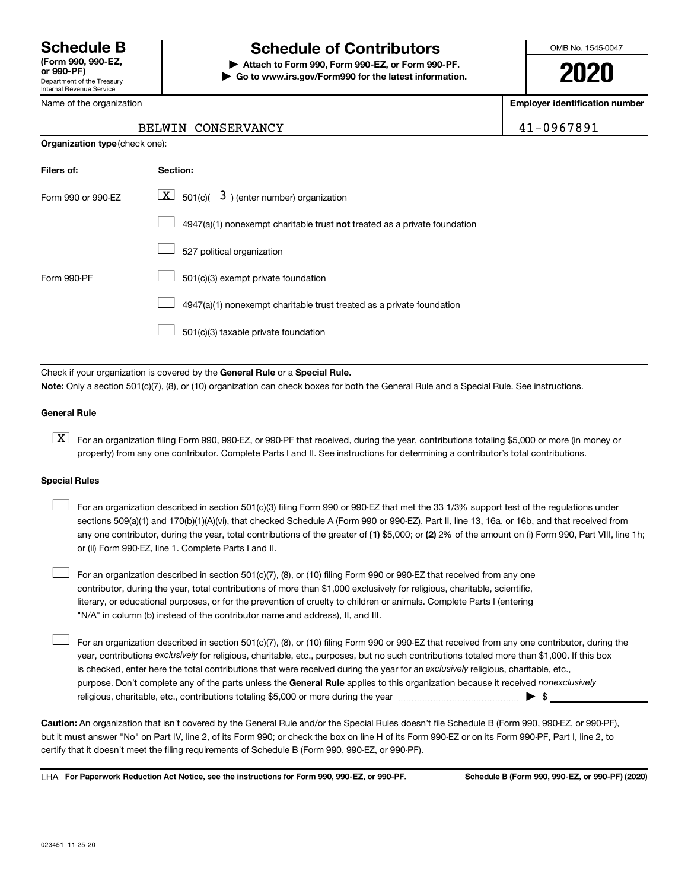# Schedule B (Form 990, 990-EZ, or 990-PF)

Department of the Treasury
Internal Revenue Service

## Schedule of Contributors

▶ **Attach to Form 990, Form 990-EZ, or Form 990-PF.**
▶ **Go to www.irs.gov/Form990 for the latest information.**

OMB No. 1545-0047

**2020**

| Name of the organization | Employer identification number |
|---|---|
| BELWIN CONSERVANCY | 41-0967891 |

**Organization type** (check one):

| Filers of: | Section: |
|---|---|
| Form 990 or 990-EZ | [X] 501(c)( 3 ) (enter number) organization |
| | [ ] 4947(a)(1) nonexempt charitable trust **not** treated as a private foundation |
| | [ ] 527 political organization |
| Form 990-PF | [ ] 501(c)(3) exempt private foundation |
| | [ ] 4947(a)(1) nonexempt charitable trust treated as a private foundation |
| | [ ] 501(c)(3) taxable private foundation |

Check if your organization is covered by the **General Rule** or a **Special Rule.**

**Note:** Only a section 501(c)(7), (8), or (10) organization can check boxes for both the General Rule and a Special Rule. See instructions.

**General Rule**

[X] For an organization filing Form 990, 990-EZ, or 990-PF that received, during the year, contributions totaling $5,000 or more (in money or property) from any one contributor. Complete Parts I and II. See instructions for determining a contributor's total contributions.

**Special Rules**

[ ] For an organization described in section 501(c)(3) filing Form 990 or 990-EZ that met the 33 1/3% support test of the regulations under sections 509(a)(1) and 170(b)(1)(A)(vi), that checked Schedule A (Form 990 or 990-EZ), Part II, line 13, 16a, or 16b, and that received from any one contributor, during the year, total contributions of the greater of **(1)** $5,000; or **(2)** 2% of the amount on (i) Form 990, Part VIII, line 1h; or (ii) Form 990-EZ, line 1. Complete Parts I and II.

[ ] For an organization described in section 501(c)(7), (8), or (10) filing Form 990 or 990-EZ that received from any one contributor, during the year, total contributions of more than $1,000 exclusively for religious, charitable, scientific, literary, or educational purposes, or for the prevention of cruelty to children or animals. Complete Parts I (entering "N/A" in column (b) instead of the contributor name and address), II, and III.

[ ] For an organization described in section 501(c)(7), (8), or (10) filing Form 990 or 990-EZ that received from any one contributor, during the year, contributions *exclusively* for religious, charitable, etc., purposes, but no such contributions totaled more than $1,000. If this box is checked, enter here the total contributions that were received during the year for an *exclusively* religious, charitable, etc., purpose. Don't complete any of the parts unless the **General Rule** applies to this organization because it received *nonexclusively* religious, charitable, etc., contributions totaling $5,000 or more during the year ▶ $ ____________

**Caution:** An organization that isn't covered by the General Rule and/or the Special Rules doesn't file Schedule B (Form 990, 990-EZ, or 990-PF), but it **must** answer "No" on Part IV, line 2, of its Form 990; or check the box on line H of its Form 990-EZ or on its Form 990-PF, Part I, line 2, to certify that it doesn't meet the filing requirements of Schedule B (Form 990, 990-EZ, or 990-PF).

LHA **For Paperwork Reduction Act Notice, see the instructions for Form 990, 990-EZ, or 990-PF.** **Schedule B (Form 990, 990-EZ, or 990-PF) (2020)**

023451 11-25-20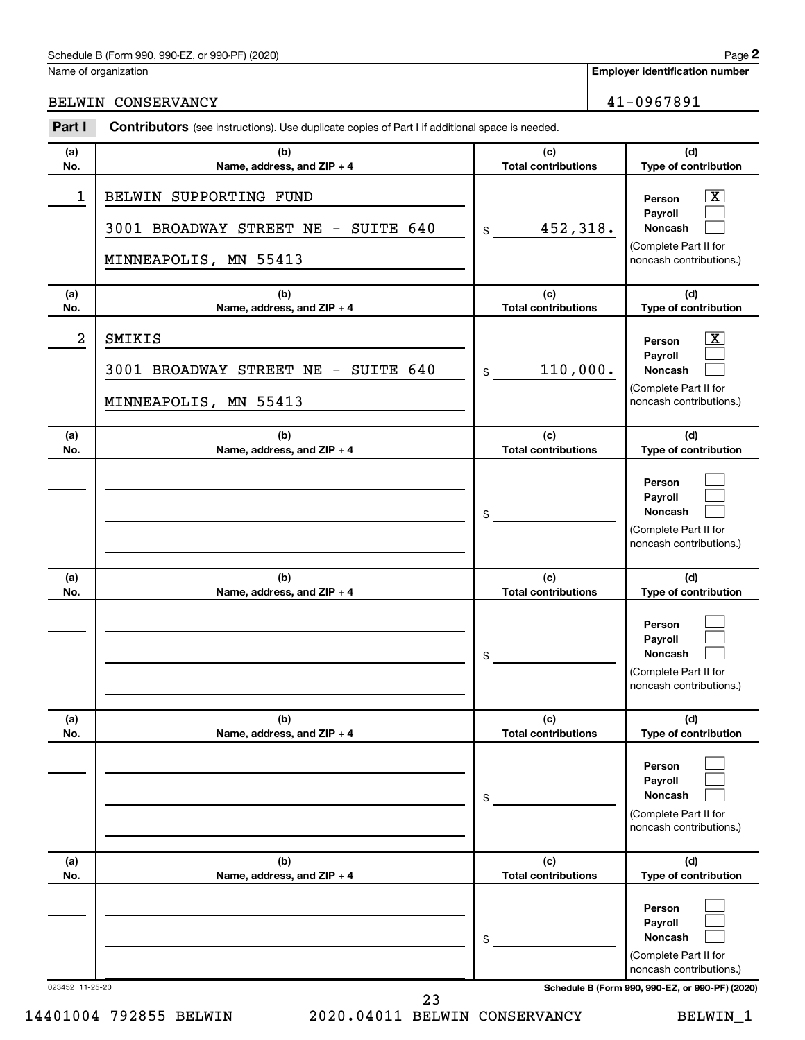Schedule B (Form 990, 990-EZ, or 990-PF) (2020) Page **2**

Name of organization: BELWIN CONSERVANCY

**Employer identification number**: 41-0967891

**Part I** **Contributors** (see instructions). Use duplicate copies of Part I if additional space is needed.

| (a) No. | (b) Name, address, and ZIP + 4 | (c) Total contributions | (d) Type of contribution |
|---|---|---|---|
| 1 | BELWIN SUPPORTING FUND<br>3001 BROADWAY STREET NE - SUITE 640<br>MINNEAPOLIS, MN 55413 | $ 452,318. | Person [X]<br>Payroll [ ]<br>Noncash [ ]<br>(Complete Part II for noncash contributions.) |
| 2 | SMIKIS<br>3001 BROADWAY STREET NE - SUITE 640<br>MINNEAPOLIS, MN 55413 | $ 110,000. | Person [X]<br>Payroll [ ]<br>Noncash [ ]<br>(Complete Part II for noncash contributions.) |
| | | $ | Person [ ]<br>Payroll [ ]<br>Noncash [ ]<br>(Complete Part II for noncash contributions.) |
| | | $ | Person [ ]<br>Payroll [ ]<br>Noncash [ ]<br>(Complete Part II for noncash contributions.) |
| | | $ | Person [ ]<br>Payroll [ ]<br>Noncash [ ]<br>(Complete Part II for noncash contributions.) |
| | | $ | Person [ ]<br>Payroll [ ]<br>Noncash [ ]<br>(Complete Part II for noncash contributions.) |

023452 11-25-20 **Schedule B (Form 990, 990-EZ, or 990-PF) (2020)**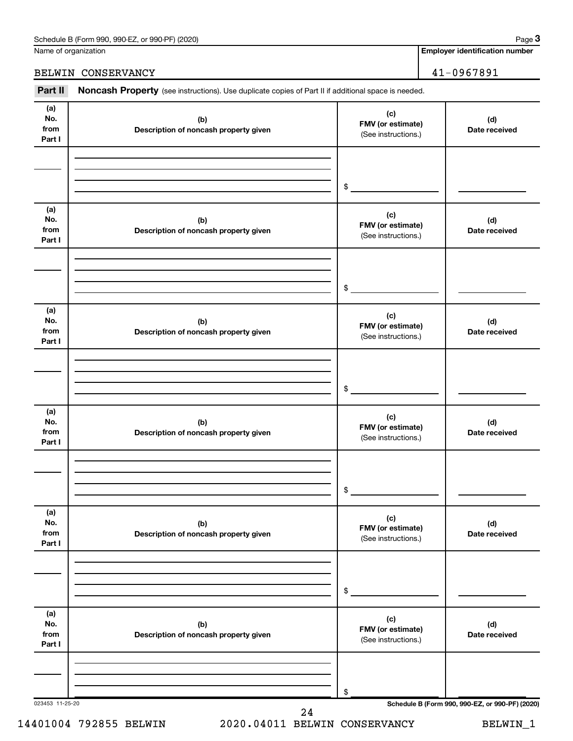Name of organization

BELWIN CONSERVANCY

**Employer identification number**

41-0967891

**Part II** **Noncash Property** (see instructions). Use duplicate copies of Part II if additional space is needed.

| (a) No. from Part I | (b) Description of noncash property given | (c) FMV (or estimate) (See instructions.) | (d) Date received |
|---|---|---|---|
| | | $ | |

| (a) No. from Part I | (b) Description of noncash property given | (c) FMV (or estimate) (See instructions.) | (d) Date received |
|---|---|---|---|
| | | $ | |

| (a) No. from Part I | (b) Description of noncash property given | (c) FMV (or estimate) (See instructions.) | (d) Date received |
|---|---|---|---|
| | | $ | |

| (a) No. from Part I | (b) Description of noncash property given | (c) FMV (or estimate) (See instructions.) | (d) Date received |
|---|---|---|---|
| | | $ | |

| (a) No. from Part I | (b) Description of noncash property given | (c) FMV (or estimate) (See instructions.) | (d) Date received |
|---|---|---|---|
| | | $ | |

| (a) No. from Part I | (b) Description of noncash property given | (c) FMV (or estimate) (See instructions.) | (d) Date received |
|---|---|---|---|
| | | $ | |

023453 11-25-20

**Schedule B (Form 990, 990-EZ, or 990-PF) (2020)**

14401004 792855 BELWIN 2020.04011 BELWIN CONSERVANCY BELWIN_1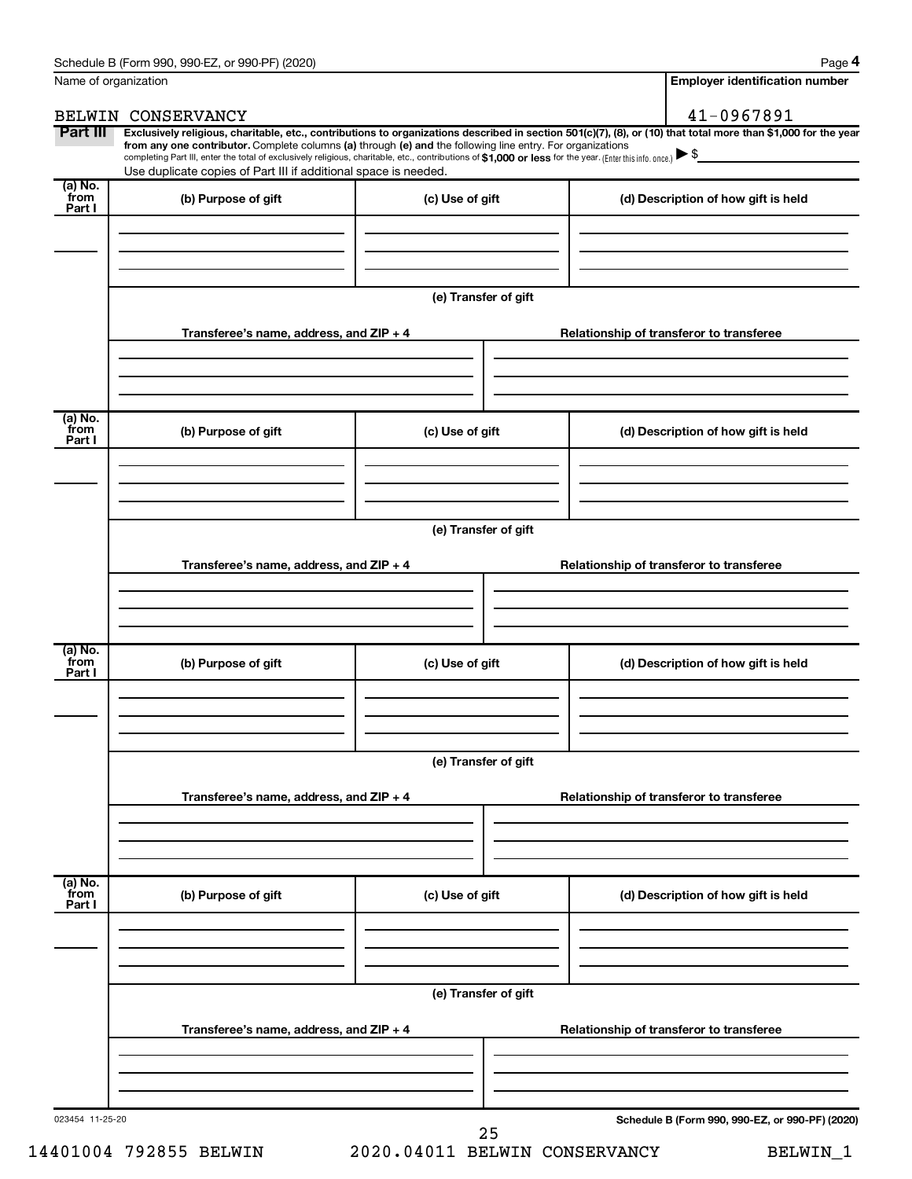Name of organization

BELWIN CONSERVANCY

**Employer identification number**

41-0967891

**Part III** **Exclusively religious, charitable, etc., contributions to organizations described in section 501(c)(7), (8), or (10) that total more than $1,000 for the year from any one contributor.** Complete columns **(a)** through **(e)** and the following line entry. For organizations completing Part III, enter the total of exclusively religious, charitable, etc., contributions of **$1,000 or less** for the year. (Enter this info. once.) ▶ $

Use duplicate copies of Part III if additional space is needed.

| (a) No. from Part I | (b) Purpose of gift | (c) Use of gift | (d) Description of how gift is held |
|---|---|---|---|
| | | | |

**(e) Transfer of gift**

| Transferee's name, address, and ZIP + 4 | Relationship of transferor to transferee |
|---|---|
| | |

| (a) No. from Part I | (b) Purpose of gift | (c) Use of gift | (d) Description of how gift is held |
|---|---|---|---|
| | | | |

**(e) Transfer of gift**

| Transferee's name, address, and ZIP + 4 | Relationship of transferor to transferee |
|---|---|
| | |

| (a) No. from Part I | (b) Purpose of gift | (c) Use of gift | (d) Description of how gift is held |
|---|---|---|---|
| | | | |

**(e) Transfer of gift**

| Transferee's name, address, and ZIP + 4 | Relationship of transferor to transferee |
|---|---|
| | |

| (a) No. from Part I | (b) Purpose of gift | (c) Use of gift | (d) Description of how gift is held |
|---|---|---|---|
| | | | |

**(e) Transfer of gift**

| Transferee's name, address, and ZIP + 4 | Relationship of transferor to transferee |
|---|---|
| | |

023454 11-25-20

**Schedule B (Form 990, 990-EZ, or 990-PF) (2020)**

14401004 792855 BELWIN 2020.04011 BELWIN CONSERVANCY BELWIN_1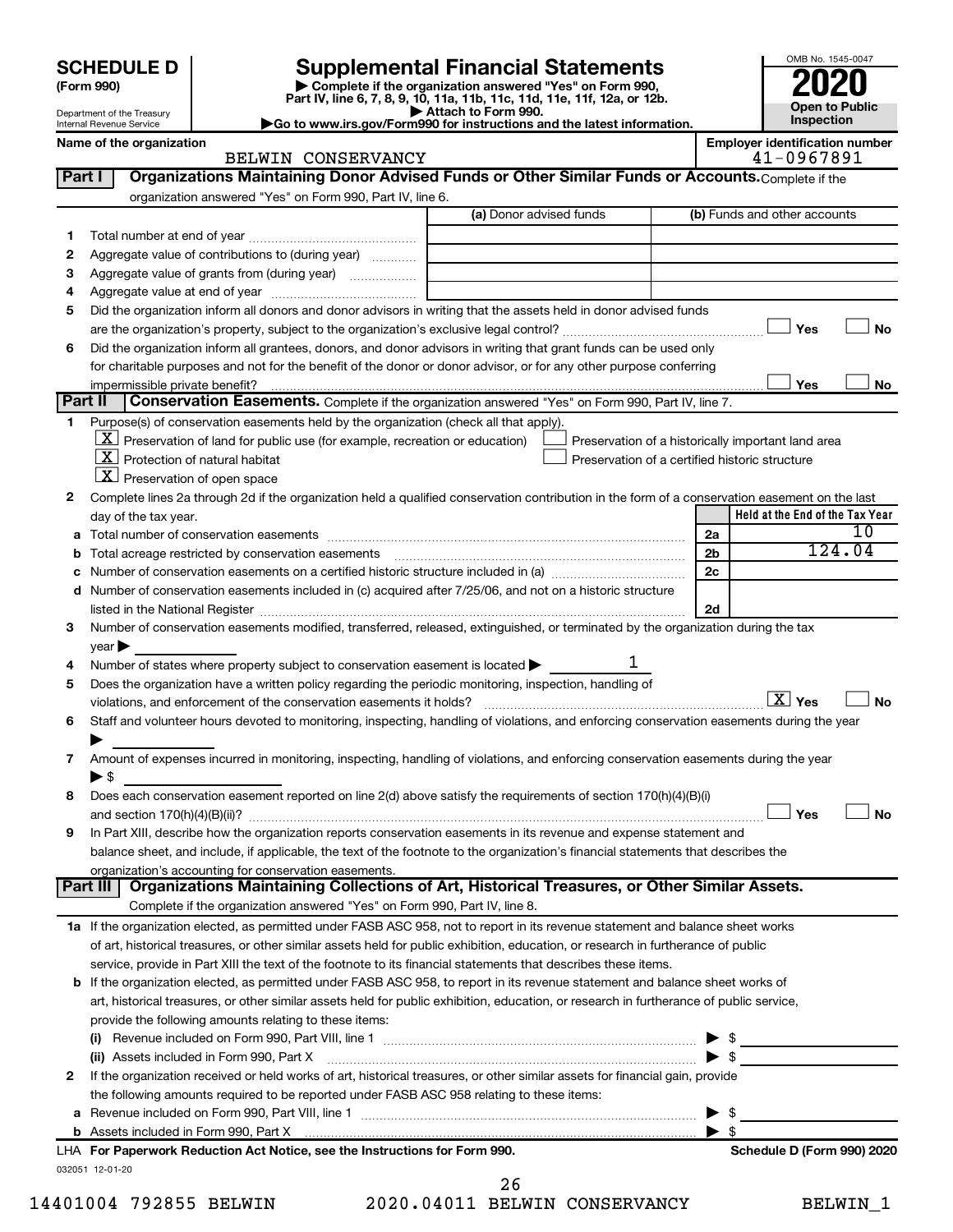# SCHEDULE D (Form 990)

Department of the Treasury
Internal Revenue Service

## Supplemental Financial Statements

▶ Complete if the organization answered "Yes" on Form 990, Part IV, line 6, 7, 8, 9, 10, 11a, 11b, 11c, 11d, 11e, 11f, 12a, or 12b.
▶ Attach to Form 990.
▶Go to www.irs.gov/Form990 for instructions and the latest information.

OMB No. 1545-0047
**2020**
**Open to Public Inspection**

**Name of the organization:** BELWIN CONSERVANCY
**Employer identification number:** 41-0967891

### Part I — Organizations Maintaining Donor Advised Funds or Other Similar Funds or Accounts. Complete if the organization answered "Yes" on Form 990, Part IV, line 6.

| | | (a) Donor advised funds | (b) Funds and other accounts |
|---|---|---|---|
| 1 | Total number at end of year | | |
| 2 | Aggregate value of contributions to (during year) | | |
| 3 | Aggregate value of grants from (during year) | | |
| 4 | Aggregate value at end of year | | |

5 Did the organization inform all donors and donor advisors in writing that the assets held in donor advised funds are the organization's property, subject to the organization's exclusive legal control? ☐ Yes ☐ No

6 Did the organization inform all grantees, donors, and donor advisors in writing that grant funds can be used only for charitable purposes and not for the benefit of the donor or donor advisor, or for any other purpose conferring impermissible private benefit? ☐ Yes ☐ No

### Part II — Conservation Easements. Complete if the organization answered "Yes" on Form 990, Part IV, line 7.

1 Purpose(s) of conservation easements held by the organization (check all that apply).
- [X] Preservation of land for public use (for example, recreation or education)
- [X] Protection of natural habitat
- [X] Preservation of open space
- [ ] Preservation of a historically important land area
- [ ] Preservation of a certified historic structure

2 Complete lines 2a through 2d if the organization held a qualified conservation contribution in the form of a conservation easement on the last day of the tax year.

| | | | Held at the End of the Tax Year |
|---|---|---|---|
| a | Total number of conservation easements | 2a | 10 |
| b | Total acreage restricted by conservation easements | 2b | 124.04 |
| c | Number of conservation easements on a certified historic structure included in (a) | 2c | |
| d | Number of conservation easements included in (c) acquired after 7/25/06, and not on a historic structure listed in the National Register | 2d | |

3 Number of conservation easements modified, transferred, released, extinguished, or terminated by the organization during the tax year ▶

4 Number of states where property subject to conservation easement is located ▶ 1

5 Does the organization have a written policy regarding the periodic monitoring, inspection, handling of violations, and enforcement of the conservation easements it holds? ☒ Yes ☐ No

6 Staff and volunteer hours devoted to monitoring, inspecting, handling of violations, and enforcing conservation easements during the year ▶

7 Amount of expenses incurred in monitoring, inspecting, handling of violations, and enforcing conservation easements during the year ▶ $

8 Does each conservation easement reported on line 2(d) above satisfy the requirements of section 170(h)(4)(B)(i) and section 170(h)(4)(B)(ii)? ☐ Yes ☐ No

9 In Part XIII, describe how the organization reports conservation easements in its revenue and expense statement and balance sheet, and include, if applicable, the text of the footnote to the organization's financial statements that describes the organization's accounting for conservation easements.

### Part III — Organizations Maintaining Collections of Art, Historical Treasures, or Other Similar Assets. Complete if the organization answered "Yes" on Form 990, Part IV, line 8.

1a If the organization elected, as permitted under FASB ASC 958, not to report in its revenue statement and balance sheet works of art, historical treasures, or other similar assets held for public exhibition, education, or research in furtherance of public service, provide in Part XIII the text of the footnote to its financial statements that describes these items.

b If the organization elected, as permitted under FASB ASC 958, to report in its revenue statement and balance sheet works of art, historical treasures, or other similar assets held for public exhibition, education, or research in furtherance of public service, provide the following amounts relating to these items:

(i) Revenue included on Form 990, Part VIII, line 1 ▶ $

(ii) Assets included in Form 990, Part X ▶ $

2 If the organization received or held works of art, historical treasures, or other similar assets for financial gain, provide the following amounts required to be reported under FASB ASC 958 relating to these items:

a Revenue included on Form 990, Part VIII, line 1 ▶ $

b Assets included in Form 990, Part X ▶ $

LHA For Paperwork Reduction Act Notice, see the Instructions for Form 990. Schedule D (Form 990) 2020

032051 12-01-20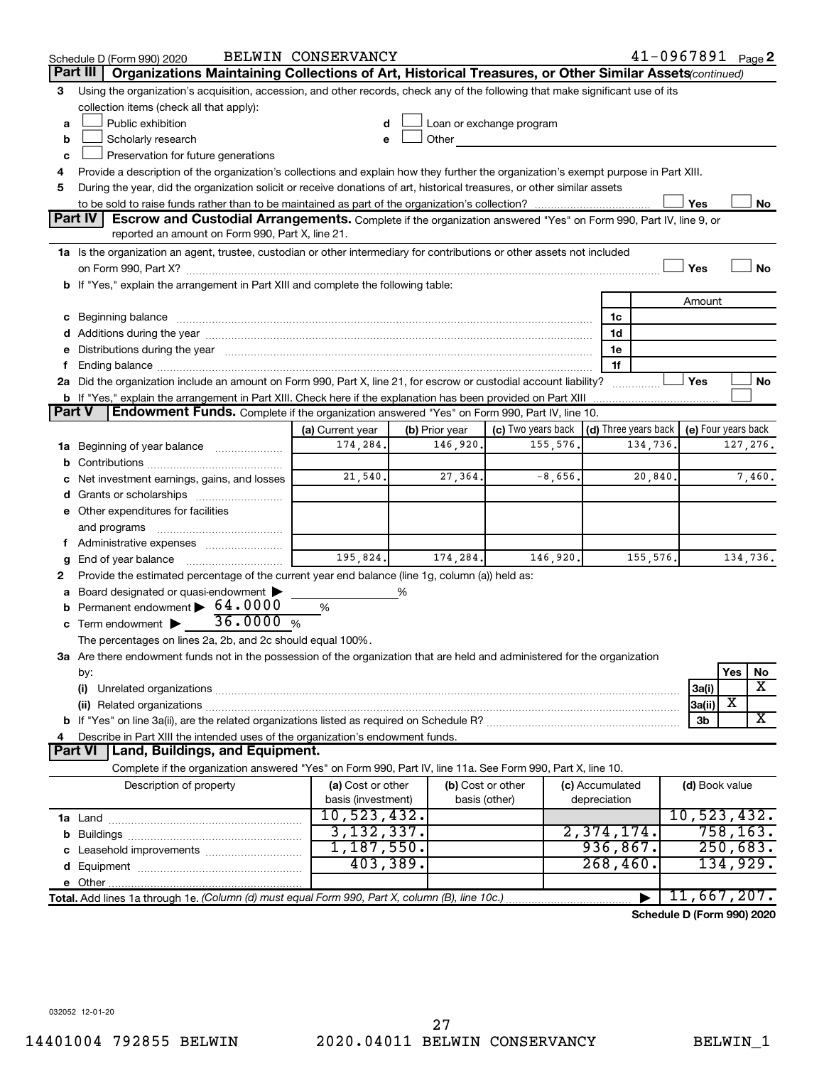Schedule D (Form 990) 2020 BELWIN CONSERVANCY 41-0967891 Page 2

**Part III** **Organizations Maintaining Collections of Art, Historical Treasures, or Other Similar Assets** *(continued)*

3 Using the organization's acquisition, accession, and other records, check any of the following that make significant use of its collection items (check all that apply):

- a ☐ Public exhibition
- b ☐ Scholarly research
- c ☐ Preservation for future generations
- d ☐ Loan or exchange program
- e ☐ Other

4 Provide a description of the organization's collections and explain how they further the organization's exempt purpose in Part XIII.

5 During the year, did the organization solicit or receive donations of art, historical treasures, or other similar assets to be sold to raise funds rather than to be maintained as part of the organization's collection? ☐ Yes ☐ No

**Part IV** **Escrow and Custodial Arrangements.** Complete if the organization answered "Yes" on Form 990, Part IV, line 9, or reported an amount on Form 990, Part X, line 21.

1a Is the organization an agent, trustee, custodian or other intermediary for contributions or other assets not included on Form 990, Part X? ☐ Yes ☐ No

b If "Yes," explain the arrangement in Part XIII and complete the following table:

| | | Amount |
|---|---|---|
| c Beginning balance | 1c | |
| d Additions during the year | 1d | |
| e Distributions during the year | 1e | |
| f Ending balance | 1f | |

2a Did the organization include an amount on Form 990, Part X, line 21, for escrow or custodial account liability? ☐ Yes ☐ No

b If "Yes," explain the arrangement in Part XIII. Check here if the explanation has been provided on Part XIII ☐

**Part V** **Endowment Funds.** Complete if the organization answered "Yes" on Form 990, Part IV, line 10.

| | (a) Current year | (b) Prior year | (c) Two years back | (d) Three years back | (e) Four years back |
|---|---|---|---|---|---|
| 1a Beginning of year balance | 174,284. | 146,920. | 155,576. | 134,736. | 127,276. |
| b Contributions | | | | | |
| c Net investment earnings, gains, and losses | 21,540. | 27,364. | -8,656. | 20,840. | 7,460. |
| d Grants or scholarships | | | | | |
| e Other expenditures for facilities and programs | | | | | |
| f Administrative expenses | | | | | |
| g End of year balance | 195,824. | 174,284. | 146,920. | 155,576. | 134,736. |

2 Provide the estimated percentage of the current year end balance (line 1g, column (a)) held as:

a Board designated or quasi-endowment ▶ ______ %

b Permanent endowment ▶ 64.0000 %

c Term endowment ▶ 36.0000 %

The percentages on lines 2a, 2b, and 2c should equal 100%.

3a Are there endowment funds not in the possession of the organization that are held and administered for the organization by:

| | | Yes | No |
|---|---|---|---|
| (i) Unrelated organizations | 3a(i) | | X |
| (ii) Related organizations | 3a(ii) | X | |
| b If "Yes" on line 3a(ii), are the related organizations listed as required on Schedule R? | 3b | | X |

4 Describe in Part XIII the intended uses of the organization's endowment funds.

**Part VI** **Land, Buildings, and Equipment.**

Complete if the organization answered "Yes" on Form 990, Part IV, line 11a. See Form 990, Part X, line 10.

| Description of property | (a) Cost or other basis (investment) | (b) Cost or other basis (other) | (c) Accumulated depreciation | (d) Book value |
|---|---|---|---|---|
| 1a Land | 10,523,432. | | | 10,523,432. |
| b Buildings | 3,132,337. | | 2,374,174. | 758,163. |
| c Leasehold improvements | 1,187,550. | | 936,867. | 250,683. |
| d Equipment | 403,389. | | 268,460. | 134,929. |
| e Other | | | | |
| **Total.** Add lines 1a through 1e. *(Column (d) must equal Form 990, Part X, column (B), line 10c.)* ▶ | | | | 11,667,207. |

**Schedule D (Form 990) 2020**

032052 12-01-20

14401004 792855 BELWIN 2020.04011 BELWIN CONSERVANCY BELWIN_1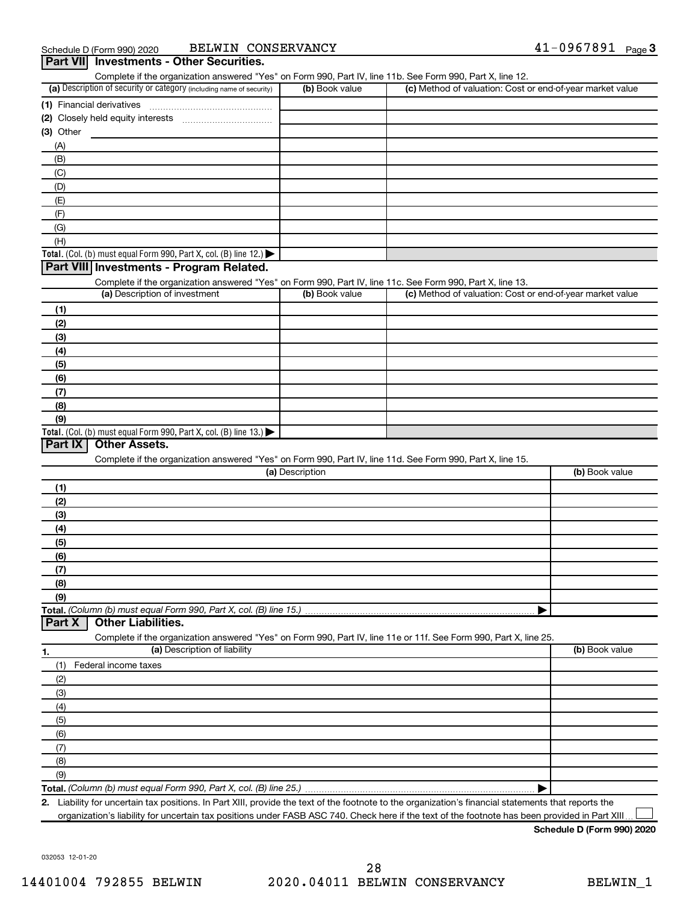Schedule D (Form 990) 2020 BELWIN CONSERVANCY 41-0967891

## Part VII Investments - Other Securities.

Complete if the organization answered "Yes" on Form 990, Part IV, line 11b. See Form 990, Part X, line 12.

| (a) Description of security or category (including name of security) | (b) Book value | (c) Method of valuation: Cost or end-of-year market value |
|---|---|---|
| (1) Financial derivatives | | |
| (2) Closely held equity interests | | |
| (3) Other | | |
| (A) | | |
| (B) | | |
| (C) | | |
| (D) | | |
| (E) | | |
| (F) | | |
| (G) | | |
| (H) | | |
| **Total.** (Col. (b) must equal Form 990, Part X, col. (B) line 12.) ▶ | | |

## Part VIII Investments - Program Related.

Complete if the organization answered "Yes" on Form 990, Part IV, line 11c. See Form 990, Part X, line 13.

| (a) Description of investment | (b) Book value | (c) Method of valuation: Cost or end-of-year market value |
|---|---|---|
| (1) | | |
| (2) | | |
| (3) | | |
| (4) | | |
| (5) | | |
| (6) | | |
| (7) | | |
| (8) | | |
| (9) | | |
| **Total.** (Col. (b) must equal Form 990, Part X, col. (B) line 13.) ▶ | | |

## Part IX Other Assets.

Complete if the organization answered "Yes" on Form 990, Part IV, line 11d. See Form 990, Part X, line 15.

| (a) Description | (b) Book value |
|---|---|
| (1) | |
| (2) | |
| (3) | |
| (4) | |
| (5) | |
| (6) | |
| (7) | |
| (8) | |
| (9) | |
| **Total.** *(Column (b) must equal Form 990, Part X, col. (B) line 15.)* ▶ | |

## Part X Other Liabilities.

Complete if the organization answered "Yes" on Form 990, Part IV, line 11e or 11f. See Form 990, Part X, line 25.

| 1. (a) Description of liability | (b) Book value |
|---|---|
| (1) Federal income taxes | |
| (2) | |
| (3) | |
| (4) | |
| (5) | |
| (6) | |
| (7) | |
| (8) | |
| (9) | |
| **Total.** *(Column (b) must equal Form 990, Part X, col. (B) line 25.)* ▶ | |

**2.** Liability for uncertain tax positions. In Part XIII, provide the text of the footnote to the organization's financial statements that reports the organization's liability for uncertain tax positions under FASB ASC 740. Check here if the text of the footnote has been provided in Part XIII ☐

**Schedule D (Form 990) 2020**

032053 12-01-20

14401004 792855 BELWIN 2020.04011 BELWIN CONSERVANCY BELWIN_1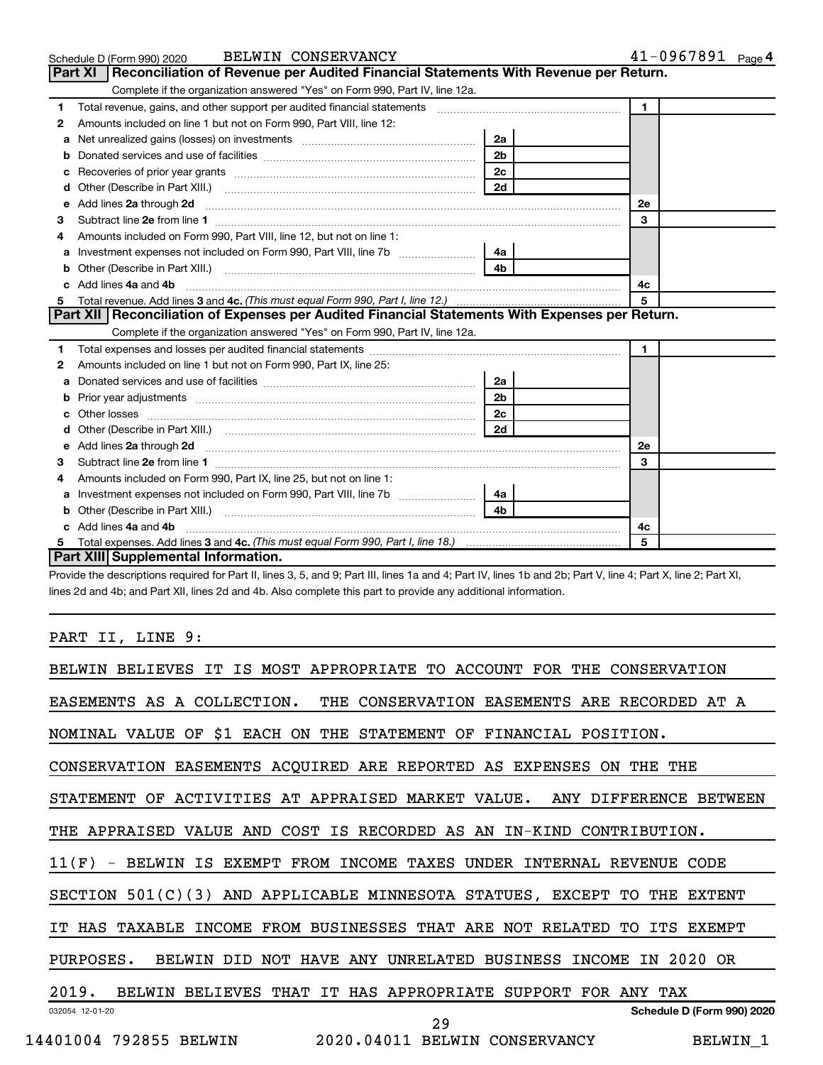Schedule D (Form 990) 2020 BELWIN CONSERVANCY 41-0967891 Page 4

## Part XI Reconciliation of Revenue per Audited Financial Statements With Revenue per Return.

Complete if the organization answered "Yes" on Form 990, Part IV, line 12a.

| | | | | | |
|---|---|---|---|---|---|
| 1 | Total revenue, gains, and other support per audited financial statements | | | 1 | |
| 2 | Amounts included on line 1 but not on Form 990, Part VIII, line 12: | | | | |
| a | Net unrealized gains (losses) on investments | 2a | | | |
| b | Donated services and use of facilities | 2b | | | |
| c | Recoveries of prior year grants | 2c | | | |
| d | Other (Describe in Part XIII.) | 2d | | | |
| e | Add lines 2a through 2d | | | 2e | |
| 3 | Subtract line 2e from line 1 | | | 3 | |
| 4 | Amounts included on Form 990, Part VIII, line 12, but not on line 1: | | | | |
| a | Investment expenses not included on Form 990, Part VIII, line 7b | 4a | | | |
| b | Other (Describe in Part XIII.) | 4b | | | |
| c | Add lines 4a and 4b | | | 4c | |
| 5 | Total revenue. Add lines 3 and 4c. *(This must equal Form 990, Part I, line 12.)* | | | 5 | |

## Part XII Reconciliation of Expenses per Audited Financial Statements With Expenses per Return.

Complete if the organization answered "Yes" on Form 990, Part IV, line 12a.

| | | | | | |
|---|---|---|---|---|---|
| 1 | Total expenses and losses per audited financial statements | | | 1 | |
| 2 | Amounts included on line 1 but not on Form 990, Part IX, line 25: | | | | |
| a | Donated services and use of facilities | 2a | | | |
| b | Prior year adjustments | 2b | | | |
| c | Other losses | 2c | | | |
| d | Other (Describe in Part XIII.) | 2d | | | |
| e | Add lines 2a through 2d | | | 2e | |
| 3 | Subtract line 2e from line 1 | | | 3 | |
| 4 | Amounts included on Form 990, Part IX, line 25, but not on line 1: | | | | |
| a | Investment expenses not included on Form 990, Part VIII, line 7b | 4a | | | |
| b | Other (Describe in Part XIII.) | 4b | | | |
| c | Add lines 4a and 4b | | | 4c | |
| 5 | Total expenses. Add lines 3 and 4c. *(This must equal Form 990, Part I, line 18.)* | | | 5 | |

## Part XIII Supplemental Information.

Provide the descriptions required for Part II, lines 3, 5, and 9; Part III, lines 1a and 4; Part IV, lines 1b and 2b; Part V, line 4; Part X, line 2; Part XI, lines 2d and 4b; and Part XII, lines 2d and 4b. Also complete this part to provide any additional information.

PART II, LINE 9:

BELWIN BELIEVES IT IS MOST APPROPRIATE TO ACCOUNT FOR THE CONSERVATION EASEMENTS AS A COLLECTION. THE CONSERVATION EASEMENTS ARE RECORDED AT A NOMINAL VALUE OF $1 EACH ON THE STATEMENT OF FINANCIAL POSITION. CONSERVATION EASEMENTS ACQUIRED ARE REPORTED AS EXPENSES ON THE THE STATEMENT OF ACTIVITIES AT APPRAISED MARKET VALUE. ANY DIFFERENCE BETWEEN THE APPRAISED VALUE AND COST IS RECORDED AS AN IN-KIND CONTRIBUTION.

11(F) - BELWIN IS EXEMPT FROM INCOME TAXES UNDER INTERNAL REVENUE CODE SECTION 501(C)(3) AND APPLICABLE MINNESOTA STATUES, EXCEPT TO THE EXTENT IT HAS TAXABLE INCOME FROM BUSINESSES THAT ARE NOT RELATED TO ITS EXEMPT PURPOSES. BELWIN DID NOT HAVE ANY UNRELATED BUSINESS INCOME IN 2020 OR 2019. BELWIN BELIEVES THAT IT HAS APPROPRIATE SUPPORT FOR ANY TAX

032054 12-01-20 Schedule D (Form 990) 2020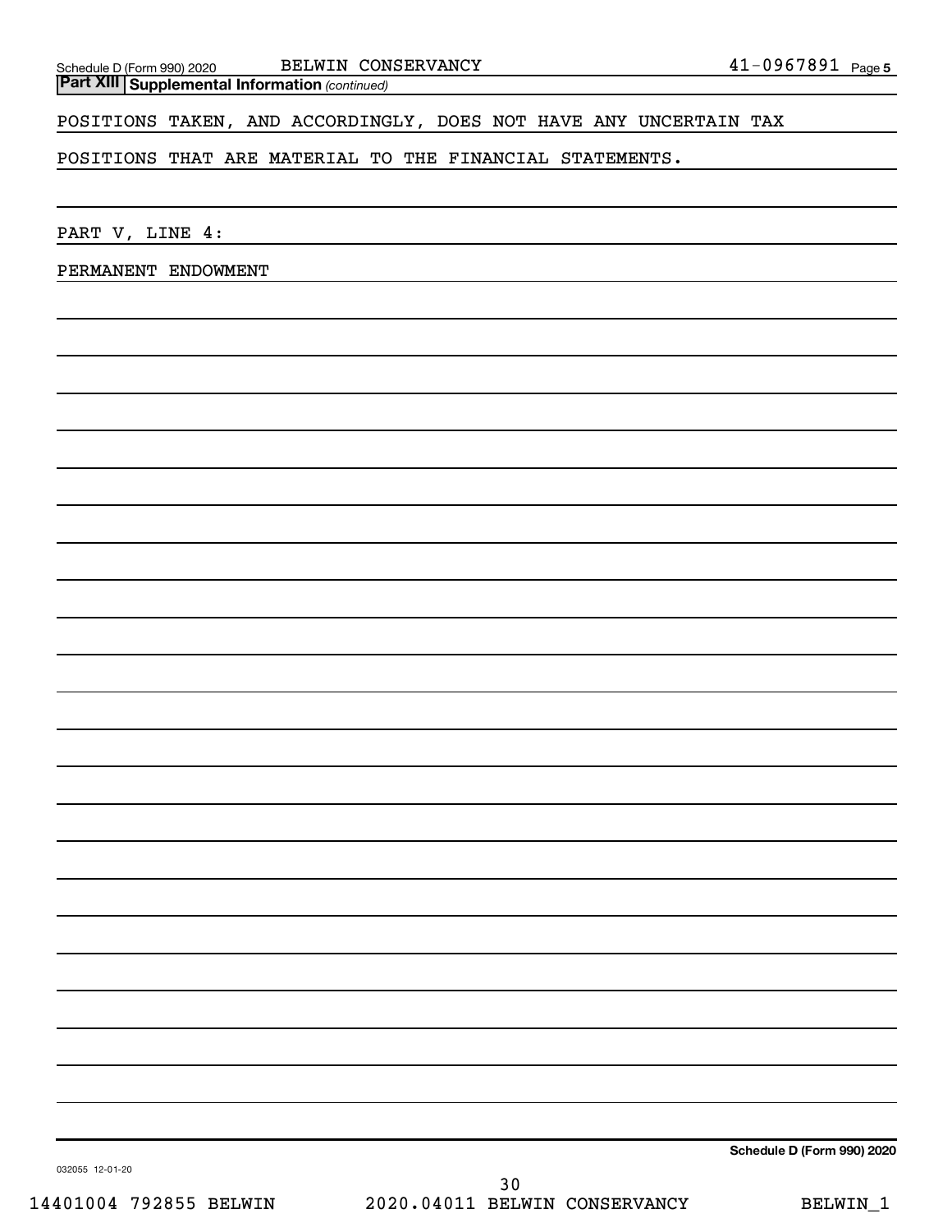## Part XIII Supplemental Information *(continued)*

POSITIONS TAKEN, AND ACCORDINGLY, DOES NOT HAVE ANY UNCERTAIN TAX

POSITIONS THAT ARE MATERIAL TO THE FINANCIAL STATEMENTS.

PART V, LINE 4:

PERMANENT ENDOWMENT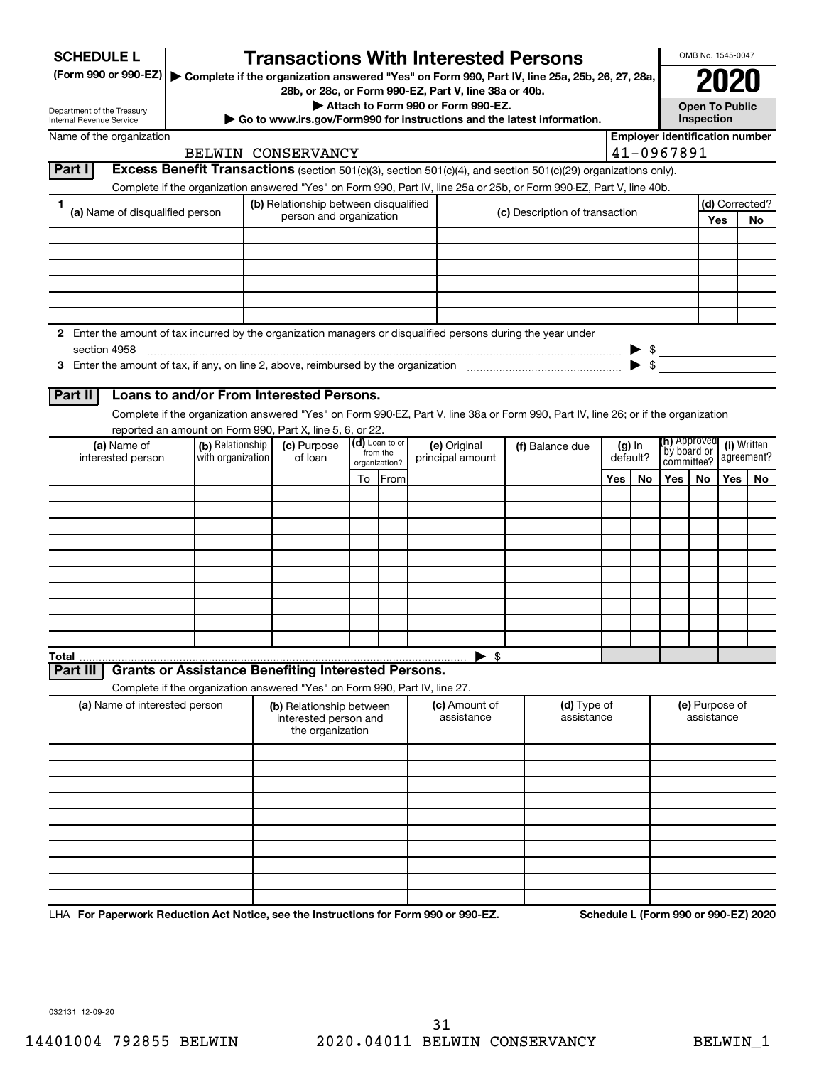**SCHEDULE L** (Form 990 or 990-EZ)

Department of the Treasury
Internal Revenue Service

# Transactions With Interested Persons

▶ Complete if the organization answered "Yes" on Form 990, Part IV, line 25a, 25b, 26, 27, 28a, 28b, or 28c, or Form 990-EZ, Part V, line 38a or 40b.

▶ Attach to Form 990 or Form 990-EZ.

▶ Go to www.irs.gov/Form990 for instructions and the latest information.

OMB No. 1545-0047

**2020**

**Open To Public Inspection**

Name of the organization: BELWIN CONSERVANCY

Employer identification number: 41-0967891

## Part I Excess Benefit Transactions (section 501(c)(3), section 501(c)(4), and section 501(c)(29) organizations only).

Complete if the organization answered "Yes" on Form 990, Part IV, line 25a or 25b, or Form 990-EZ, Part V, line 40b.

| 1 (a) Name of disqualified person | (b) Relationship between disqualified person and organization | (c) Description of transaction | (d) Corrected? Yes | No |
|---|---|---|---|---|
| | | | | |
| | | | | |
| | | | | |
| | | | | |
| | | | | |
| | | | | |

2 Enter the amount of tax incurred by the organization managers or disqualified persons during the year under section 4958 ▶ $

3 Enter the amount of tax, if any, on line 2, above, reimbursed by the organization ▶ $

## Part II Loans to and/or From Interested Persons.

Complete if the organization answered "Yes" on Form 990-EZ, Part V, line 38a or Form 990, Part IV, line 26; or if the organization reported an amount on Form 990, Part X, line 5, 6, or 22.

| (a) Name of interested person | (b) Relationship with organization | (c) Purpose of loan | (d) Loan to or from the organization? To | From | (e) Original principal amount | (f) Balance due | (g) In default? Yes | No | (h) Approved by board or committee? Yes | No | (i) Written agreement? Yes | No |
|---|---|---|---|---|---|---|---|---|---|---|---|---|
| | | | | | | | | | | | | |
| | | | | | | | | | | | | |
| | | | | | | | | | | | | |
| | | | | | | | | | | | | |
| | | | | | | | | | | | | |
| | | | | | | | | | | | | |
| | | | | | | | | | | | | |
| | | | | | | | | | | | | |
| | | | | | | | | | | | | |
| | | | | | | | | | | | | |
| **Total** | | | | | ▶ $ | | | | | | | |

## Part III Grants or Assistance Benefiting Interested Persons.

Complete if the organization answered "Yes" on Form 990, Part IV, line 27.

| (a) Name of interested person | (b) Relationship between interested person and the organization | (c) Amount of assistance | (d) Type of assistance | (e) Purpose of assistance |
|---|---|---|---|---|
| | | | | |
| | | | | |
| | | | | |
| | | | | |
| | | | | |
| | | | | |
| | | | | |
| | | | | |
| | | | | |
| | | | | |

LHA **For Paperwork Reduction Act Notice, see the Instructions for Form 990 or 990-EZ.** **Schedule L (Form 990 or 990-EZ) 2020**

032131 12-09-20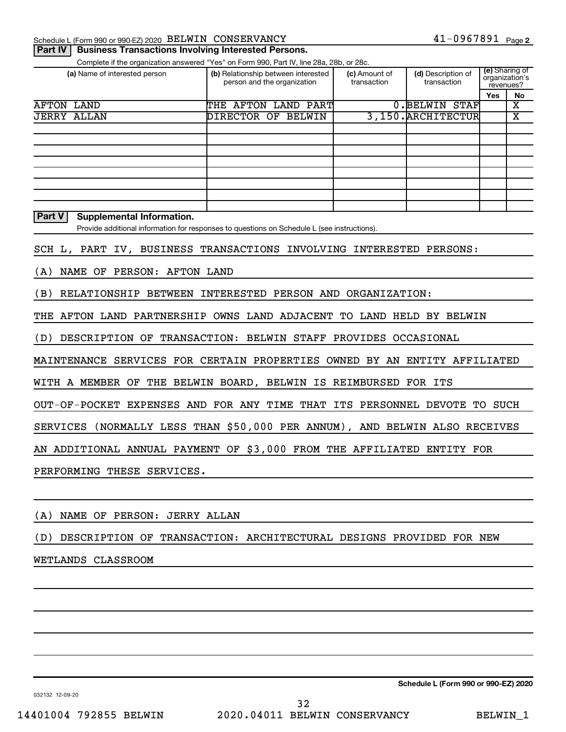Schedule L (Form 990 or 990-EZ) 2020 BELWIN CONSERVANCY 41-0967891 Page 2

**Part IV | Business Transactions Involving Interested Persons.**

Complete if the organization answered "Yes" on Form 990, Part IV, line 28a, 28b, or 28c.

| (a) Name of interested person | (b) Relationship between interested person and the organization | (c) Amount of transaction | (d) Description of transaction | (e) Sharing of organization's revenues? | |
|---|---|---|---|---|---|
| | | | | Yes | No |
| AFTON LAND | THE AFTON LAND PART | 0. | BELWIN STAF | | X |
| JERRY ALLAN | DIRECTOR OF BELWIN | 3,150. | ARCHITECTUR | | X |
| | | | | | |
| | | | | | |
| | | | | | |
| | | | | | |
| | | | | | |
| | | | | | |
| | | | | | |
| | | | | | |

**Part V | Supplemental Information.**

Provide additional information for responses to questions on Schedule L (see instructions).

SCH L, PART IV, BUSINESS TRANSACTIONS INVOLVING INTERESTED PERSONS:

(A) NAME OF PERSON: AFTON LAND

(B) RELATIONSHIP BETWEEN INTERESTED PERSON AND ORGANIZATION:

THE AFTON LAND PARTNERSHIP OWNS LAND ADJACENT TO LAND HELD BY BELWIN

(D) DESCRIPTION OF TRANSACTION: BELWIN STAFF PROVIDES OCCASIONAL MAINTENANCE SERVICES FOR CERTAIN PROPERTIES OWNED BY AN ENTITY AFFILIATED WITH A MEMBER OF THE BELWIN BOARD, BELWIN IS REIMBURSED FOR ITS OUT-OF-POCKET EXPENSES AND FOR ANY TIME THAT ITS PERSONNEL DEVOTE TO SUCH SERVICES (NORMALLY LESS THAN $50,000 PER ANNUM), AND BELWIN ALSO RECEIVES AN ADDITIONAL ANNUAL PAYMENT OF $3,000 FROM THE AFFILIATED ENTITY FOR PERFORMING THESE SERVICES.

(A) NAME OF PERSON: JERRY ALLAN

(D) DESCRIPTION OF TRANSACTION: ARCHITECTURAL DESIGNS PROVIDED FOR NEW WETLANDS CLASSROOM

**Schedule L (Form 990 or 990-EZ) 2020**

032132 12-09-20

14401004 792855 BELWIN 2020.04011 BELWIN CONSERVANCY BELWIN_1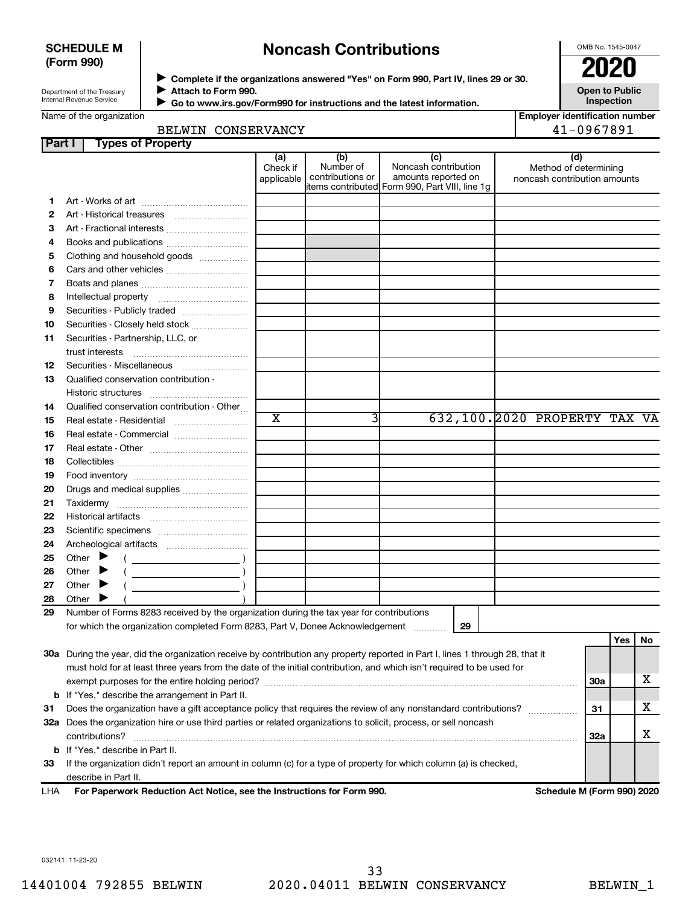**SCHEDULE M**
**(Form 990)**

Department of the Treasury
Internal Revenue Service

# Noncash Contributions

▶ **Complete if the organizations answered "Yes" on Form 990, Part IV, lines 29 or 30.**
▶ **Attach to Form 990.**
▶ **Go to www.irs.gov/Form990 for instructions and the latest information.**

OMB No. 1545-0047

**2020**

**Open to Public Inspection**

Name of the organization: BELWIN CONSERVANCY

**Employer identification number:** 41-0967891

## Part I Types of Property

| | | (a) Check if applicable | (b) Number of contributions or items contributed | (c) Noncash contribution amounts reported on Form 990, Part VIII, line 1g | (d) Method of determining noncash contribution amounts |
|---|---|---|---|---|---|
| 1 | Art - Works of art | | | | |
| 2 | Art - Historical treasures | | | | |
| 3 | Art - Fractional interests | | | | |
| 4 | Books and publications | | | | |
| 5 | Clothing and household goods | | | | |
| 6 | Cars and other vehicles | | | | |
| 7 | Boats and planes | | | | |
| 8 | Intellectual property | | | | |
| 9 | Securities - Publicly traded | | | | |
| 10 | Securities - Closely held stock | | | | |
| 11 | Securities - Partnership, LLC, or trust interests | | | | |
| 12 | Securities - Miscellaneous | | | | |
| 13 | Qualified conservation contribution - Historic structures | | | | |
| 14 | Qualified conservation contribution - Other | | | | |
| 15 | Real estate - Residential | X | 3 | 632,100. | 2020 PROPERTY TAX VA |
| 16 | Real estate - Commercial | | | | |
| 17 | Real estate - Other | | | | |
| 18 | Collectibles | | | | |
| 19 | Food inventory | | | | |
| 20 | Drugs and medical supplies | | | | |
| 21 | Taxidermy | | | | |
| 22 | Historical artifacts | | | | |
| 23 | Scientific specimens | | | | |
| 24 | Archeological artifacts | | | | |
| 25 | Other ▶ ( ) | | | | |
| 26 | Other ▶ ( ) | | | | |
| 27 | Other ▶ ( ) | | | | |
| 28 | Other ▶ ( ) | | | | |

29 Number of Forms 8283 received by the organization during the tax year for contributions for which the organization completed Form 8283, Part V, Donee Acknowledgement ..... **29**

| | | | Yes | No |
|---|---|---|---|---|
| 30a | During the year, did the organization receive by contribution any property reported in Part I, lines 1 through 28, that it must hold for at least three years from the date of the initial contribution, and which isn't required to be used for exempt purposes for the entire holding period? | 30a | | X |
| b | If "Yes," describe the arrangement in Part II. | | | |
| 31 | Does the organization have a gift acceptance policy that requires the review of any nonstandard contributions? | 31 | | X |
| 32a | Does the organization hire or use third parties or related organizations to solicit, process, or sell noncash contributions? | 32a | | X |
| b | If "Yes," describe in Part II. | | | |
| 33 | If the organization didn't report an amount in column (c) for a type of property for which column (a) is checked, describe in Part II. | | | |

LHA **For Paperwork Reduction Act Notice, see the Instructions for Form 990.** **Schedule M (Form 990) 2020**

032141 11-23-20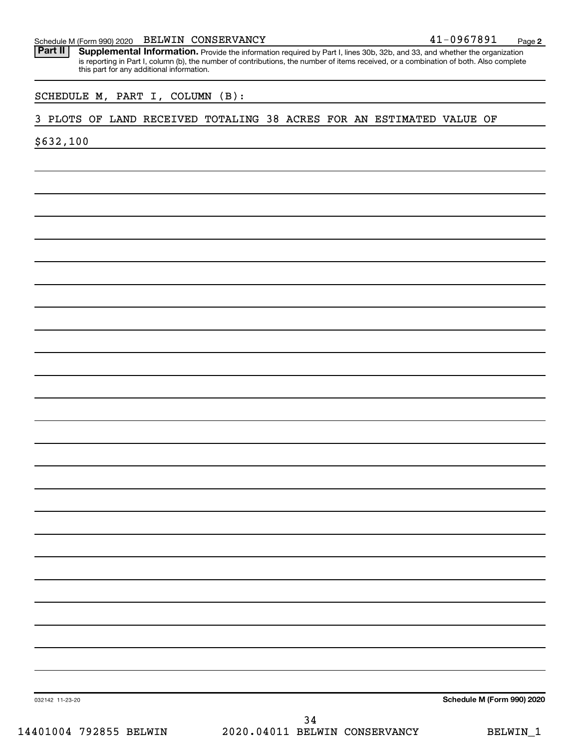Schedule M (Form 990) 2020 BELWIN CONSERVANCY 41-0967891

**Part II** **Supplemental Information.** Provide the information required by Part I, lines 30b, 32b, and 33, and whether the organization is reporting in Part I, column (b), the number of contributions, the number of items received, or a combination of both. Also complete this part for any additional information.

SCHEDULE M, PART I, COLUMN (B):

3 PLOTS OF LAND RECEIVED TOTALING 38 ACRES FOR AN ESTIMATED VALUE OF $632,100

032142 11-23-20

**Schedule M (Form 990) 2020**

14401004 792855 BELWIN 2020.04011 BELWIN CONSERVANCY BELWIN_1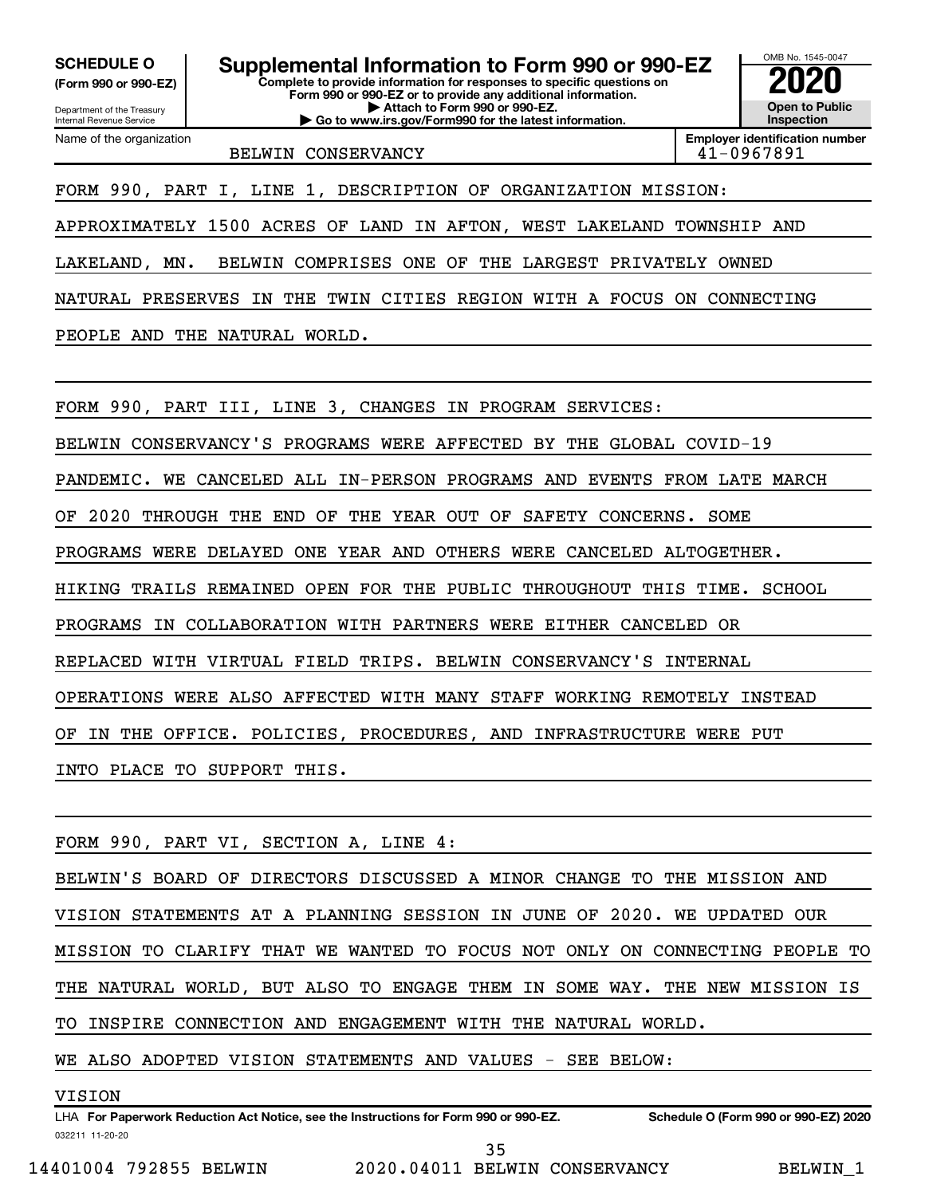**SCHEDULE O**
**(Form 990 or 990-EZ)**

Department of the Treasury
Internal Revenue Service

# Supplemental Information to Form 990 or 990-EZ

**Complete to provide information for responses to specific questions on Form 990 or 990-EZ or to provide any additional information.**
**▶ Attach to Form 990 or 990-EZ.**
**▶ Go to www.irs.gov/Form990 for the latest information.**

OMB No. 1545-0047
**2020**
**Open to Public Inspection**

| Name of the organization | Employer identification number |
| --- | --- |
| BELWIN CONSERVANCY | 41-0967891 |

FORM 990, PART I, LINE 1, DESCRIPTION OF ORGANIZATION MISSION:

APPROXIMATELY 1500 ACRES OF LAND IN AFTON, WEST LAKELAND TOWNSHIP AND LAKELAND, MN. BELWIN COMPRISES ONE OF THE LARGEST PRIVATELY OWNED NATURAL PRESERVES IN THE TWIN CITIES REGION WITH A FOCUS ON CONNECTING PEOPLE AND THE NATURAL WORLD.

FORM 990, PART III, LINE 3, CHANGES IN PROGRAM SERVICES:

BELWIN CONSERVANCY'S PROGRAMS WERE AFFECTED BY THE GLOBAL COVID-19 PANDEMIC. WE CANCELED ALL IN-PERSON PROGRAMS AND EVENTS FROM LATE MARCH OF 2020 THROUGH THE END OF THE YEAR OUT OF SAFETY CONCERNS. SOME PROGRAMS WERE DELAYED ONE YEAR AND OTHERS WERE CANCELED ALTOGETHER. HIKING TRAILS REMAINED OPEN FOR THE PUBLIC THROUGHOUT THIS TIME. SCHOOL PROGRAMS IN COLLABORATION WITH PARTNERS WERE EITHER CANCELED OR REPLACED WITH VIRTUAL FIELD TRIPS. BELWIN CONSERVANCY'S INTERNAL OPERATIONS WERE ALSO AFFECTED WITH MANY STAFF WORKING REMOTELY INSTEAD OF IN THE OFFICE. POLICIES, PROCEDURES, AND INFRASTRUCTURE WERE PUT INTO PLACE TO SUPPORT THIS.

FORM 990, PART VI, SECTION A, LINE 4:

BELWIN'S BOARD OF DIRECTORS DISCUSSED A MINOR CHANGE TO THE MISSION AND VISION STATEMENTS AT A PLANNING SESSION IN JUNE OF 2020. WE UPDATED OUR MISSION TO CLARIFY THAT WE WANTED TO FOCUS NOT ONLY ON CONNECTING PEOPLE TO THE NATURAL WORLD, BUT ALSO TO ENGAGE THEM IN SOME WAY. THE NEW MISSION IS TO INSPIRE CONNECTION AND ENGAGEMENT WITH THE NATURAL WORLD.

WE ALSO ADOPTED VISION STATEMENTS AND VALUES - SEE BELOW:

VISION

LHA **For Paperwork Reduction Act Notice, see the Instructions for Form 990 or 990-EZ.** **Schedule O (Form 990 or 990-EZ) 2020**

032211 11-20-20

14401004 792855 BELWIN 2020.04011 BELWIN CONSERVANCY BELWIN_1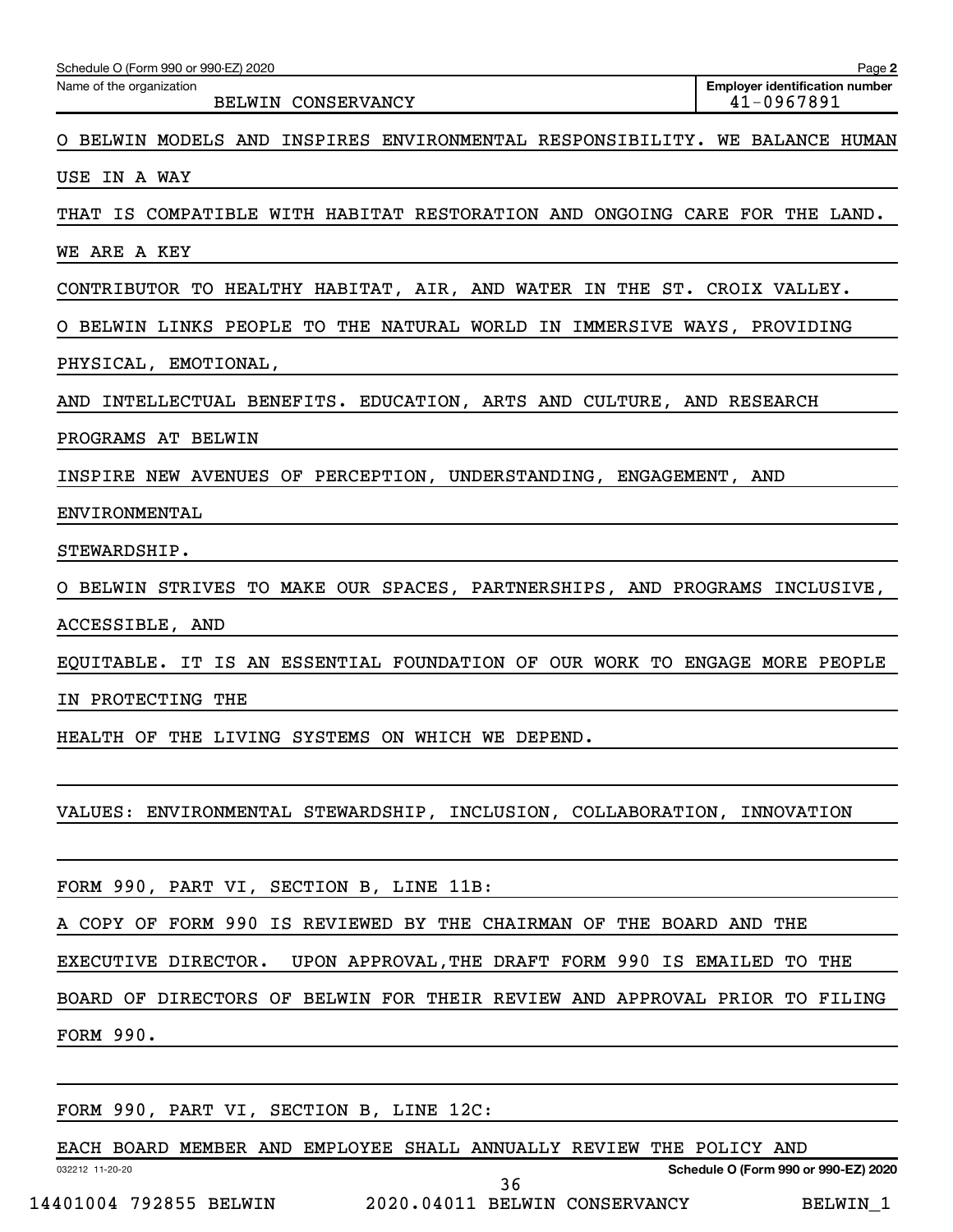Schedule O (Form 990 or 990-EZ) 2020

Name of the organization: BELWIN CONSERVANCY

Employer identification number: 41-0967891

O BELWIN MODELS AND INSPIRES ENVIRONMENTAL RESPONSIBILITY. WE BALANCE HUMAN USE IN A WAY THAT IS COMPATIBLE WITH HABITAT RESTORATION AND ONGOING CARE FOR THE LAND. WE ARE A KEY CONTRIBUTOR TO HEALTHY HABITAT, AIR, AND WATER IN THE ST. CROIX VALLEY.

O BELWIN LINKS PEOPLE TO THE NATURAL WORLD IN IMMERSIVE WAYS, PROVIDING PHYSICAL, EMOTIONAL, AND INTELLECTUAL BENEFITS. EDUCATION, ARTS AND CULTURE, AND RESEARCH PROGRAMS AT BELWIN INSPIRE NEW AVENUES OF PERCEPTION, UNDERSTANDING, ENGAGEMENT, AND ENVIRONMENTAL STEWARDSHIP.

O BELWIN STRIVES TO MAKE OUR SPACES, PARTNERSHIPS, AND PROGRAMS INCLUSIVE, ACCESSIBLE, AND EQUITABLE. IT IS AN ESSENTIAL FOUNDATION OF OUR WORK TO ENGAGE MORE PEOPLE IN PROTECTING THE HEALTH OF THE LIVING SYSTEMS ON WHICH WE DEPEND.

VALUES: ENVIRONMENTAL STEWARDSHIP, INCLUSION, COLLABORATION, INNOVATION

FORM 990, PART VI, SECTION B, LINE 11B:

A COPY OF FORM 990 IS REVIEWED BY THE CHAIRMAN OF THE BOARD AND THE EXECUTIVE DIRECTOR. UPON APPROVAL,THE DRAFT FORM 990 IS EMAILED TO THE BOARD OF DIRECTORS OF BELWIN FOR THEIR REVIEW AND APPROVAL PRIOR TO FILING FORM 990.

FORM 990, PART VI, SECTION B, LINE 12C:

EACH BOARD MEMBER AND EMPLOYEE SHALL ANNUALLY REVIEW THE POLICY AND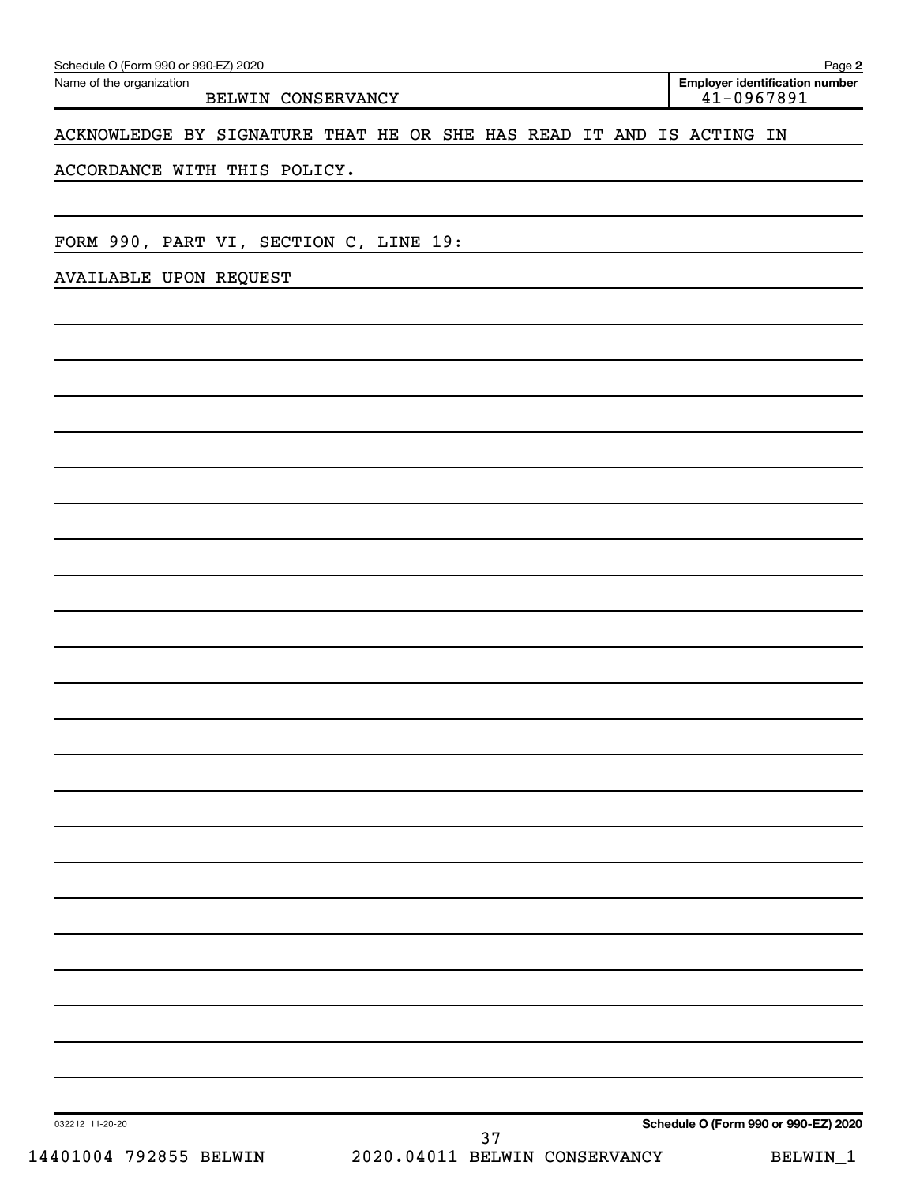Schedule O (Form 990 or 990-EZ) 2020

Name of the organization: BELWIN CONSERVANCY

Employer identification number: 41-0967891

ACKNOWLEDGE BY SIGNATURE THAT HE OR SHE HAS READ IT AND IS ACTING IN ACCORDANCE WITH THIS POLICY.

FORM 990, PART VI, SECTION C, LINE 19:

AVAILABLE UPON REQUEST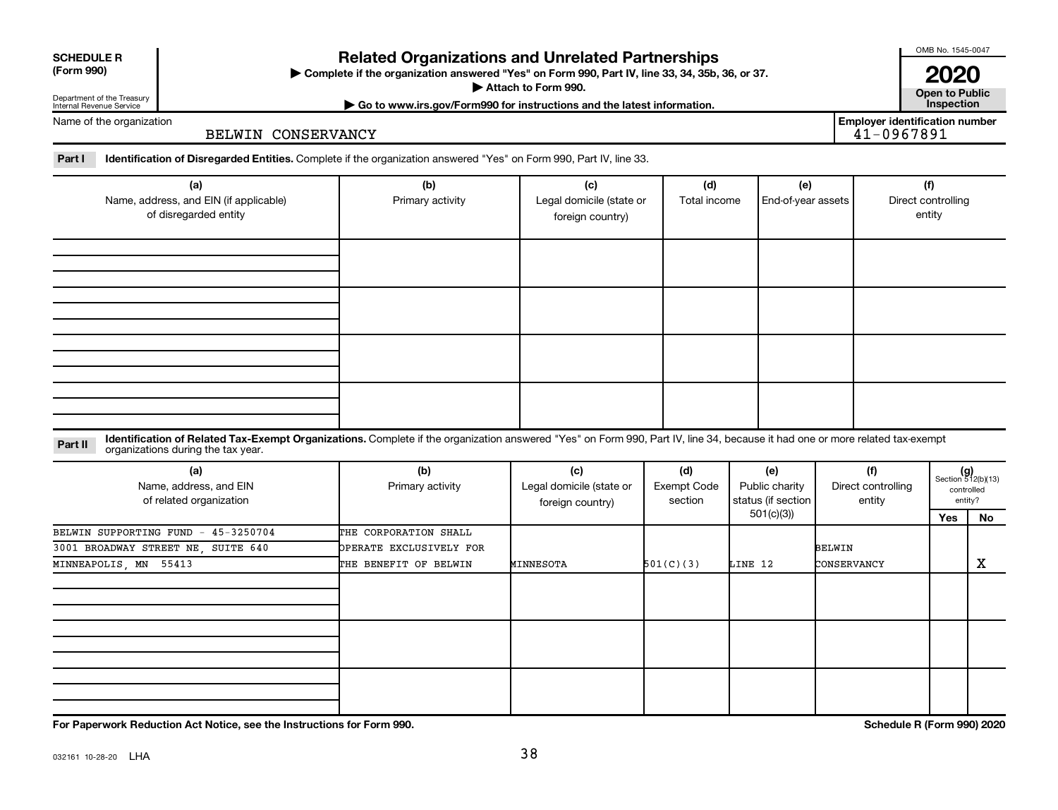**SCHEDULE R (Form 990)**

Department of the Treasury
Internal Revenue Service

# Related Organizations and Unrelated Partnerships

▶ Complete if the organization answered "Yes" on Form 990, Part IV, line 33, 34, 35b, 36, or 37.
▶ Attach to Form 990.
▶ Go to www.irs.gov/Form990 for instructions and the latest information.

OMB No. 1545-0047

**2020**

**Open to Public Inspection**

Name of the organization: BELWIN CONSERVANCY

Employer identification number: 41-0967891

**Part I** **Identification of Disregarded Entities.** Complete if the organization answered "Yes" on Form 990, Part IV, line 33.

| (a) Name, address, and EIN (if applicable) of disregarded entity | (b) Primary activity | (c) Legal domicile (state or foreign country) | (d) Total income | (e) End-of-year assets | (f) Direct controlling entity |
|---|---|---|---|---|---|
| | | | | | |
| | | | | | |
| | | | | | |
| | | | | | |

**Part II** **Identification of Related Tax-Exempt Organizations.** Complete if the organization answered "Yes" on Form 990, Part IV, line 34, because it had one or more related tax-exempt organizations during the tax year.

| (a) Name, address, and EIN of related organization | (b) Primary activity | (c) Legal domicile (state or foreign country) | (d) Exempt Code section | (e) Public charity status (if section 501(c)(3)) | (f) Direct controlling entity | (g) Section 512(b)(13) controlled entity? Yes | No |
|---|---|---|---|---|---|---|---|
| BELWIN SUPPORTING FUND - 45-3250704<br>3001 BROADWAY STREET NE, SUITE 640<br>MINNEAPOLIS, MN 55413 | THE CORPORATION SHALL OPERATE EXCLUSIVELY FOR THE BENEFIT OF BELWIN | MINNESOTA | 501(C)(3) | LINE 12 | BELWIN CONSERVANCY | | X |
| | | | | | | | |
| | | | | | | | |
| | | | | | | | |

**For Paperwork Reduction Act Notice, see the Instructions for Form 990.**

**Schedule R (Form 990) 2020**

032161 10-28-20 LHA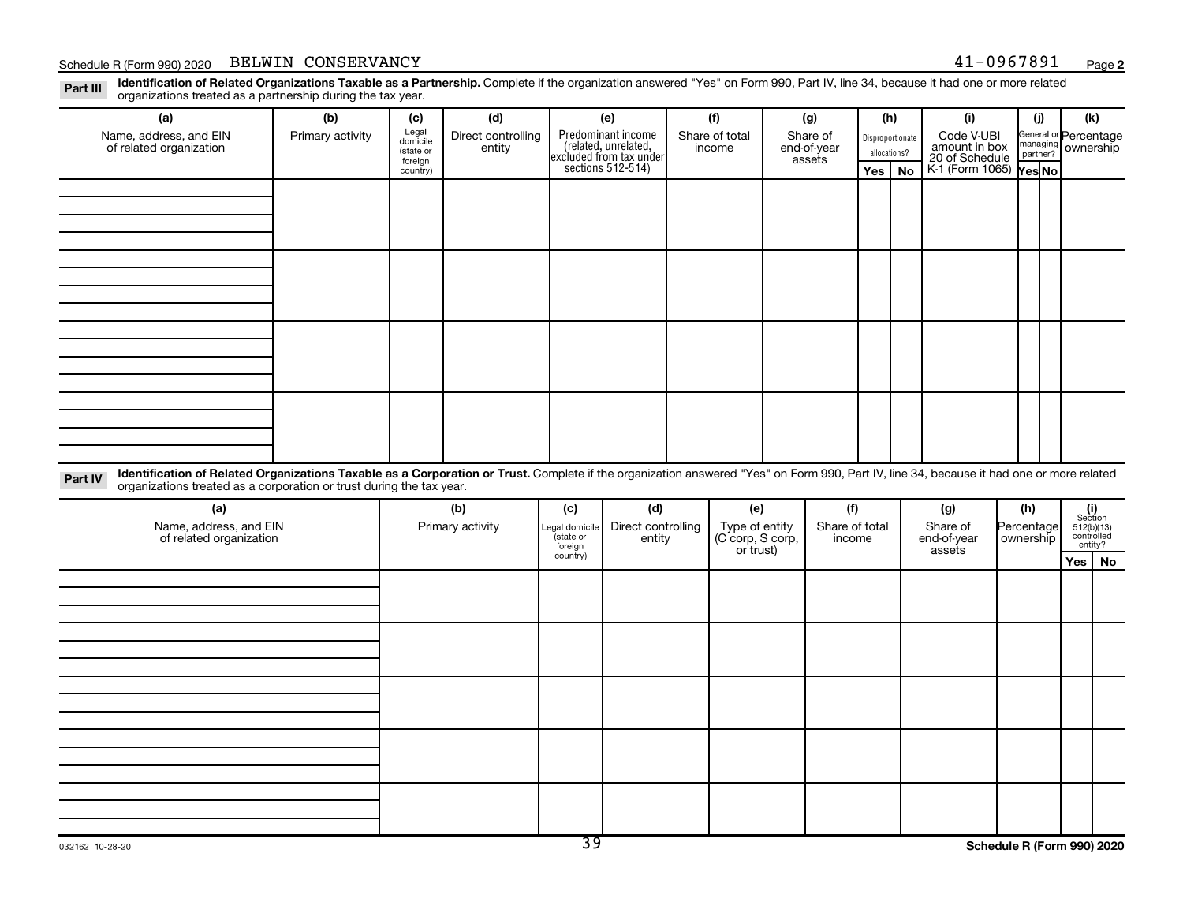Schedule R (Form 990) 2020 BELWIN CONSERVANCY 41-0967891

**Part III** **Identification of Related Organizations Taxable as a Partnership.** Complete if the organization answered "Yes" on Form 990, Part IV, line 34, because it had one or more related organizations treated as a partnership during the tax year.

| (a) Name, address, and EIN of related organization | (b) Primary activity | (c) Legal domicile (state or foreign country) | (d) Direct controlling entity | (e) Predominant income (related, unrelated, excluded from tax under sections 512-514) | (f) Share of total income | (g) Share of end-of-year assets | (h) Disproportionate allocations? Yes | (h) No | (i) Code V-UBI amount in box 20 of Schedule K-1 (Form 1065) | (j) General or managing partner? Yes | (j) No | (k) Percentage ownership |
|---|---|---|---|---|---|---|---|---|---|---|---|---|
| | | | | | | | | | | | | |
| | | | | | | | | | | | | |
| | | | | | | | | | | | | |
| | | | | | | | | | | | | |

**Part IV** **Identification of Related Organizations Taxable as a Corporation or Trust.** Complete if the organization answered "Yes" on Form 990, Part IV, line 34, because it had one or more related organizations treated as a corporation or trust during the tax year.

| (a) Name, address, and EIN of related organization | (b) Primary activity | (c) Legal domicile (state or foreign country) | (d) Direct controlling entity | (e) Type of entity (C corp, S corp, or trust) | (f) Share of total income | (g) Share of end-of-year assets | (h) Percentage ownership | (i) Section 512(b)(13) controlled entity? Yes | (i) No |
|---|---|---|---|---|---|---|---|---|---|
| | | | | | | | | | |
| | | | | | | | | | |
| | | | | | | | | | |
| | | | | | | | | | |
| | | | | | | | | | |

032162 10-28-20

**Schedule R (Form 990) 2020**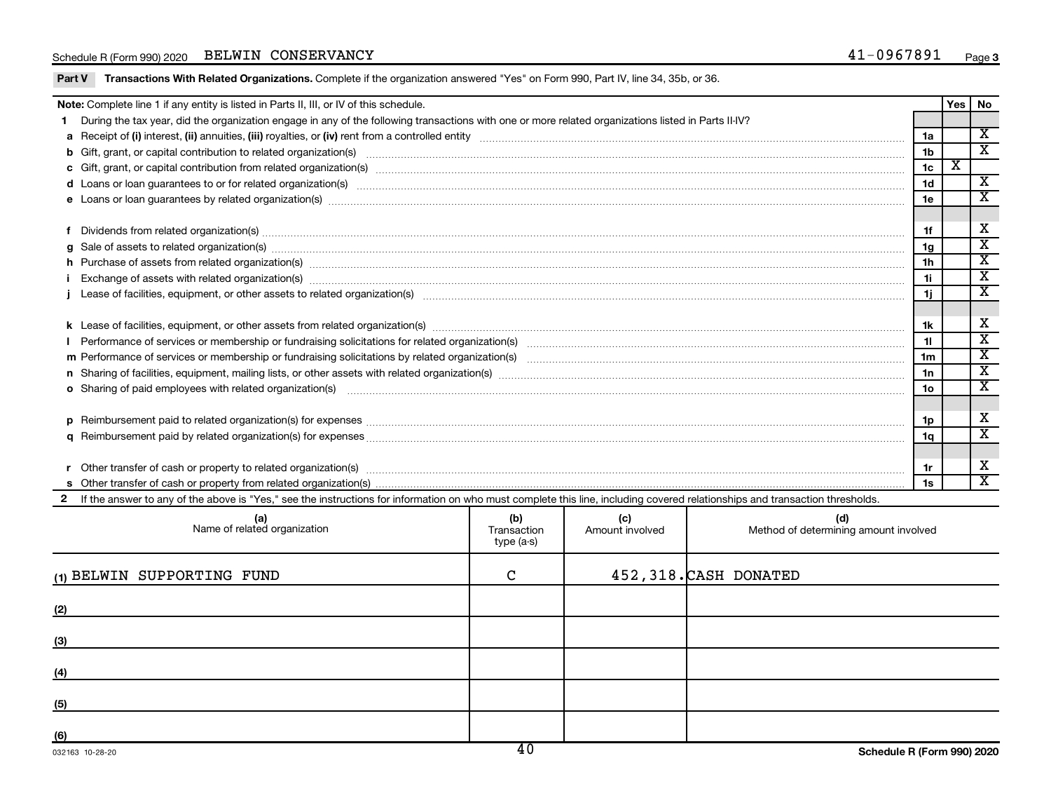Schedule R (Form 990) 2020 BELWIN CONSERVANCY 41-0967891

**Part V Transactions With Related Organizations.** Complete if the organization answered "Yes" on Form 990, Part IV, line 34, 35b, or 36.

| **Note:** Complete line 1 if any entity is listed in Parts II, III, or IV of this schedule. | | Yes | No |
|---|---|---|---|
| **1** During the tax year, did the organization engage in any of the following transactions with one or more related organizations listed in Parts II-IV? | | | |
| **a** Receipt of **(i)** interest, **(ii)** annuities, **(iii)** royalties, or **(iv)** rent from a controlled entity | 1a | | X |
| **b** Gift, grant, or capital contribution to related organization(s) | 1b | | X |
| **c** Gift, grant, or capital contribution from related organization(s) | 1c | X | |
| **d** Loans or loan guarantees to or for related organization(s) | 1d | | X |
| **e** Loans or loan guarantees by related organization(s) | 1e | | X |
| **f** Dividends from related organization(s) | 1f | | X |
| **g** Sale of assets to related organization(s) | 1g | | X |
| **h** Purchase of assets from related organization(s) | 1h | | X |
| **i** Exchange of assets with related organization(s) | 1i | | X |
| **j** Lease of facilities, equipment, or other assets to related organization(s) | 1j | | X |
| **k** Lease of facilities, equipment, or other assets from related organization(s) | 1k | | X |
| **l** Performance of services or membership or fundraising solicitations for related organization(s) | 1l | | X |
| **m** Performance of services or membership or fundraising solicitations by related organization(s) | 1m | | X |
| **n** Sharing of facilities, equipment, mailing lists, or other assets with related organization(s) | 1n | | X |
| **o** Sharing of paid employees with related organization(s) | 1o | | X |
| **p** Reimbursement paid to related organization(s) for expenses | 1p | | X |
| **q** Reimbursement paid by related organization(s) for expenses | 1q | | X |
| **r** Other transfer of cash or property to related organization(s) | 1r | | X |
| **s** Other transfer of cash or property from related organization(s) | 1s | | X |

**2** If the answer to any of the above is "Yes," see the instructions for information on who must complete this line, including covered relationships and transaction thresholds.

| (a) Name of related organization | (b) Transaction type (a-s) | (c) Amount involved | (d) Method of determining amount involved |
|---|---|---|---|
| (1) BELWIN SUPPORTING FUND | C | 452,318. | CASH DONATED |
| (2) | | | |
| (3) | | | |
| (4) | | | |
| (5) | | | |
| (6) | | | |

032163 10-28-20 **Schedule R (Form 990) 2020**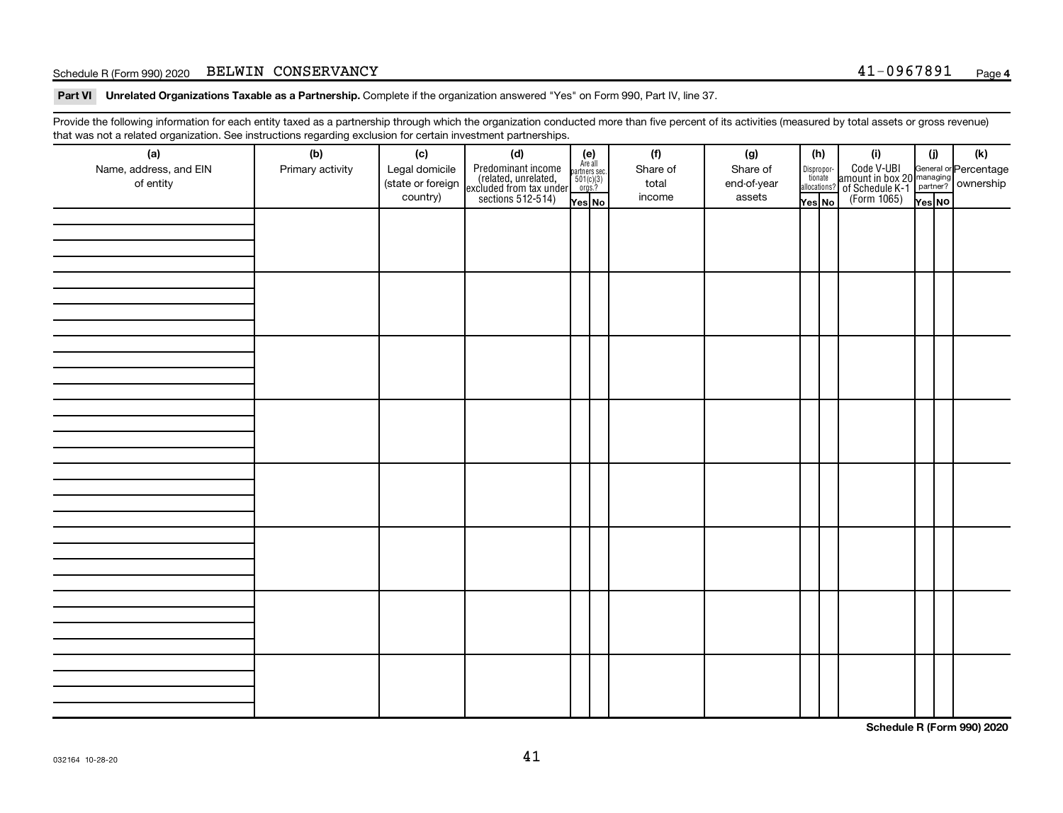Schedule R (Form 990) 2020 BELWIN CONSERVANCY 41-0967891

**Part VI Unrelated Organizations Taxable as a Partnership.** Complete if the organization answered "Yes" on Form 990, Part IV, line 37.

Provide the following information for each entity taxed as a partnership through which the organization conducted more than five percent of its activities (measured by total assets or gross revenue) that was not a related organization. See instructions regarding exclusion for certain investment partnerships.

| (a) Name, address, and EIN of entity | (b) Primary activity | (c) Legal domicile (state or foreign country) | (d) Predominant income (related, unrelated, excluded from tax under sections 512-514) | (e) Are all partners sec. 501(c)(3) orgs.? Yes | (e) No | (f) Share of total income | (g) Share of end-of-year assets | (h) Disproportionate allocations? Yes | (h) No | (i) Code V-UBI amount in box 20 of Schedule K-1 (Form 1065) | (j) General or managing partner? Yes | (j) No | (k) Percentage ownership |
|---|---|---|---|---|---|---|---|---|---|---|---|---|---|
| | | | | | | | | | | | | | |
| | | | | | | | | | | | | | |
| | | | | | | | | | | | | | |
| | | | | | | | | | | | | | |
| | | | | | | | | | | | | | |
| | | | | | | | | | | | | | |
| | | | | | | | | | | | | | |
| | | | | | | | | | | | | | |

**Schedule R (Form 990) 2020**

032164 10-28-20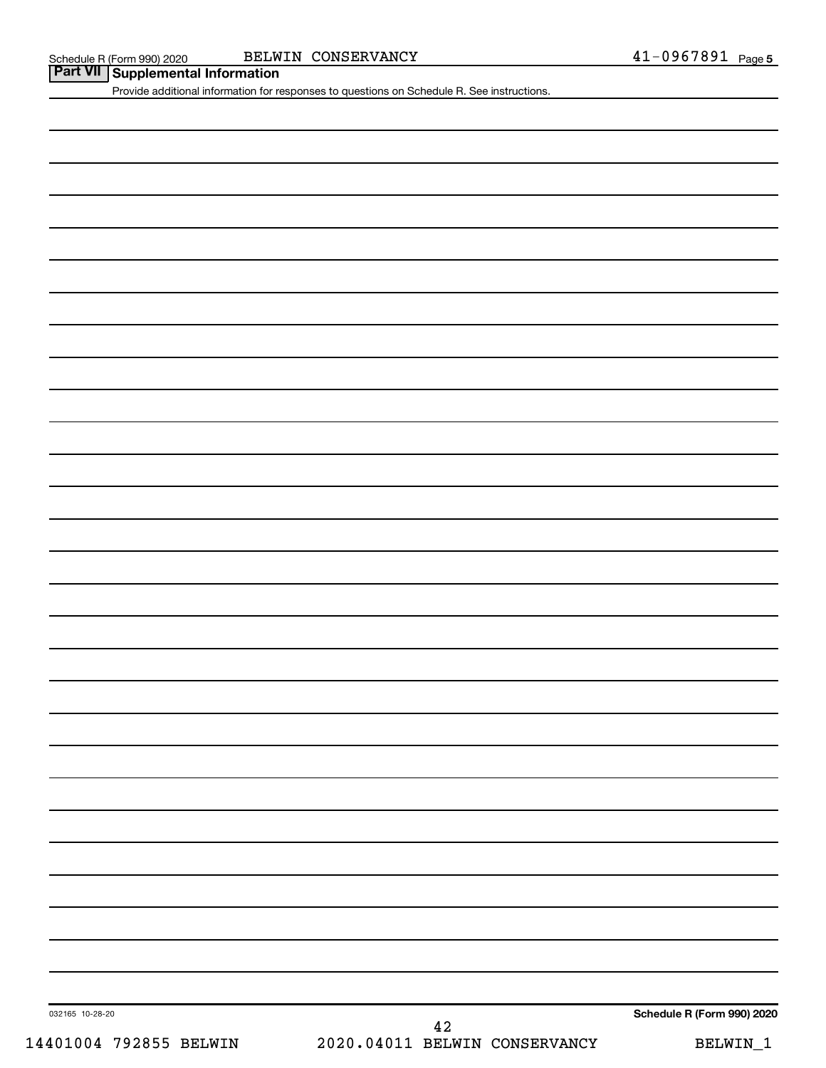## Part VII Supplemental Information

Provide additional information for responses to questions on Schedule R. See instructions.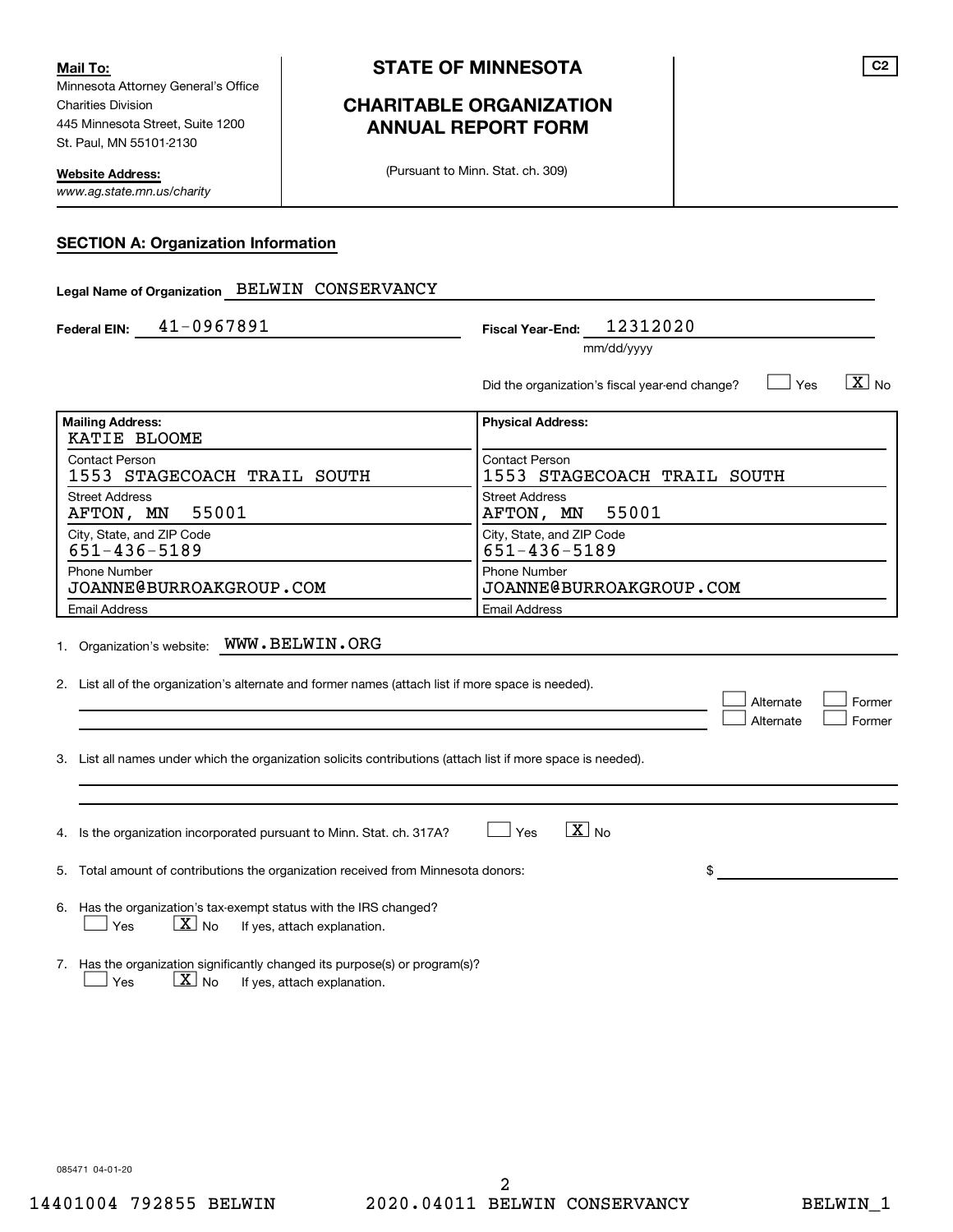**Mail To:**
Minnesota Attorney General's Office
Charities Division
445 Minnesota Street, Suite 1200
St. Paul, MN 55101-2130

**Website Address:**
*www.ag.state.mn.us/charity*

# STATE OF MINNESOTA

## CHARITABLE ORGANIZATION ANNUAL REPORT FORM

(Pursuant to Minn. Stat. ch. 309)

C2

### SECTION A: Organization Information

**Legal Name of Organization** BELWIN CONSERVANCY

**Federal EIN:** 41-0967891

**Fiscal Year-End:** 12312020 (mm/dd/yyyy)

Did the organization's fiscal year-end change? [ ] Yes [X] No

| Mailing Address: | Physical Address: |
|---|---|
| KATIE BLOOME | |
| Contact Person: 1553 STAGECOACH TRAIL SOUTH | Contact Person: 1553 STAGECOACH TRAIL SOUTH |
| Street Address: AFTON, MN 55001 | Street Address: AFTON, MN 55001 |
| City, State, and ZIP Code: 651-436-5189 | City, State, and ZIP Code: 651-436-5189 |
| Phone Number: JOANNE@BURROAKGROUP.COM | Phone Number: JOANNE@BURROAKGROUP.COM |
| Email Address | Email Address |

1. Organization's website: WWW.BELWIN.ORG

2. List all of the organization's alternate and former names (attach list if more space is needed).
   [ ] Alternate [ ] Former
   [ ] Alternate [ ] Former

3. List all names under which the organization solicits contributions (attach list if more space is needed).

4. Is the organization incorporated pursuant to Minn. Stat. ch. 317A? [ ] Yes [X] No

5. Total amount of contributions the organization received from Minnesota donors: $

6. Has the organization's tax-exempt status with the IRS changed?
   [ ] Yes [X] No If yes, attach explanation.

7. Has the organization significantly changed its purpose(s) or program(s)?
   [ ] Yes [X] No If yes, attach explanation.

085471 04-01-20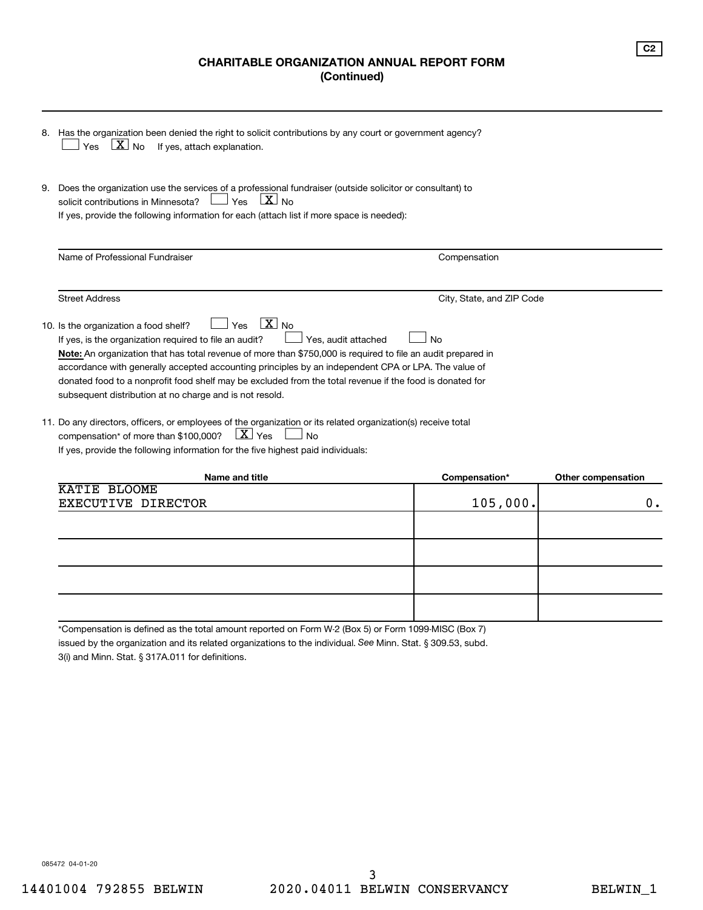C2

# CHARITABLE ORGANIZATION ANNUAL REPORT FORM
## (Continued)

8. Has the organization been denied the right to solicit contributions by any court or government agency?
   [ ] Yes [X] No If yes, attach explanation.

9. Does the organization use the services of a professional fundraiser (outside solicitor or consultant) to solicit contributions in Minnesota? [ ] Yes [X] No
   If yes, provide the following information for each (attach list if more space is needed):

| Name of Professional Fundraiser | Compensation |
|---|---|
| Street Address | City, State, and ZIP Code |

10. Is the organization a food shelf? [ ] Yes [X] No
    If yes, is the organization required to file an audit? [ ] Yes, audit attached [ ] No
    **Note:** An organization that has total revenue of more than $750,000 is required to file an audit prepared in accordance with generally accepted accounting principles by an independent CPA or LPA. The value of donated food to a nonprofit food shelf may be excluded from the total revenue if the food is donated for subsequent distribution at no charge and is not resold.

11. Do any directors, officers, or employees of the organization or its related organization(s) receive total compensation* of more than $100,000? [X] Yes [ ] No
    If yes, provide the following information for the five highest paid individuals:

| Name and title | Compensation* | Other compensation |
|---|---|---|
| KATIE BLOOME<br>EXECUTIVE DIRECTOR | 105,000. | 0. |
| | | |
| | | |
| | | |
| | | |

*Compensation is defined as the total amount reported on Form W-2 (Box 5) or Form 1099-MISC (Box 7) issued by the organization and its related organizations to the individual. *See* Minn. Stat. § 309.53, subd. 3(i) and Minn. Stat. § 317A.011 for definitions.

085472 04-01-20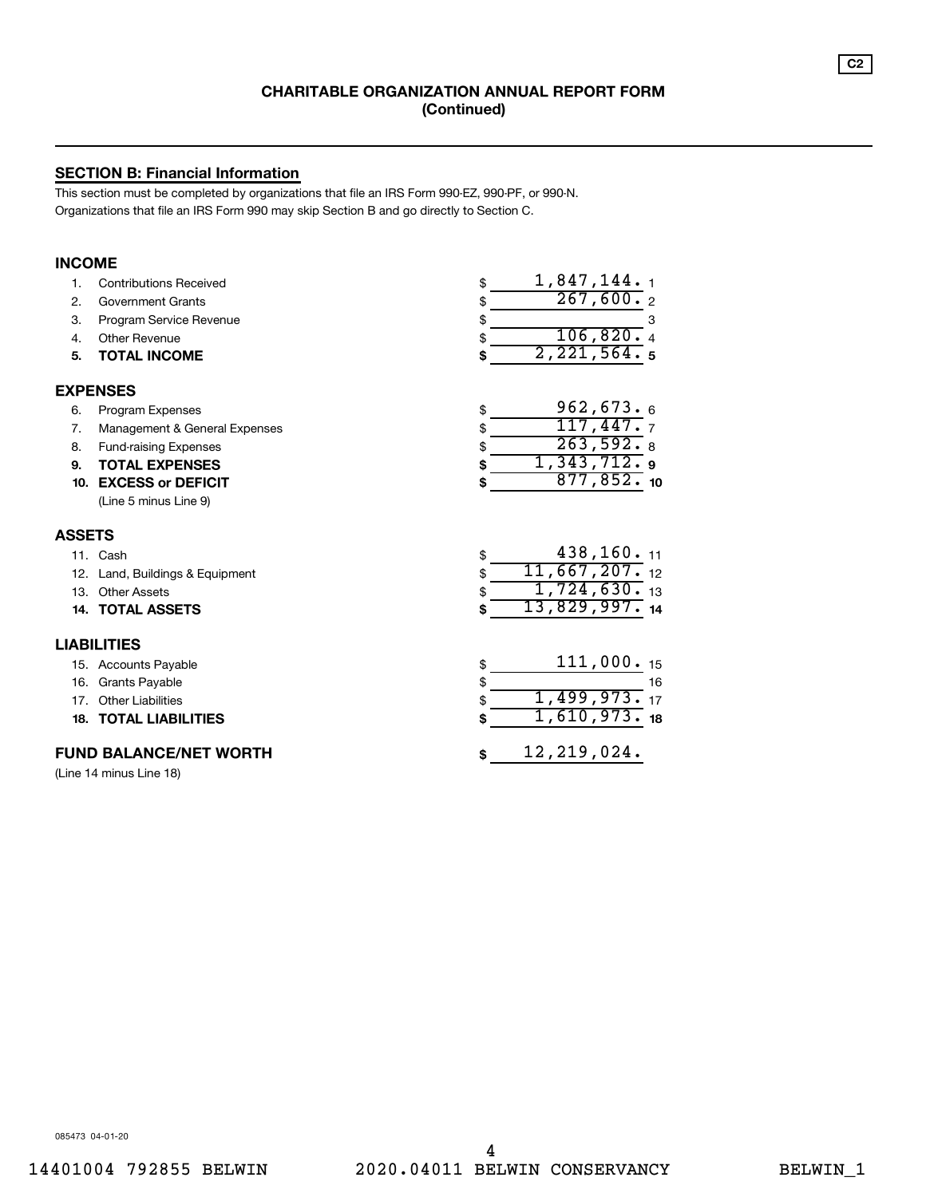C2

## CHARITABLE ORGANIZATION ANNUAL REPORT FORM
## (Continued)

### SECTION B: Financial Information

This section must be completed by organizations that file an IRS Form 990-EZ, 990-PF, or 990-N.
Organizations that file an IRS Form 990 may skip Section B and go directly to Section C.

#### INCOME

| | | | |
|---|---|---|---|
| 1. | Contributions Received | $ 1,847,144. | 1 |
| 2. | Government Grants | $ 267,600. | 2 |
| 3. | Program Service Revenue | $ | 3 |
| 4. | Other Revenue | $ 106,820. | 4 |
| **5.** | **TOTAL INCOME** | **$** 2,221,564. | **5** |

#### EXPENSES

| | | | |
|---|---|---|---|
| 6. | Program Expenses | $ 962,673. | 6 |
| 7. | Management & General Expenses | $ 117,447. | 7 |
| 8. | Fund-raising Expenses | $ 263,592. | 8 |
| **9.** | **TOTAL EXPENSES** | **$** 1,343,712. | **9** |
| **10.** | **EXCESS or DEFICIT** (Line 5 minus Line 9) | **$** 877,852. | **10** |

#### ASSETS

| | | | |
|---|---|---|---|
| 11. | Cash | $ 438,160. | 11 |
| 12. | Land, Buildings & Equipment | $ 11,667,207. | 12 |
| 13. | Other Assets | $ 1,724,630. | 13 |
| **14.** | **TOTAL ASSETS** | **$** 13,829,997. | **14** |

#### LIABILITIES

| | | | |
|---|---|---|---|
| 15. | Accounts Payable | $ 111,000. | 15 |
| 16. | Grants Payable | $ | 16 |
| 17. | Other Liabilities | $ 1,499,973. | 17 |
| **18.** | **TOTAL LIABILITIES** | **$** 1,610,973. | **18** |

**FUND BALANCE/NET WORTH** **$** 12,219,024.

(Line 14 minus Line 18)

085473 04-01-20

14401004 792855 BELWIN 2020.04011 BELWIN CONSERVANCY BELWIN_1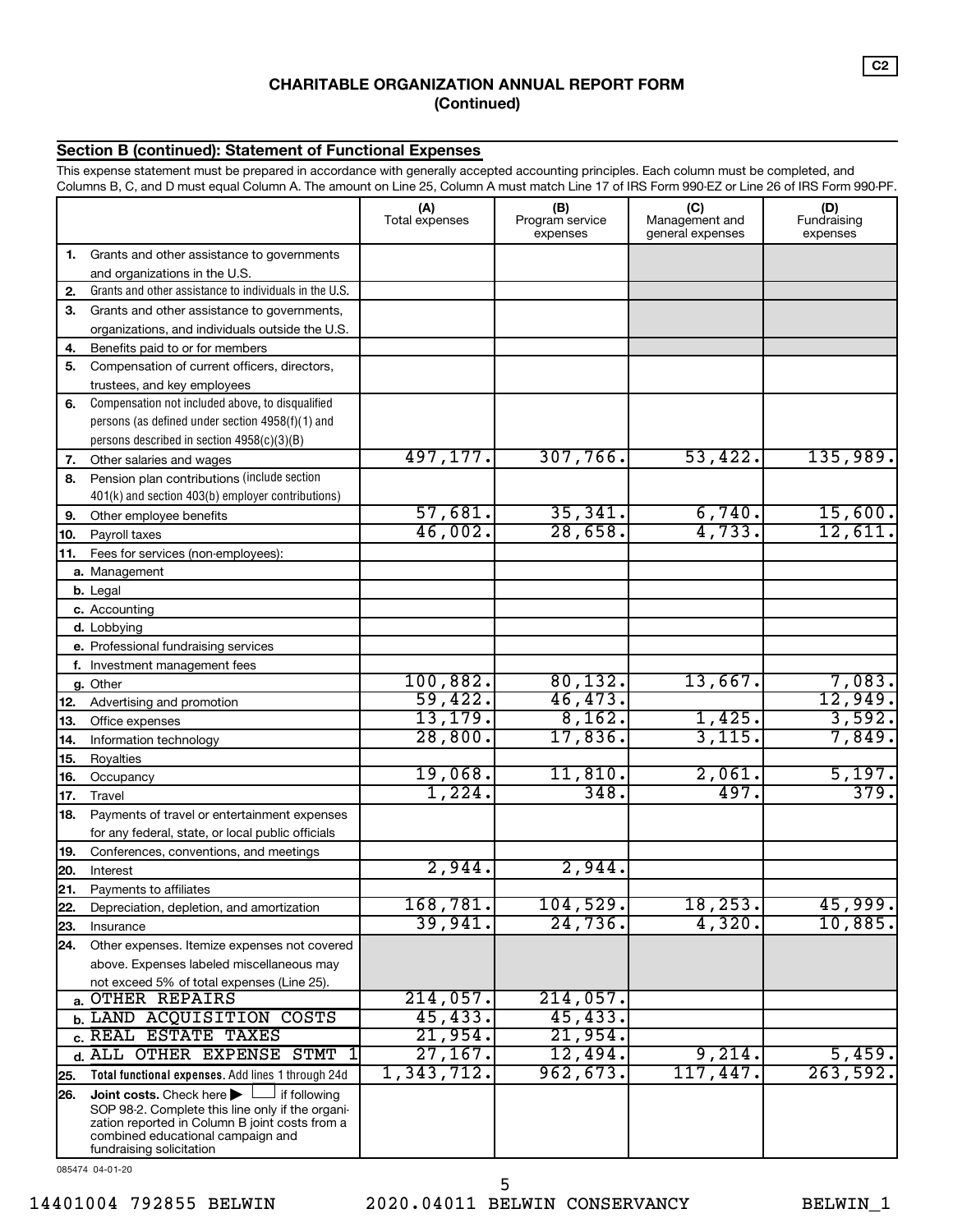**C2**

## CHARITABLE ORGANIZATION ANNUAL REPORT FORM (Continued)

### Section B (continued): Statement of Functional Expenses

This expense statement must be prepared in accordance with generally accepted accounting principles. Each column must be completed, and Columns B, C, and D must equal Column A. The amount on Line 25, Column A must match Line 17 of IRS Form 990-EZ or Line 26 of IRS Form 990-PF.

| | | (A) Total expenses | (B) Program service expenses | (C) Management and general expenses | (D) Fundraising expenses |
|---|---|---|---|---|---|
| 1. | Grants and other assistance to governments and organizations in the U.S. | | | | |
| 2. | Grants and other assistance to individuals in the U.S. | | | | |
| 3. | Grants and other assistance to governments, organizations, and individuals outside the U.S. | | | | |
| 4. | Benefits paid to or for members | | | | |
| 5. | Compensation of current officers, directors, trustees, and key employees | | | | |
| 6. | Compensation not included above, to disqualified persons (as defined under section 4958(f)(1) and persons described in section 4958(c)(3)(B) | | | | |
| 7. | Other salaries and wages | 497,177. | 307,766. | 53,422. | 135,989. |
| 8. | Pension plan contributions (include section 401(k) and section 403(b) employer contributions) | | | | |
| 9. | Other employee benefits | 57,681. | 35,341. | 6,740. | 15,600. |
| 10. | Payroll taxes | 46,002. | 28,658. | 4,733. | 12,611. |
| 11. | Fees for services (non-employees): | | | | |
| | a. Management | | | | |
| | b. Legal | | | | |
| | c. Accounting | | | | |
| | d. Lobbying | | | | |
| | e. Professional fundraising services | | | | |
| | f. Investment management fees | | | | |
| | g. Other | 100,882. | 80,132. | 13,667. | 7,083. |
| 12. | Advertising and promotion | 59,422. | 46,473. | | 12,949. |
| 13. | Office expenses | 13,179. | 8,162. | 1,425. | 3,592. |
| 14. | Information technology | 28,800. | 17,836. | 3,115. | 7,849. |
| 15. | Royalties | | | | |
| 16. | Occupancy | 19,068. | 11,810. | 2,061. | 5,197. |
| 17. | Travel | 1,224. | 348. | 497. | 379. |
| 18. | Payments of travel or entertainment expenses for any federal, state, or local public officials | | | | |
| 19. | Conferences, conventions, and meetings | | | | |
| 20. | Interest | 2,944. | 2,944. | | |
| 21. | Payments to affiliates | | | | |
| 22. | Depreciation, depletion, and amortization | 168,781. | 104,529. | 18,253. | 45,999. |
| 23. | Insurance | 39,941. | 24,736. | 4,320. | 10,885. |
| 24. | Other expenses. Itemize expenses not covered above. Expenses labeled miscellaneous may not exceed 5% of total expenses (Line 25). | | | | |
| | a. OTHER REPAIRS | 214,057. | 214,057. | | |
| | b. LAND ACQUISITION COSTS | 45,433. | 45,433. | | |
| | c. REAL ESTATE TAXES | 21,954. | 21,954. | | |
| | d. ALL OTHER EXPENSE STMT 1 | 27,167. | 12,494. | 9,214. | 5,459. |
| 25. | **Total functional expenses.** Add lines 1 through 24d | 1,343,712. | 962,673. | 117,447. | 263,592. |
| 26. | **Joint costs.** Check here ▶ ☐ if following SOP 98-2. Complete this line only if the organization reported in Column B joint costs from a combined educational campaign and fundraising solicitation | | | | |

085474 04-01-20

14401004 792855 BELWIN 2020.04011 BELWIN CONSERVANCY BELWIN_1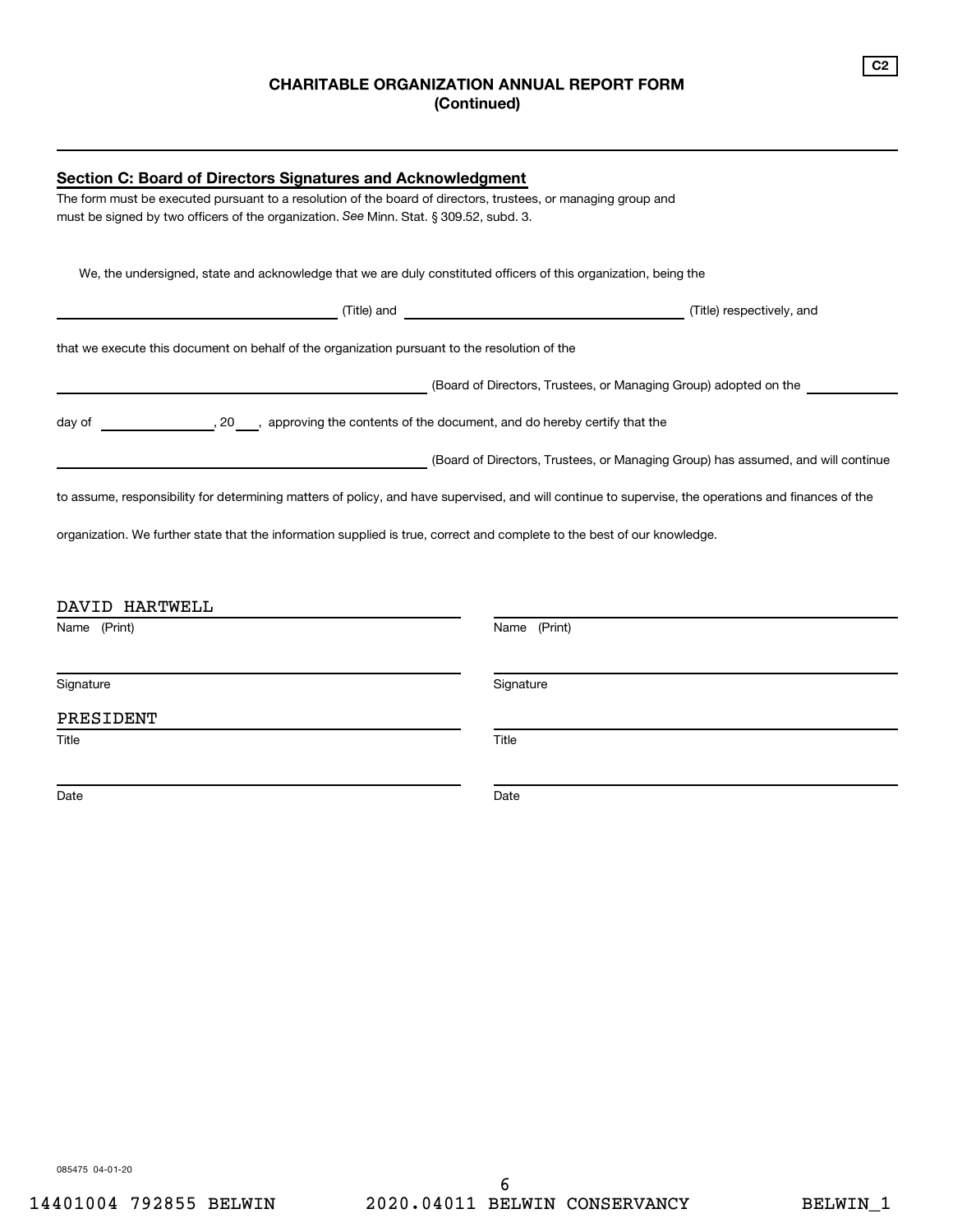C2

# CHARITABLE ORGANIZATION ANNUAL REPORT FORM
## (Continued)

### Section C: Board of Directors Signatures and Acknowledgment

The form must be executed pursuant to a resolution of the board of directors, trustees, or managing group and must be signed by two officers of the organization. *See* Minn. Stat. § 309.52, subd. 3.

We, the undersigned, state and acknowledge that we are duly constituted officers of this organization, being the

\_\_\_\_\_\_\_\_\_\_\_\_\_\_\_\_\_\_\_\_ (Title) and \_\_\_\_\_\_\_\_\_\_\_\_\_\_\_\_\_\_\_\_ (Title) respectively, and

that we execute this document on behalf of the organization pursuant to the resolution of the

\_\_\_\_\_\_\_\_\_\_\_\_\_\_\_\_\_\_\_\_ (Board of Directors, Trustees, or Managing Group) adopted on the \_\_\_\_\_\_\_\_

day of \_\_\_\_\_\_\_\_, 20\_\_\_, approving the contents of the document, and do hereby certify that the

\_\_\_\_\_\_\_\_\_\_\_\_\_\_\_\_\_\_\_\_ (Board of Directors, Trustees, or Managing Group) has assumed, and will continue to assume, responsibility for determining matters of policy, and have supervised, and will continue to supervise, the operations and finances of the organization. We further state that the information supplied is true, correct and complete to the best of our knowledge.

| | |
|---|---|
| DAVID HARTWELL | |
| Name (Print) | Name (Print) |
| | |
| Signature | Signature |
| PRESIDENT | |
| Title | Title |
| | |
| Date | Date |

085475 04-01-20

14401004 792855 BELWIN 2020.04011 BELWIN CONSERVANCY BELWIN_1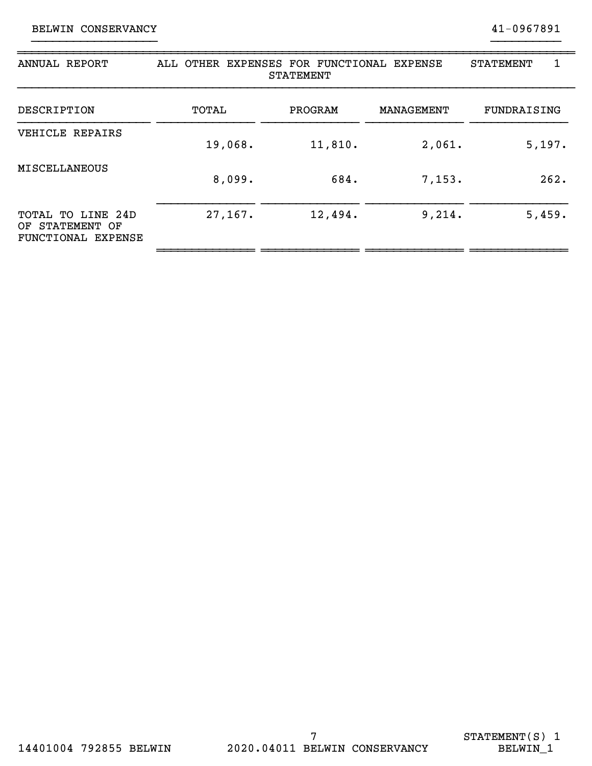BELWIN CONSERVANCY 41-0967891

| ANNUAL REPORT | ALL OTHER EXPENSES FOR FUNCTIONAL EXPENSE STATEMENT | STATEMENT 1 |
|---|---|---|

| DESCRIPTION | TOTAL | PROGRAM | MANAGEMENT | FUNDRAISING |
|---|---|---|---|---|
| VEHICLE REPAIRS | 19,068. | 11,810. | 2,061. | 5,197. |
| MISCELLANEOUS | 8,099. | 684. | 7,153. | 262. |
| TOTAL TO LINE 24D OF STATEMENT OF FUNCTIONAL EXPENSE | 27,167. | 12,494. | 9,214. | 5,459. |

14401004 792855 BELWIN 2020.04011 BELWIN CONSERVANCY STATEMENT(S) 1 BELWIN_1